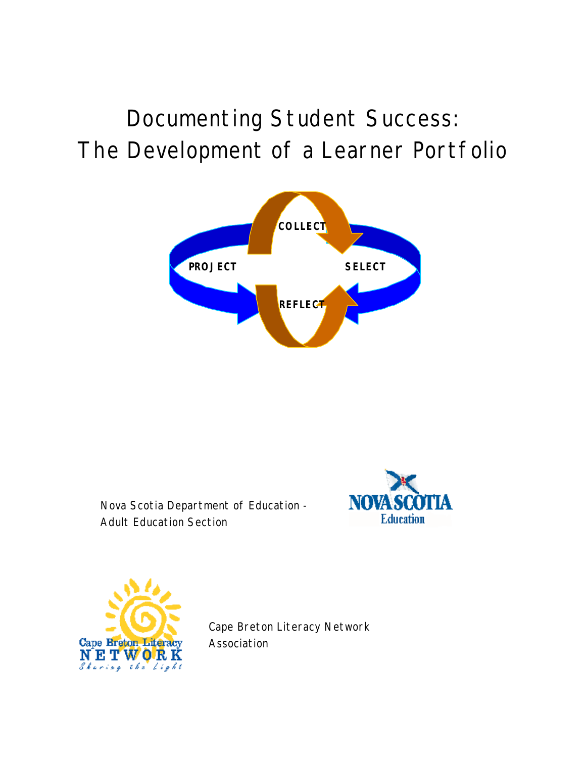# Documenting Student Success: The Development of a Learner Portfolio

COLLECT

PROJECT

SELECT

REFLECT

Nova Scotia Department of Education - Adult Education Section

NOVA SCOTIA Education

Cape Breton Literacy Network Association

Cape Breton Literacy NETWORK Sharing the Light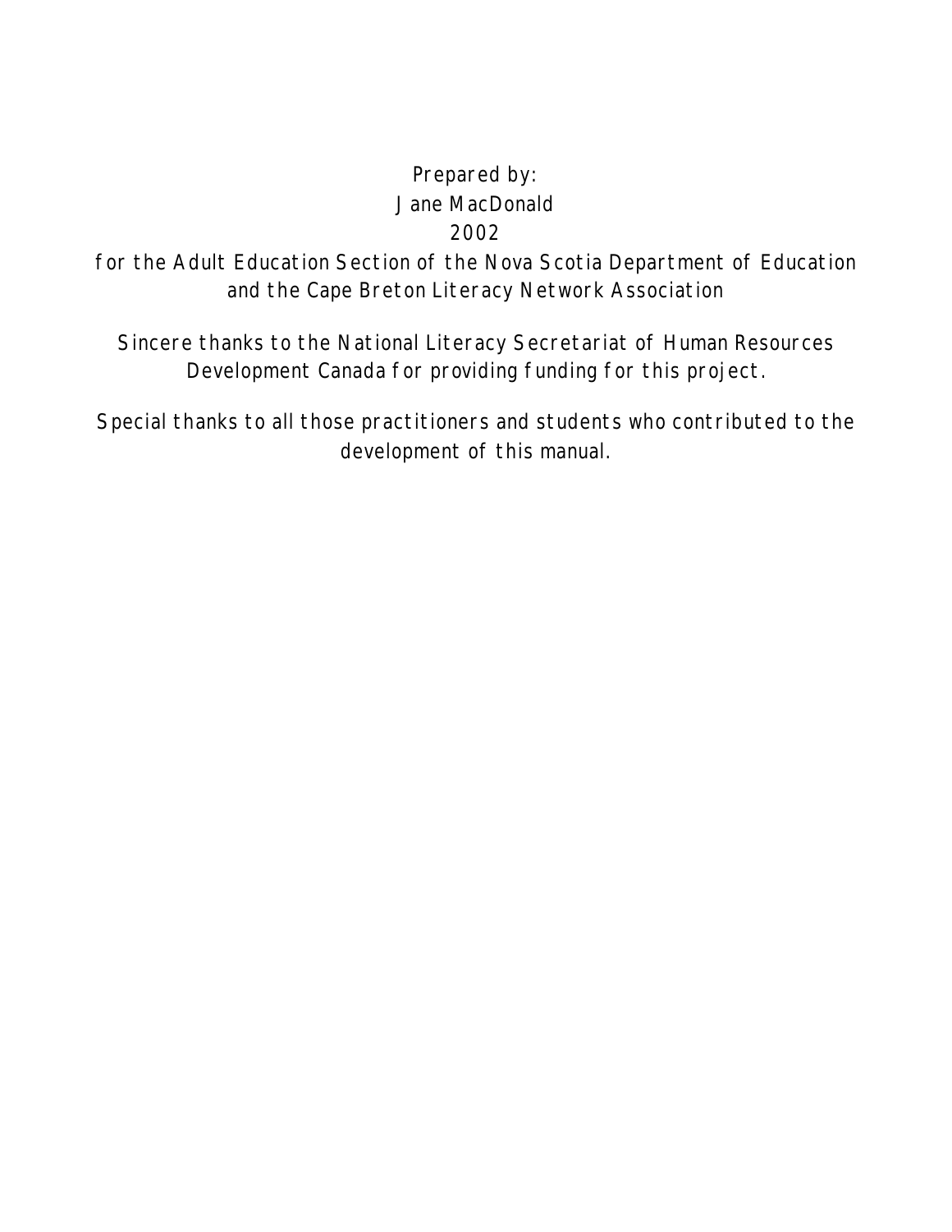Prepared by:
Jane MacDonald
2002
for the Adult Education Section of the Nova Scotia Department of Education
and the Cape Breton Literacy Network Association

Sincere thanks to the National Literacy Secretariat of Human Resources
Development Canada for providing funding for this project.

Special thanks to all those practitioners and students who contributed to the
development of this manual.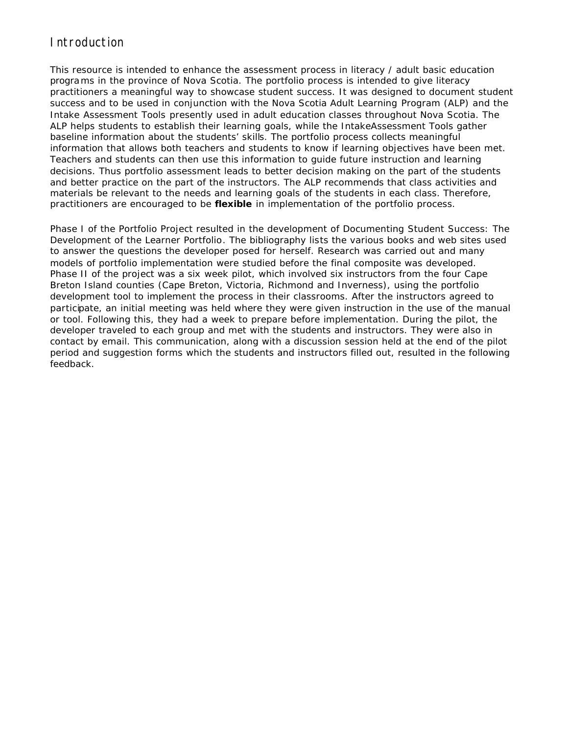## Introduction

This resource is intended to enhance the assessment process in literacy / adult basic education programs in the province of Nova Scotia. The portfolio process is intended to give literacy practitioners a meaningful way to showcase student success. It was designed to document student success and to be used in conjunction with the Nova Scotia Adult Learning Program (ALP) and the Intake Assessment Tools presently used in adult education classes throughout Nova Scotia. The ALP helps students to establish their learning goals, while the IntakeAssessment Tools gather baseline information about the students' skills. The portfolio process collects meaningful information that allows both teachers and students to know if learning objectives have been met. Teachers and students can then use this information to guide future instruction and learning decisions. Thus portfolio assessment leads to better decision making on the part of the students and better practice on the part of the instructors. The ALP recommends that class activities and materials be relevant to the needs and learning goals of the students in each class. Therefore, practitioners are encouraged to be **flexible** in implementation of the portfolio process.

Phase I of the Portfolio Project resulted in the development of Documenting Student Success: The Development of the Learner Portfolio. The bibliography lists the various books and web sites used to answer the questions the developer posed for herself. Research was carried out and many models of portfolio implementation were studied before the final composite was developed. Phase II of the project was a six week pilot, which involved six instructors from the four Cape Breton Island counties (Cape Breton, Victoria, Richmond and Inverness), using the portfolio development tool to implement the process in their classrooms. After the instructors agreed to participate, an initial meeting was held where they were given instruction in the use of the manual or tool. Following this, they had a week to prepare before implementation. During the pilot, the developer traveled to each group and met with the students and instructors. They were also in contact by email. This communication, along with a discussion session held at the end of the pilot period and suggestion forms which the students and instructors filled out, resulted in the following feedback.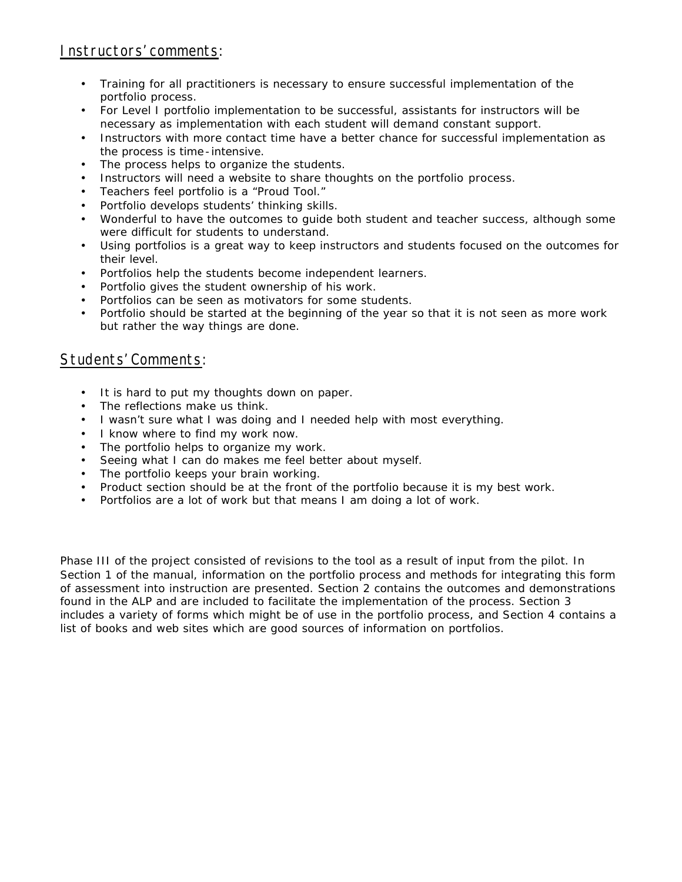Instructors' comments:

- Training for all practitioners is necessary to ensure successful implementation of the portfolio process.
- For Level I portfolio implementation to be successful, assistants for instructors will be necessary as implementation with each student will demand constant support.
- Instructors with more contact time have a better chance for successful implementation as the process is time-intensive.
- The process helps to organize the students.
- Instructors will need a website to share thoughts on the portfolio process.
- Teachers feel portfolio is a "Proud Tool."
- Portfolio develops students' thinking skills.
- Wonderful to have the outcomes to guide both student and teacher success, although some were difficult for students to understand.
- Using portfolios is a great way to keep instructors and students focused on the outcomes for their level.
- Portfolios help the students become independent learners.
- Portfolio gives the student ownership of his work.
- Portfolios can be seen as motivators for some students.
- Portfolio should be started at the beginning of the year so that it is not seen as more work but rather the way things are done.

Students' Comments:

- It is hard to put my thoughts down on paper.
- The reflections make us think.
- I wasn't sure what I was doing and I needed help with most everything.
- I know where to find my work now.
- The portfolio helps to organize my work.
- Seeing what I can do makes me feel better about myself.
- The portfolio keeps your brain working.
- Product section should be at the front of the portfolio because it is my best work.
- Portfolios are a lot of work but that means I am doing a lot of work.

Phase III of the project consisted of revisions to the tool as a result of input from the pilot. In Section 1 of the manual, information on the portfolio process and methods for integrating this form of assessment into instruction are presented. Section 2 contains the outcomes and demonstrations found in the ALP and are included to facilitate the implementation of the process. Section 3 includes a variety of forms which might be of use in the portfolio process, and Section 4 contains a list of books and web sites which are good sources of information on portfolios.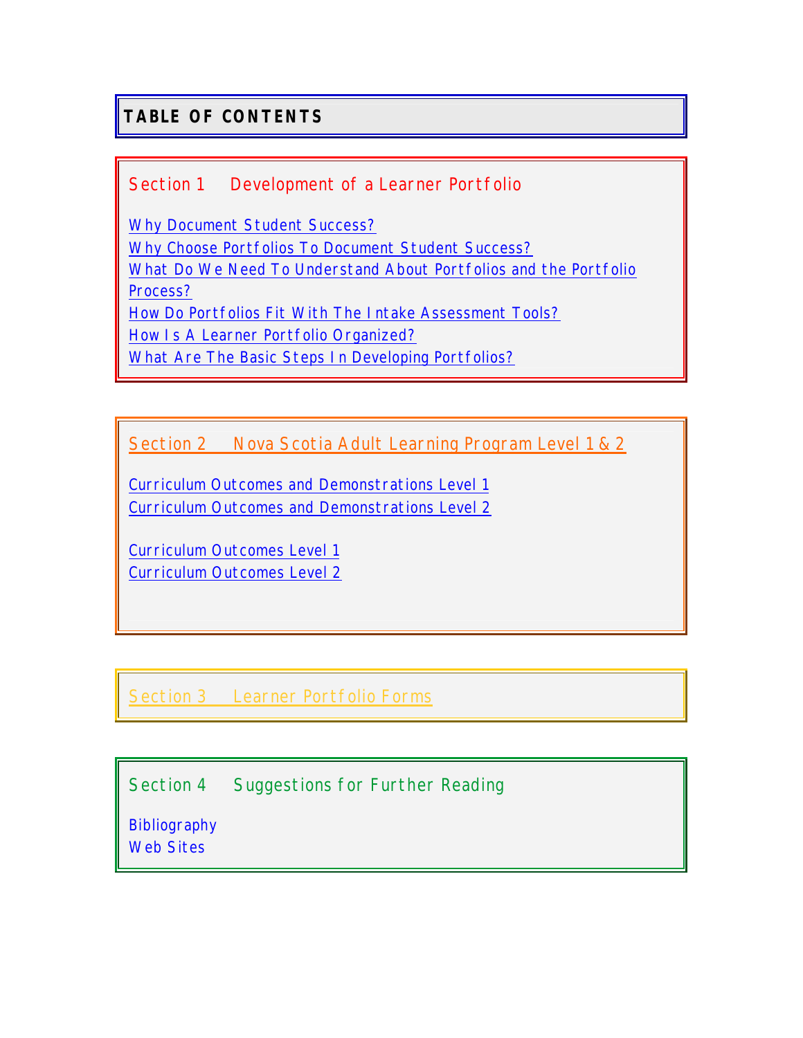# TABLE OF CONTENTS

## Section 1 Development of a Learner Portfolio

Why Document Student Success?
Why Choose Portfolios To Document Student Success?
What Do We Need To Understand About Portfolios and the Portfolio Process?
How Do Portfolios Fit With The Intake Assessment Tools?
How Is A Learner Portfolio Organized?
What Are The Basic Steps In Developing Portfolios?

## Section 2 Nova Scotia Adult Learning Program Level 1 & 2

Curriculum Outcomes and Demonstrations Level 1
Curriculum Outcomes and Demonstrations Level 2

Curriculum Outcomes Level 1
Curriculum Outcomes Level 2

## Section 3 Learner Portfolio Forms

## Section 4 Suggestions for Further Reading

Bibliography
Web Sites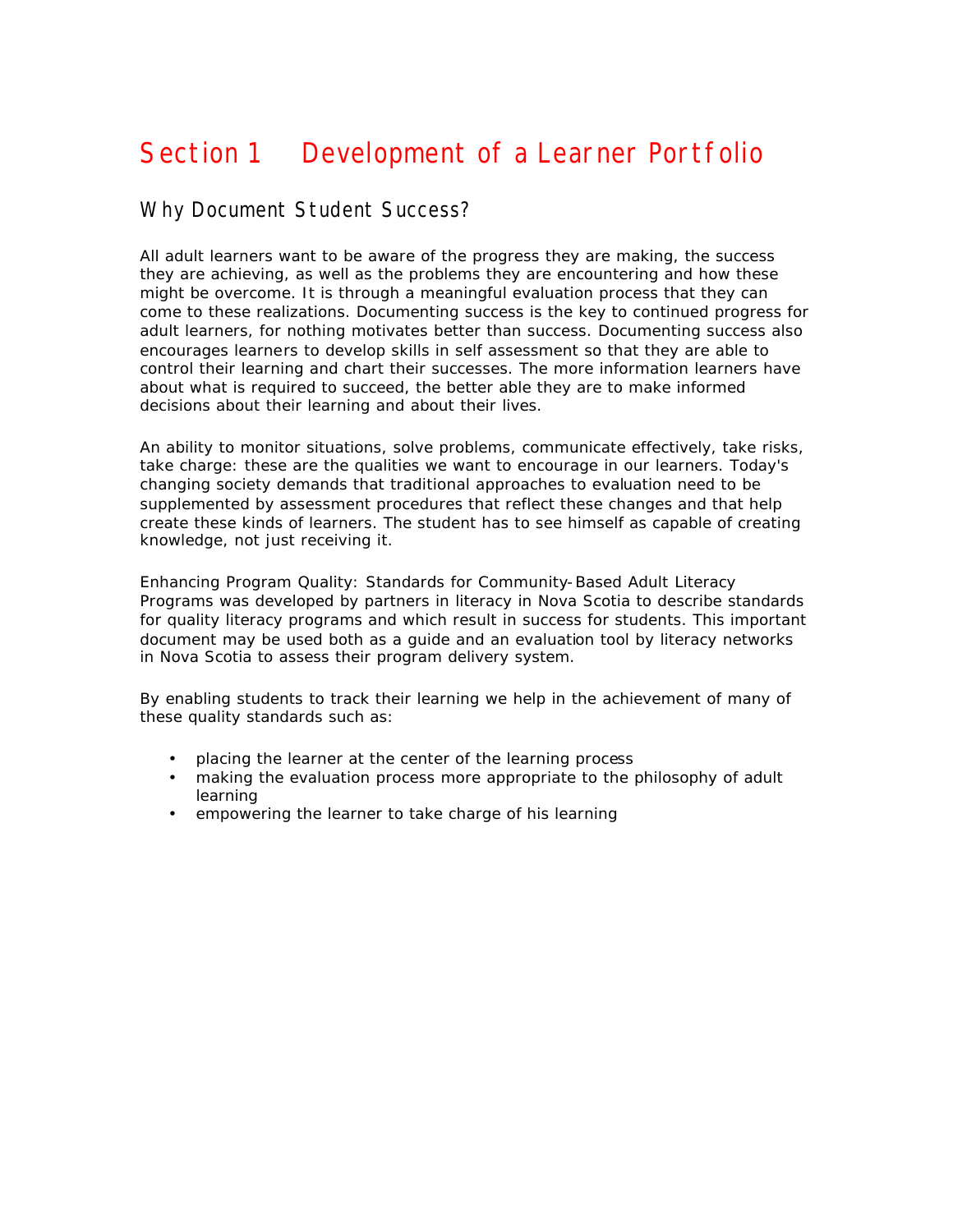# Section 1 Development of a Learner Portfolio

## Why Document Student Success?

All adult learners want to be aware of the progress they are making, the success they are achieving, as well as the problems they are encountering and how these might be overcome. It is through a meaningful evaluation process that they can come to these realizations. Documenting success is the key to continued progress for adult learners, for nothing motivates better than success. Documenting success also encourages learners to develop skills in self assessment so that they are able to control their learning and chart their successes. The more information learners have about what is required to succeed, the better able they are to make informed decisions about their learning and about their lives.

An ability to monitor situations, solve problems, communicate effectively, take risks, take charge: these are the qualities we want to encourage in our learners. Today's changing society demands that traditional approaches to evaluation need to be supplemented by assessment procedures that reflect these changes and that help create these kinds of learners. The student has to see himself as capable of creating knowledge, not just receiving it.

Enhancing Program Quality: Standards for Community-Based Adult Literacy Programs was developed by partners in literacy in Nova Scotia to describe standards for quality literacy programs and which result in success for students. This important document may be used both as a guide and an evaluation tool by literacy networks in Nova Scotia to assess their program delivery system.

By enabling students to track their learning we help in the achievement of many of these quality standards such as:

- placing the learner at the center of the learning process
- making the evaluation process more appropriate to the philosophy of adult learning
- empowering the learner to take charge of his learning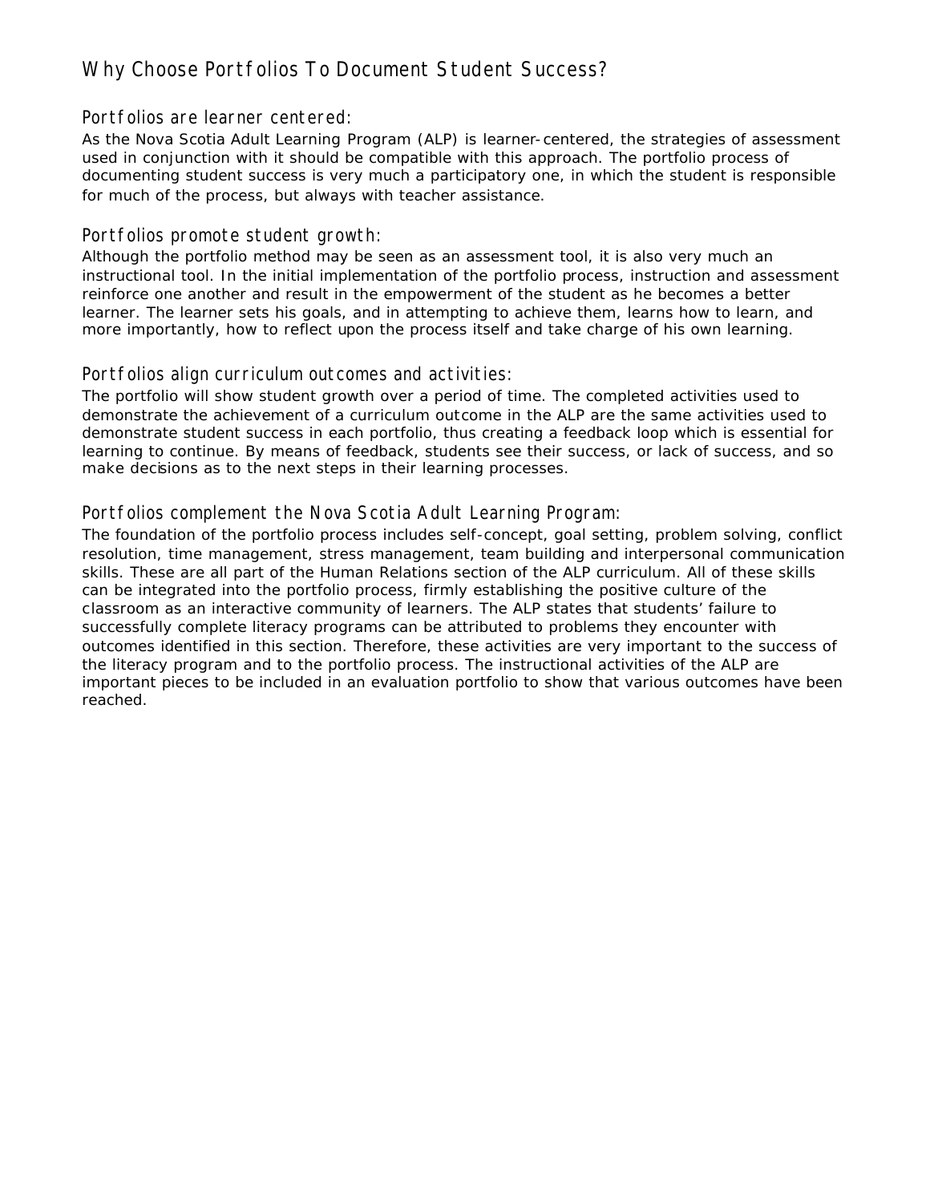# Why Choose Portfolios To Document Student Success?

## Portfolios are learner centered:

As the Nova Scotia Adult Learning Program (ALP) is learner-centered, the strategies of assessment used in conjunction with it should be compatible with this approach. The portfolio process of documenting student success is very much a participatory one, in which the student is responsible for much of the process, but always with teacher assistance.

## Portfolios promote student growth:

Although the portfolio method may be seen as an assessment tool, it is also very much an instructional tool. In the initial implementation of the portfolio process, instruction and assessment reinforce one another and result in the empowerment of the student as he becomes a better learner. The learner sets his goals, and in attempting to achieve them, learns how to learn, and more importantly, how to reflect upon the process itself and take charge of his own learning.

## Portfolios align curriculum outcomes and activities:

The portfolio will show student growth over a period of time. The completed activities used to demonstrate the achievement of a curriculum outcome in the ALP are the same activities used to demonstrate student success in each portfolio, thus creating a feedback loop which is essential for learning to continue. By means of feedback, students see their success, or lack of success, and so make decisions as to the next steps in their learning processes.

## Portfolios complement the Nova Scotia Adult Learning Program:

The foundation of the portfolio process includes self-concept, goal setting, problem solving, conflict resolution, time management, stress management, team building and interpersonal communication skills. These are all part of the Human Relations section of the ALP curriculum. All of these skills can be integrated into the portfolio process, firmly establishing the positive culture of the classroom as an interactive community of learners. The ALP states that students' failure to successfully complete literacy programs can be attributed to problems they encounter with outcomes identified in this section. Therefore, these activities are very important to the success of the literacy program and to the portfolio process. The instructional activities of the ALP are important pieces to be included in an evaluation portfolio to show that various outcomes have been reached.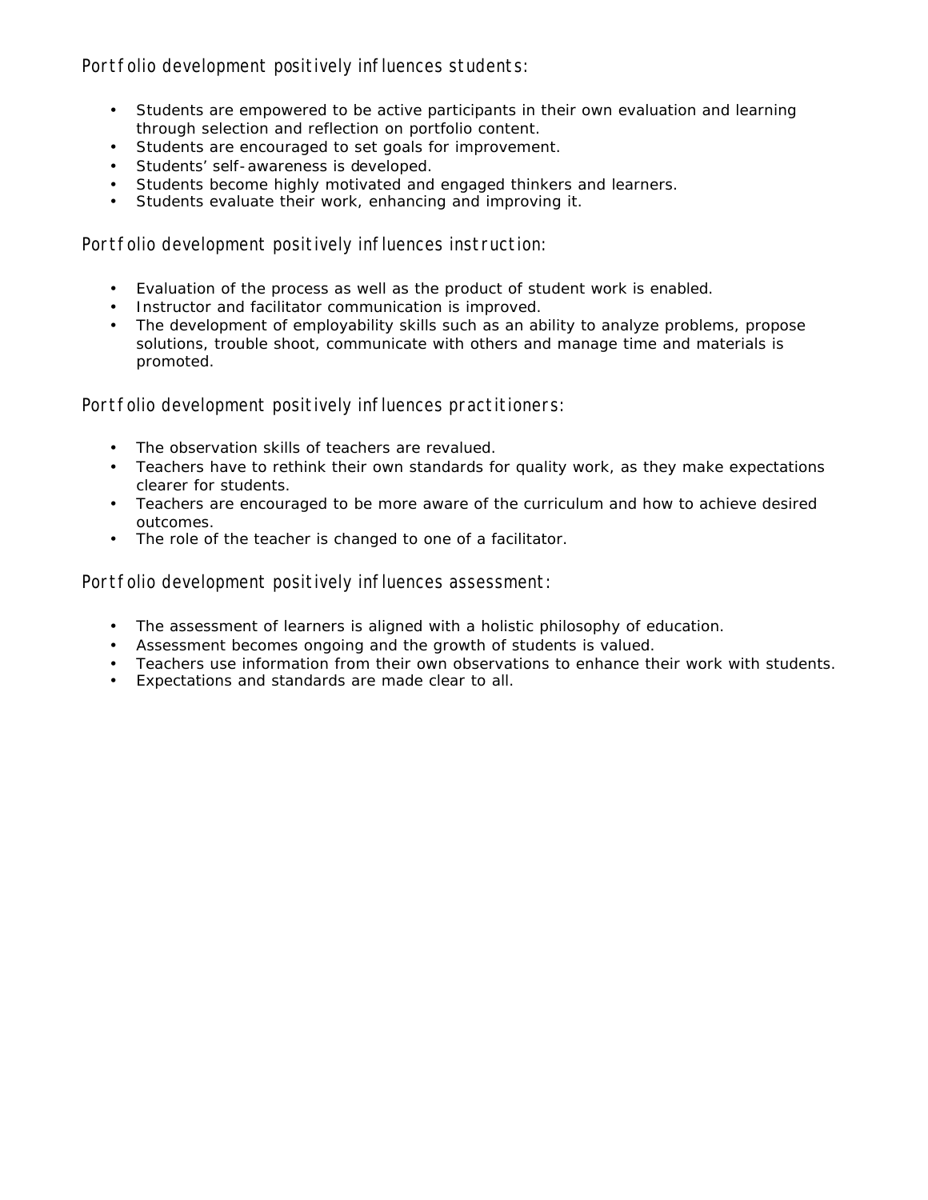## Portfolio development positively influences students:

- Students are empowered to be active participants in their own evaluation and learning through selection and reflection on portfolio content.
- Students are encouraged to set goals for improvement.
- Students' self-awareness is developed.
- Students become highly motivated and engaged thinkers and learners.
- Students evaluate their work, enhancing and improving it.

## Portfolio development positively influences instruction:

- Evaluation of the process as well as the product of student work is enabled.
- Instructor and facilitator communication is improved.
- The development of employability skills such as an ability to analyze problems, propose solutions, trouble shoot, communicate with others and manage time and materials is promoted.

## Portfolio development positively influences practitioners:

- The observation skills of teachers are revalued.
- Teachers have to rethink their own standards for quality work, as they make expectations clearer for students.
- Teachers are encouraged to be more aware of the curriculum and how to achieve desired outcomes.
- The role of the teacher is changed to one of a facilitator.

## Portfolio development positively influences assessment:

- The assessment of learners is aligned with a holistic philosophy of education.
- Assessment becomes ongoing and the growth of students is valued.
- Teachers use information from their own observations to enhance their work with students.
- Expectations and standards are made clear to all.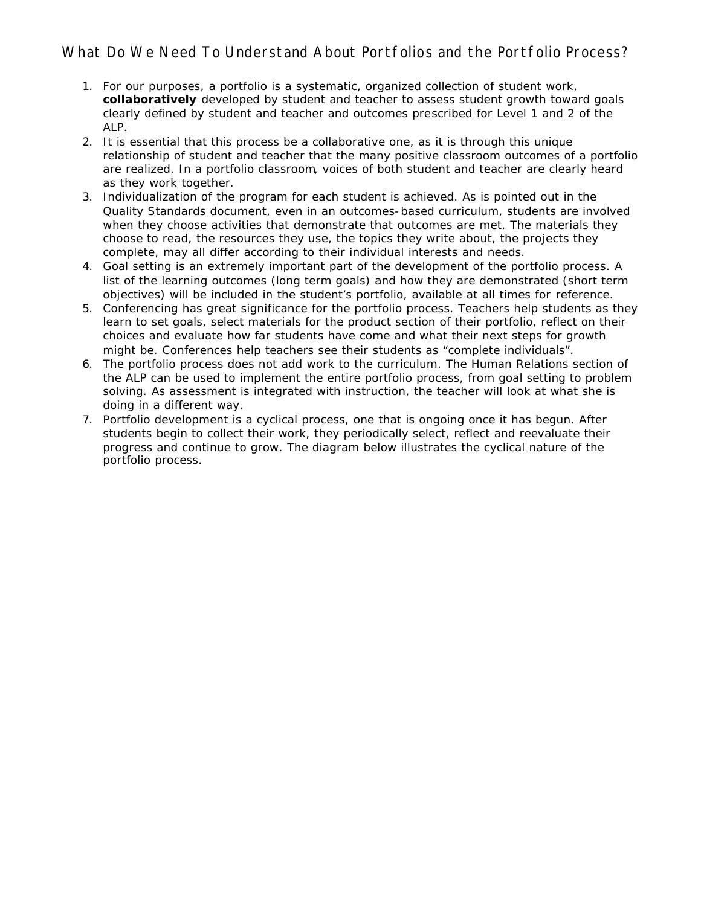# What Do We Need To Understand About Portfolios and the Portfolio Process?

1. For our purposes, a portfolio is a systematic, organized collection of student work, **collaboratively** developed by student and teacher to assess student growth toward goals clearly defined by student and teacher and outcomes prescribed for Level 1 and 2 of the ALP.
2. It is essential that this process be a collaborative one, as it is through this unique relationship of student and teacher that the many positive classroom outcomes of a portfolio are realized. In a portfolio classroom, voices of both student and teacher are clearly heard as they work together.
3. Individualization of the program for each student is achieved. As is pointed out in the Quality Standards document, even in an outcomes-based curriculum, students are involved when they choose activities that demonstrate that outcomes are met. The materials they choose to read, the resources they use, the topics they write about, the projects they complete, may all differ according to their individual interests and needs.
4. Goal setting is an extremely important part of the development of the portfolio process. A list of the learning outcomes (long term goals) and how they are demonstrated (short term objectives) will be included in the student's portfolio, available at all times for reference.
5. Conferencing has great significance for the portfolio process. Teachers help students as they learn to set goals, select materials for the product section of their portfolio, reflect on their choices and evaluate how far students have come and what their next steps for growth might be. Conferences help teachers see their students as "complete individuals".
6. The portfolio process does not add work to the curriculum. The Human Relations section of the ALP can be used to implement the entire portfolio process, from goal setting to problem solving. As assessment is integrated with instruction, the teacher will look at what she is doing in a different way.
7. Portfolio development is a cyclical process, one that is ongoing once it has begun. After students begin to collect their work, they periodically select, reflect and reevaluate their progress and continue to grow. The diagram below illustrates the cyclical nature of the portfolio process.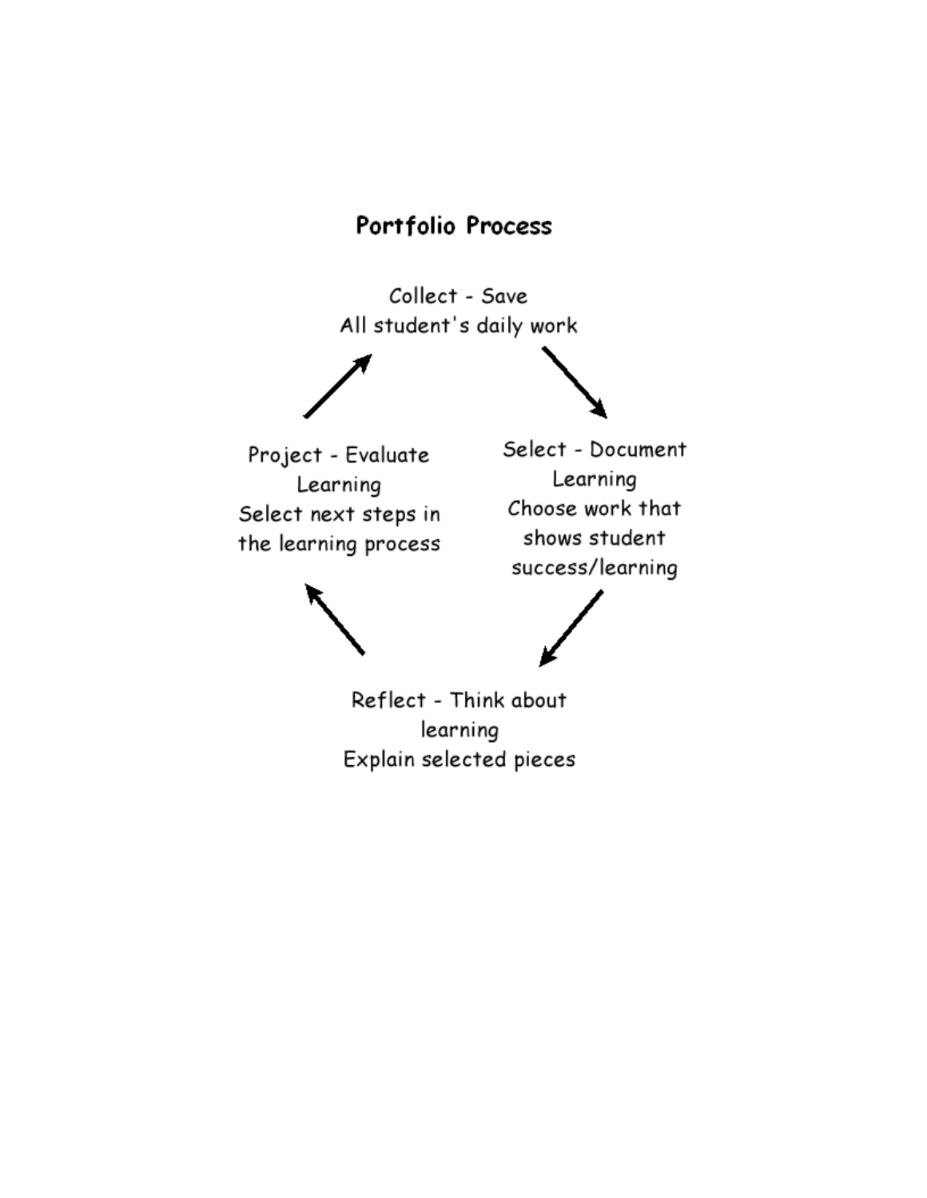## Portfolio Process

Collect - Save
All student's daily work

Select - Document Learning
Choose work that shows student success/learning

Reflect - Think about learning
Explain selected pieces

Project - Evaluate Learning
Select next steps in the learning process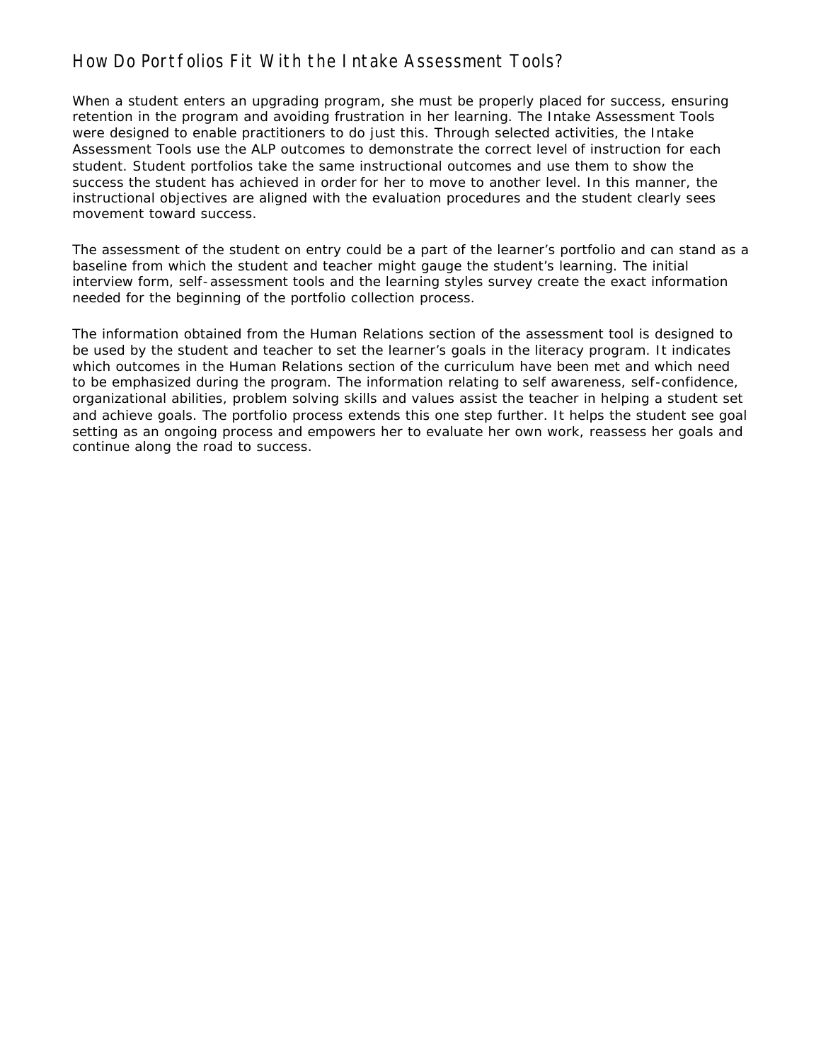## How Do Portfolios Fit With the Intake Assessment Tools?

When a student enters an upgrading program, she must be properly placed for success, ensuring retention in the program and avoiding frustration in her learning. The Intake Assessment Tools were designed to enable practitioners to do just this. Through selected activities, the Intake Assessment Tools use the ALP outcomes to demonstrate the correct level of instruction for each student. Student portfolios take the same instructional outcomes and use them to show the success the student has achieved in order for her to move to another level. In this manner, the instructional objectives are aligned with the evaluation procedures and the student clearly sees movement toward success.

The assessment of the student on entry could be a part of the learner's portfolio and can stand as a baseline from which the student and teacher might gauge the student's learning. The initial interview form, self-assessment tools and the learning styles survey create the exact information needed for the beginning of the portfolio collection process.

The information obtained from the Human Relations section of the assessment tool is designed to be used by the student and teacher to set the learner's goals in the literacy program. It indicates which outcomes in the Human Relations section of the curriculum have been met and which need to be emphasized during the program. The information relating to self awareness, self-confidence, organizational abilities, problem solving skills and values assist the teacher in helping a student set and achieve goals. The portfolio process extends this one step further. It helps the student see goal setting as an ongoing process and empowers her to evaluate her own work, reassess her goals and continue along the road to success.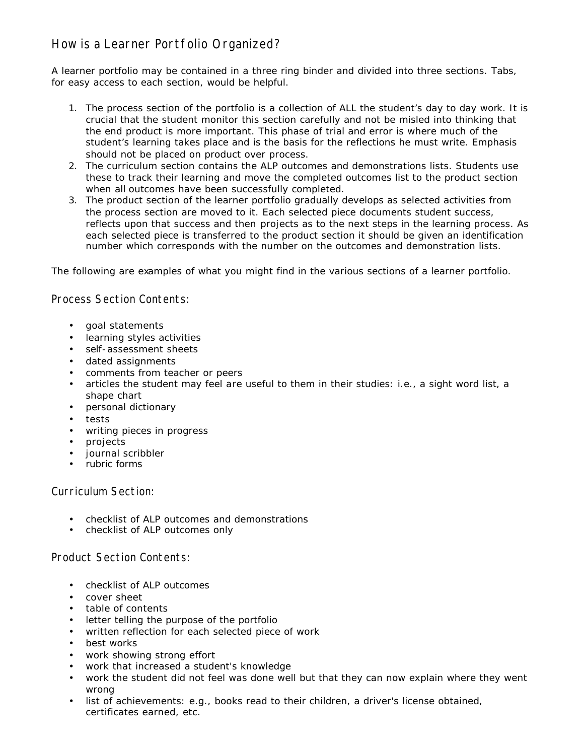## How is a Learner Portfolio Organized?

A learner portfolio may be contained in a three ring binder and divided into three sections. Tabs, for easy access to each section, would be helpful.

1. The process section of the portfolio is a collection of ALL the student's day to day work. It is crucial that the student monitor this section carefully and not be misled into thinking that the end product is more important. This phase of trial and error is where much of the student's learning takes place and is the basis for the reflections he must write. Emphasis should not be placed on product over process.
2. The curriculum section contains the ALP outcomes and demonstrations lists. Students use these to track their learning and move the completed outcomes list to the product section when all outcomes have been successfully completed.
3. The product section of the learner portfolio gradually develops as selected activities from the process section are moved to it. Each selected piece documents student success, reflects upon that success and then projects as to the next steps in the learning process. As each selected piece is transferred to the product section it should be given an identification number which corresponds with the number on the outcomes and demonstration lists.

The following are examples of what you might find in the various sections of a learner portfolio.

### Process Section Contents:

- goal statements
- learning styles activities
- self-assessment sheets
- dated assignments
- comments from teacher or peers
- articles the student may feel are useful to them in their studies: i.e., a sight word list, a shape chart
- personal dictionary
- tests
- writing pieces in progress
- projects
- journal scribbler
- rubric forms

### Curriculum Section:

- checklist of ALP outcomes and demonstrations
- checklist of ALP outcomes only

### Product Section Contents:

- checklist of ALP outcomes
- cover sheet
- table of contents
- letter telling the purpose of the portfolio
- written reflection for each selected piece of work
- best works
- work showing strong effort
- work that increased a student's knowledge
- work the student did not feel was done well but that they can now explain where they went wrong
- list of achievements: e.g., books read to their children, a driver's license obtained, certificates earned, etc.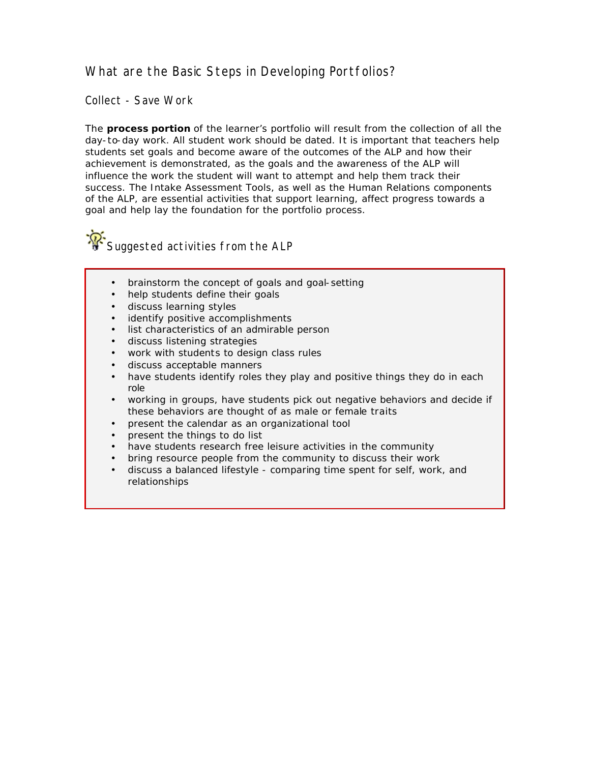## What are the Basic Steps in Developing Portfolios?

### Collect - Save Work

The **process portion** of the learner's portfolio will result from the collection of all the day-to-day work. All student work should be dated. It is important that teachers help students set goals and become aware of the outcomes of the ALP and how their achievement is demonstrated, as the goals and the awareness of the ALP will influence the work the student will want to attempt and help them track their success. The Intake Assessment Tools, as well as the Human Relations components of the ALP, are essential activities that support learning, affect progress towards a goal and help lay the foundation for the portfolio process.

### Suggested activities from the ALP

- brainstorm the concept of goals and goal-setting
- help students define their goals
- discuss learning styles
- identify positive accomplishments
- list characteristics of an admirable person
- discuss listening strategies
- work with students to design class rules
- discuss acceptable manners
- have students identify roles they play and positive things they do in each role
- working in groups, have students pick out negative behaviors and decide if these behaviors are thought of as male or female traits
- present the calendar as an organizational tool
- present the things to do list
- have students research free leisure activities in the community
- bring resource people from the community to discuss their work
- discuss a balanced lifestyle - comparing time spent for self, work, and relationships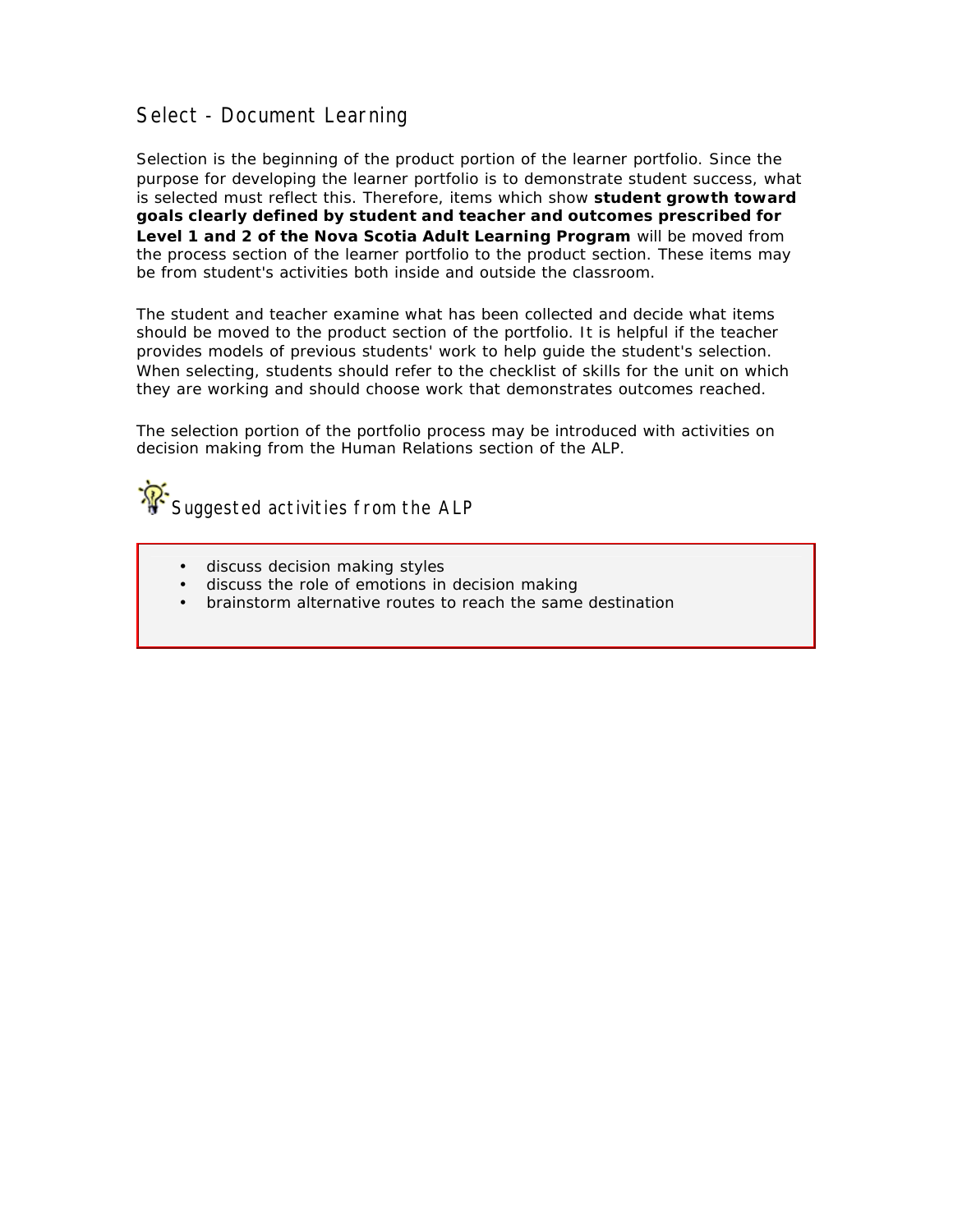## Select - Document Learning

Selection is the beginning of the product portion of the learner portfolio. Since the purpose for developing the learner portfolio is to demonstrate student success, what is selected must reflect this. Therefore, items which show **student growth toward goals clearly defined by student and teacher and outcomes prescribed for Level 1 and 2 of the Nova Scotia Adult Learning Program** will be moved from the process section of the learner portfolio to the product section. These items may be from student's activities both inside and outside the classroom.

The student and teacher examine what has been collected and decide what items should be moved to the product section of the portfolio. It is helpful if the teacher provides models of previous students' work to help guide the student's selection. When selecting, students should refer to the checklist of skills for the unit on which they are working and should choose work that demonstrates outcomes reached.

The selection portion of the portfolio process may be introduced with activities on decision making from the Human Relations section of the ALP.

### Suggested activities from the ALP

- discuss decision making styles
- discuss the role of emotions in decision making
- brainstorm alternative routes to reach the same destination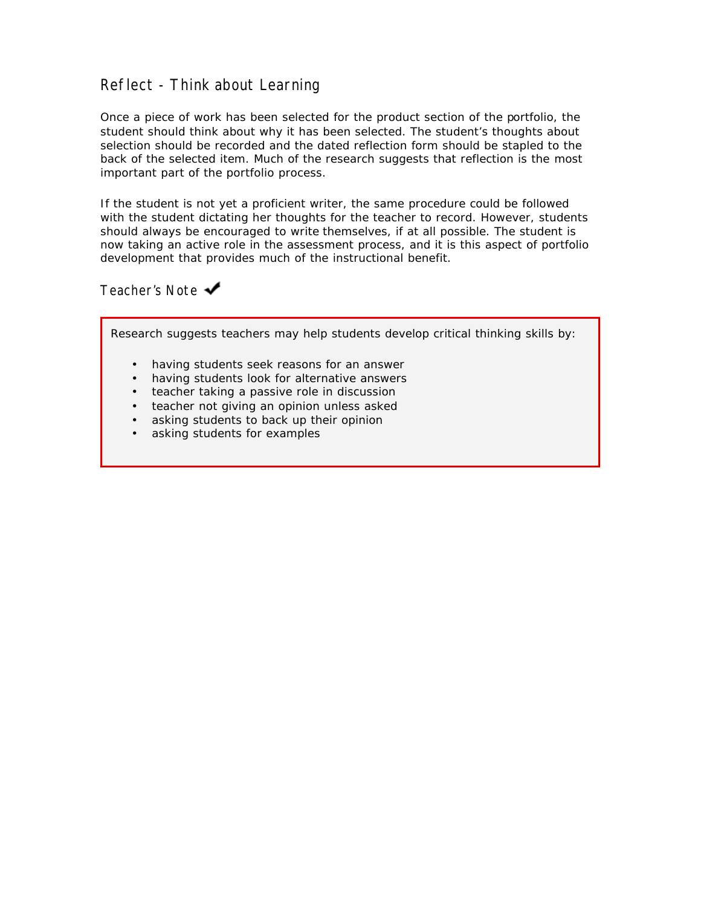## Reflect - Think about Learning

Once a piece of work has been selected for the product section of the portfolio, the student should think about why it has been selected. The student's thoughts about selection should be recorded and the dated reflection form should be stapled to the back of the selected item. Much of the research suggests that reflection is the most important part of the portfolio process.

If the student is not yet a proficient writer, the same procedure could be followed with the student dictating her thoughts for the teacher to record. However, students should always be encouraged to write themselves, if at all possible. The student is now taking an active role in the assessment process, and it is this aspect of portfolio development that provides much of the instructional benefit.

### Teacher's Note ✔

> Research suggests teachers may help students develop critical thinking skills by:
>
> - having students seek reasons for an answer
> - having students look for alternative answers
> - teacher taking a passive role in discussion
> - teacher not giving an opinion unless asked
> - asking students to back up their opinion
> - asking students for examples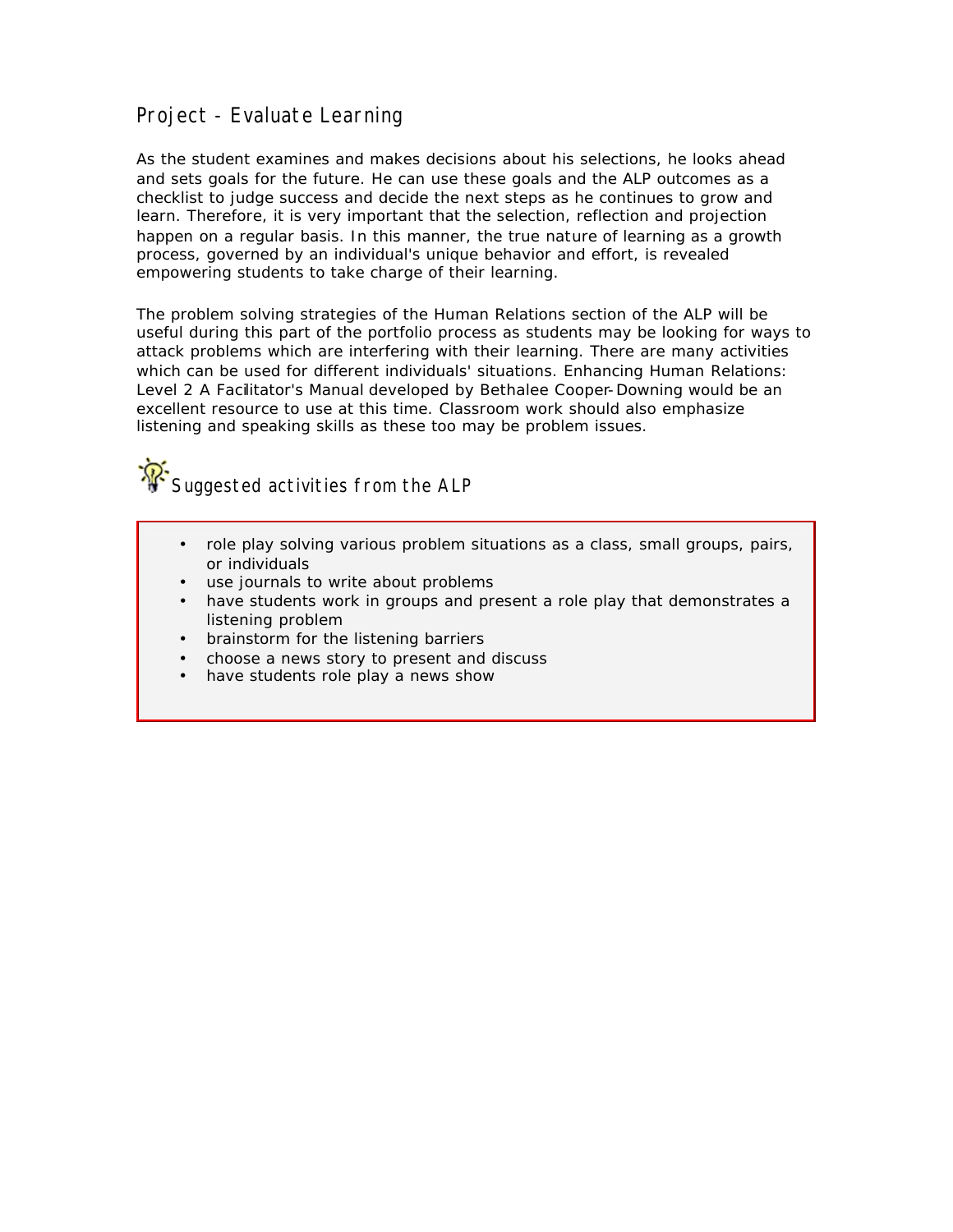## Project - Evaluate Learning

As the student examines and makes decisions about his selections, he looks ahead and sets goals for the future. He can use these goals and the ALP outcomes as a checklist to judge success and decide the next steps as he continues to grow and learn. Therefore, it is very important that the selection, reflection and projection happen on a regular basis. In this manner, the true nature of learning as a growth process, governed by an individual's unique behavior and effort, is revealed empowering students to take charge of their learning.

The problem solving strategies of the Human Relations section of the ALP will be useful during this part of the portfolio process as students may be looking for ways to attack problems which are interfering with their learning. There are many activities which can be used for different individuals' situations. Enhancing Human Relations: Level 2 A Facilitator's Manual developed by Bethalee Cooper-Downing would be an excellent resource to use at this time. Classroom work should also emphasize listening and speaking skills as these too may be problem issues.

### Suggested activities from the ALP

- role play solving various problem situations as a class, small groups, pairs, or individuals
- use journals to write about problems
- have students work in groups and present a role play that demonstrates a listening problem
- brainstorm for the listening barriers
- choose a news story to present and discuss
- have students role play a news show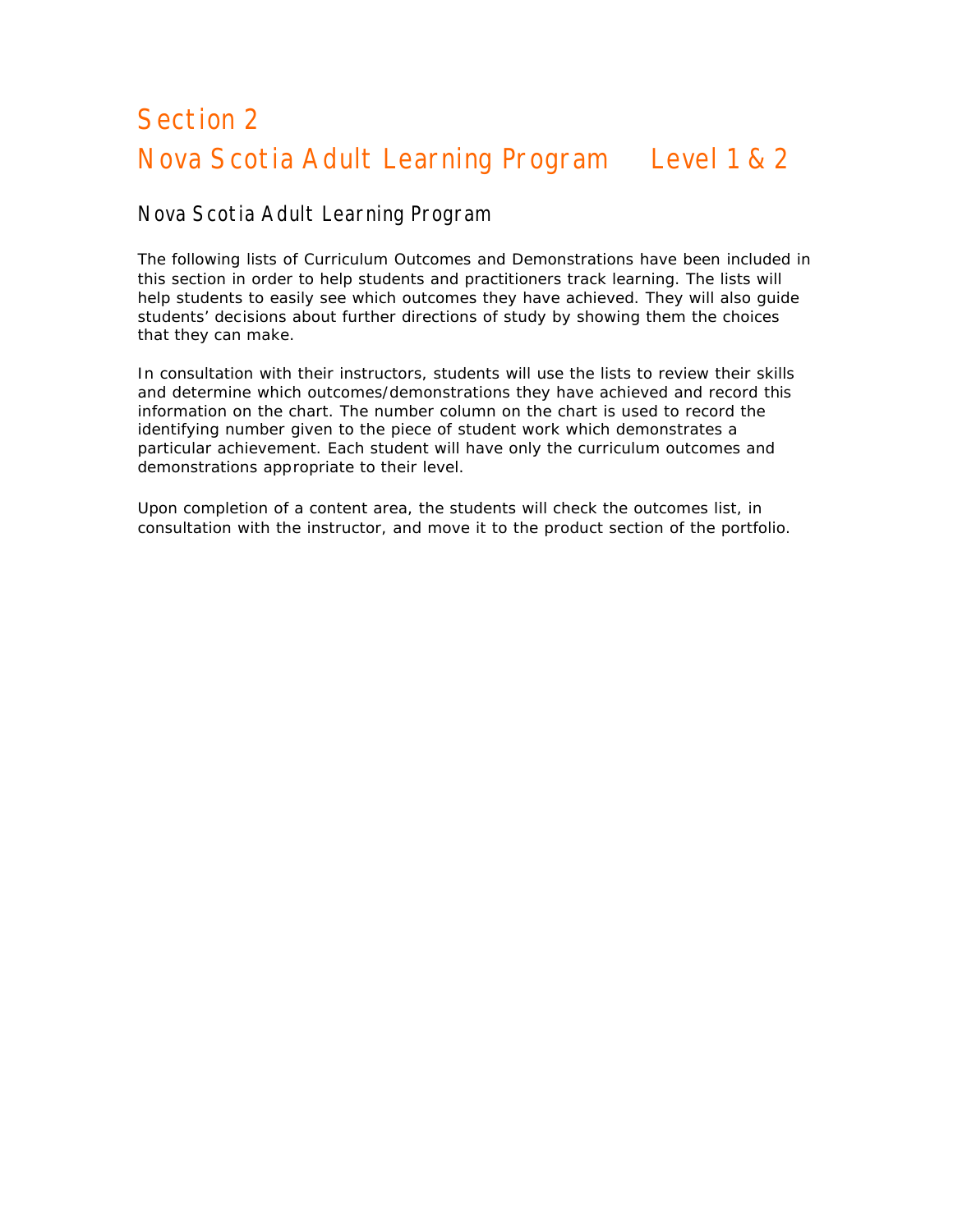# Section 2

# Nova Scotia Adult Learning Program Level 1 & 2

## Nova Scotia Adult Learning Program

The following lists of Curriculum Outcomes and Demonstrations have been included in this section in order to help students and practitioners track learning. The lists will help students to easily see which outcomes they have achieved. They will also guide students' decisions about further directions of study by showing them the choices that they can make.

In consultation with their instructors, students will use the lists to review their skills and determine which outcomes/demonstrations they have achieved and record this information on the chart. The number column on the chart is used to record the identifying number given to the piece of student work which demonstrates a particular achievement. Each student will have only the curriculum outcomes and demonstrations appropriate to their level.

Upon completion of a content area, the students will check the outcomes list, in consultation with the instructor, and move it to the product section of the portfolio.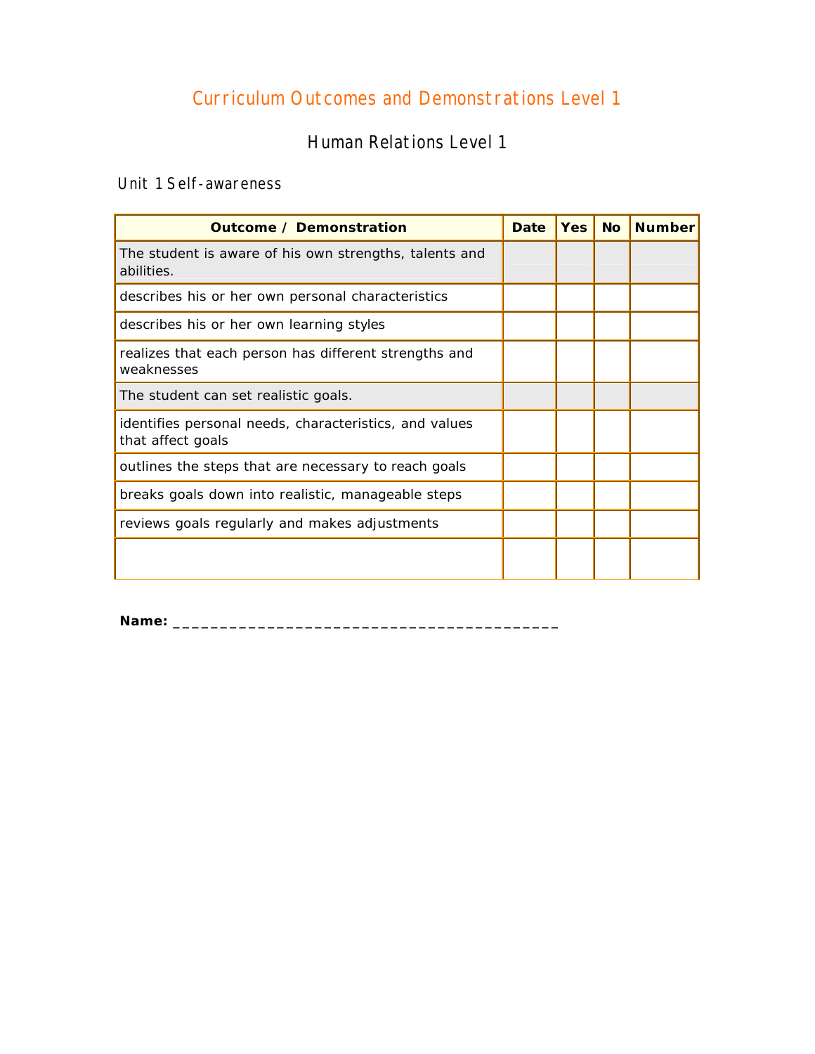# Curriculum Outcomes and Demonstrations Level 1

## Human Relations Level 1

### Unit 1 Self-awareness

| Outcome / Demonstration | Date | Yes | No | Number |
|---|---|---|---|---|
| The student is aware of his own strengths, talents and abilities. | | | | |
| describes his or her own personal characteristics | | | | |
| describes his or her own learning styles | | | | |
| realizes that each person has different strengths and weaknesses | | | | |
| The student can set realistic goals. | | | | |
| identifies personal needs, characteristics, and values that affect goals | | | | |
| outlines the steps that are necessary to reach goals | | | | |
| breaks goals down into realistic, manageable steps | | | | |
| reviews goals regularly and makes adjustments | | | | |
| | | | | |

**Name:** ___________________________________________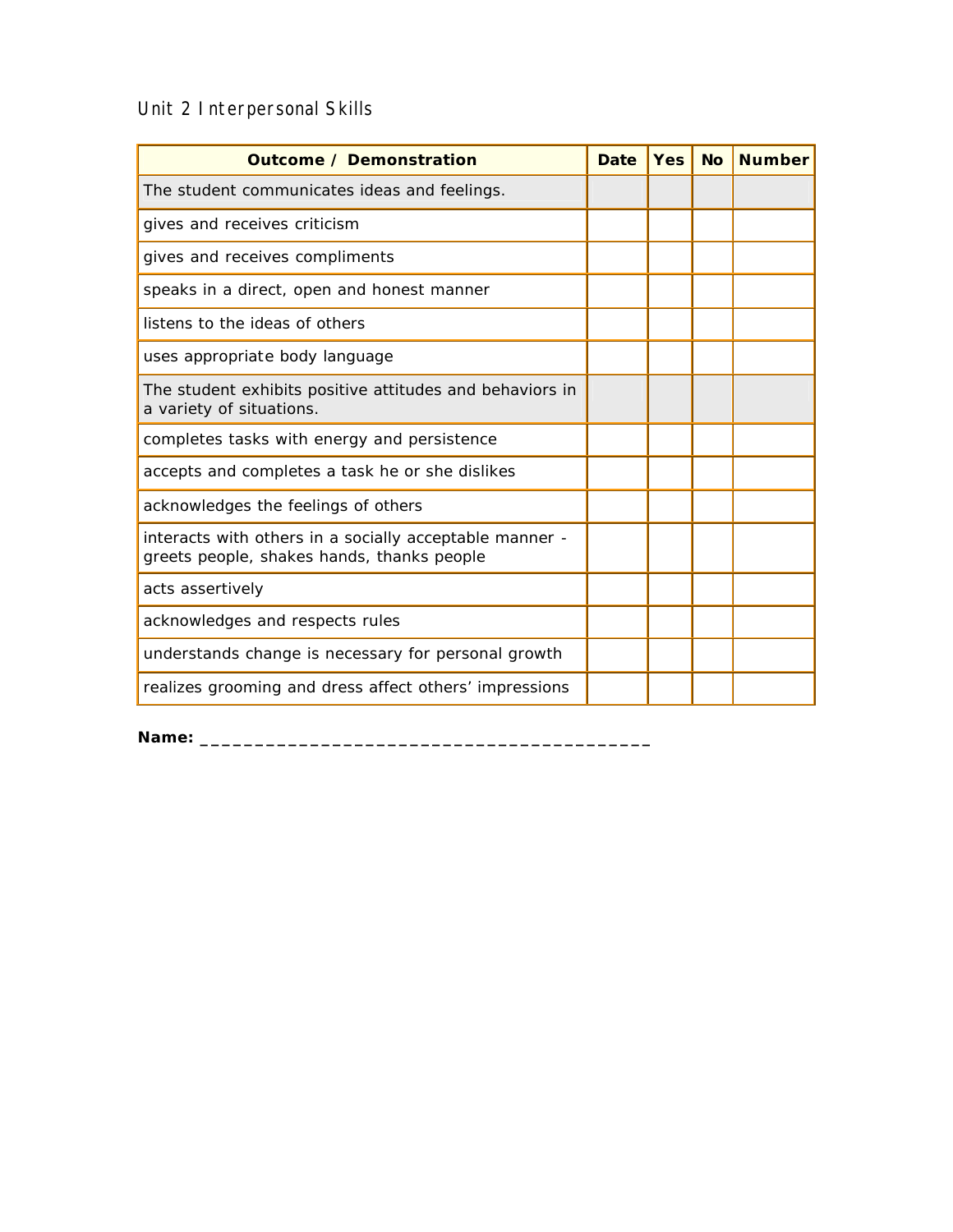Unit 2 Interpersonal Skills

| Outcome / Demonstration | Date | Yes | No | Number |
|---|---|---|---|---|
| The student communicates ideas and feelings. | | | | |
| gives and receives criticism | | | | |
| gives and receives compliments | | | | |
| speaks in a direct, open and honest manner | | | | |
| listens to the ideas of others | | | | |
| uses appropriate body language | | | | |
| The student exhibits positive attitudes and behaviors in a variety of situations. | | | | |
| completes tasks with energy and persistence | | | | |
| accepts and completes a task he or she dislikes | | | | |
| acknowledges the feelings of others | | | | |
| interacts with others in a socially acceptable manner - greets people, shakes hands, thanks people | | | | |
| acts assertively | | | | |
| acknowledges and respects rules | | | | |
| understands change is necessary for personal growth | | | | |
| realizes grooming and dress affect others' impressions | | | | |

**Name:** ___________________________________________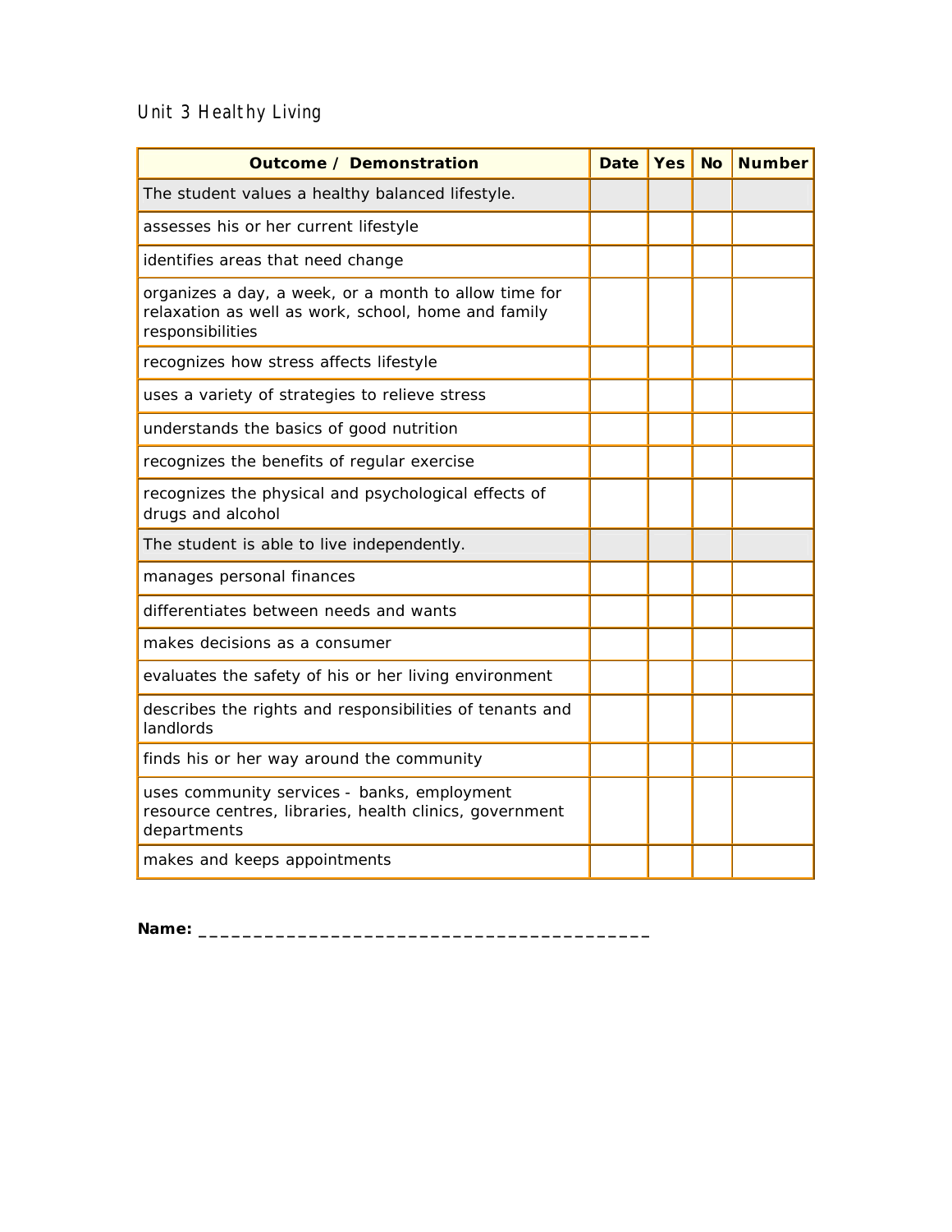Unit 3 Healthy Living

| Outcome / Demonstration | Date | Yes | No | Number |
|---|---|---|---|---|
| The student values a healthy balanced lifestyle. | | | | |
| assesses his or her current lifestyle | | | | |
| identifies areas that need change | | | | |
| organizes a day, a week, or a month to allow time for relaxation as well as work, school, home and family responsibilities | | | | |
| recognizes how stress affects lifestyle | | | | |
| uses a variety of strategies to relieve stress | | | | |
| understands the basics of good nutrition | | | | |
| recognizes the benefits of regular exercise | | | | |
| recognizes the physical and psychological effects of drugs and alcohol | | | | |
| The student is able to live independently. | | | | |
| manages personal finances | | | | |
| differentiates between needs and wants | | | | |
| makes decisions as a consumer | | | | |
| evaluates the safety of his or her living environment | | | | |
| describes the rights and responsibilities of tenants and landlords | | | | |
| finds his or her way around the community | | | | |
| uses community services - banks, employment resource centres, libraries, health clinics, government departments | | | | |
| makes and keeps appointments | | | | |

**Name:** ___________________________________________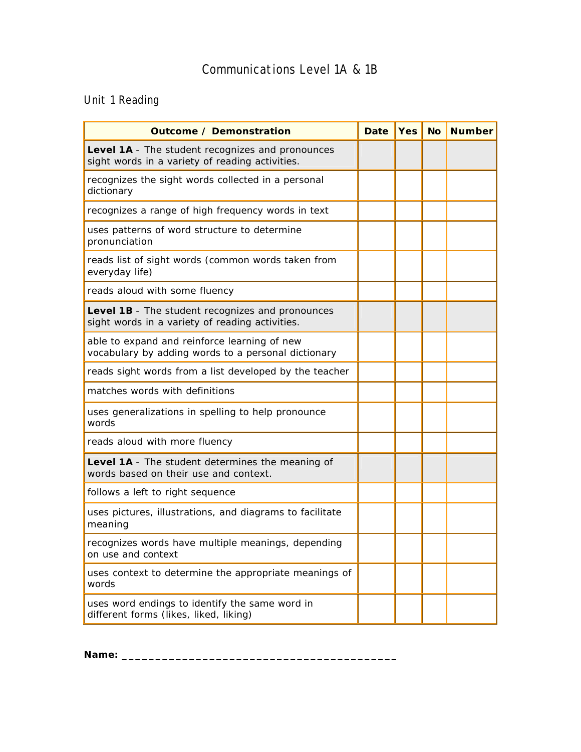# Communications Level 1A & 1B

## Unit 1 Reading

| Outcome / Demonstration | Date | Yes | No | Number |
|---|---|---|---|---|
| **Level 1A** - The student recognizes and pronounces sight words in a variety of reading activities. | | | | |
| recognizes the sight words collected in a personal dictionary | | | | |
| recognizes a range of high frequency words in text | | | | |
| uses patterns of word structure to determine pronunciation | | | | |
| reads list of sight words (common words taken from everyday life) | | | | |
| reads aloud with some fluency | | | | |
| **Level 1B** - The student recognizes and pronounces sight words in a variety of reading activities. | | | | |
| able to expand and reinforce learning of new vocabulary by adding words to a personal dictionary | | | | |
| reads sight words from a list developed by the teacher | | | | |
| matches words with definitions | | | | |
| uses generalizations in spelling to help pronounce words | | | | |
| reads aloud with more fluency | | | | |
| **Level 1A** - The student determines the meaning of words based on their use and context. | | | | |
| follows a left to right sequence | | | | |
| uses pictures, illustrations, and diagrams to facilitate meaning | | | | |
| recognizes words have multiple meanings, depending on use and context | | | | |
| uses context to determine the appropriate meanings of words | | | | |
| uses word endings to identify the same word in different forms (likes, liked, liking) | | | | |

**Name:** ___________________________________________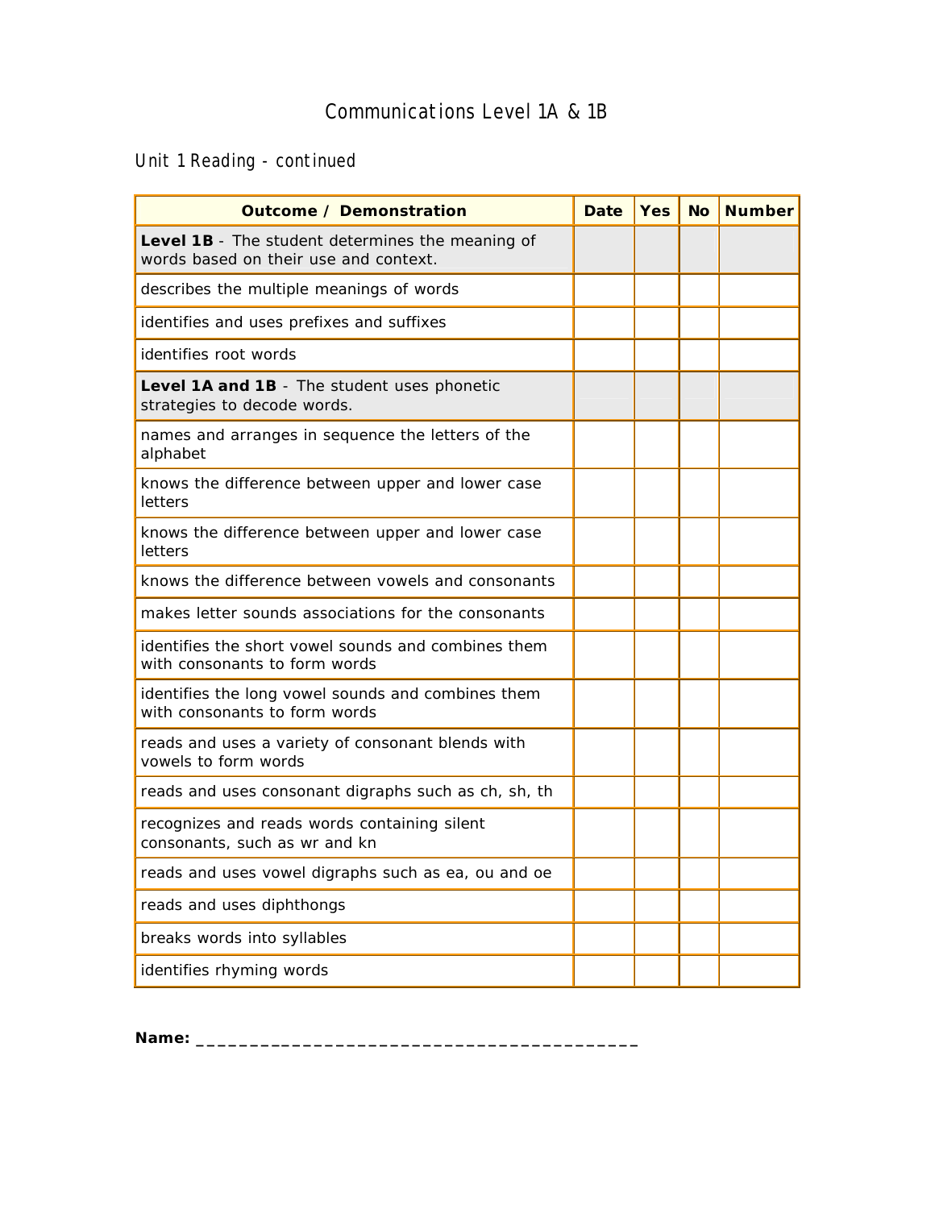# Communications Level 1A & 1B

## Unit 1 Reading - continued

| Outcome / Demonstration | Date | Yes | No | Number |
|---|---|---|---|---|
| **Level 1B** - The student determines the meaning of words based on their use and context. | | | | |
| describes the multiple meanings of words | | | | |
| identifies and uses prefixes and suffixes | | | | |
| identifies root words | | | | |
| **Level 1A and 1B** - The student uses phonetic strategies to decode words. | | | | |
| names and arranges in sequence the letters of the alphabet | | | | |
| knows the difference between upper and lower case letters | | | | |
| knows the difference between upper and lower case letters | | | | |
| knows the difference between vowels and consonants | | | | |
| makes letter sounds associations for the consonants | | | | |
| identifies the short vowel sounds and combines them with consonants to form words | | | | |
| identifies the long vowel sounds and combines them with consonants to form words | | | | |
| reads and uses a variety of consonant blends with vowels to form words | | | | |
| reads and uses consonant digraphs such as ch, sh, th | | | | |
| recognizes and reads words containing silent consonants, such as wr and kn | | | | |
| reads and uses vowel digraphs such as ea, ou and oe | | | | |
| reads and uses diphthongs | | | | |
| breaks words into syllables | | | | |
| identifies rhyming words | | | | |

**Name:** ___________________________________________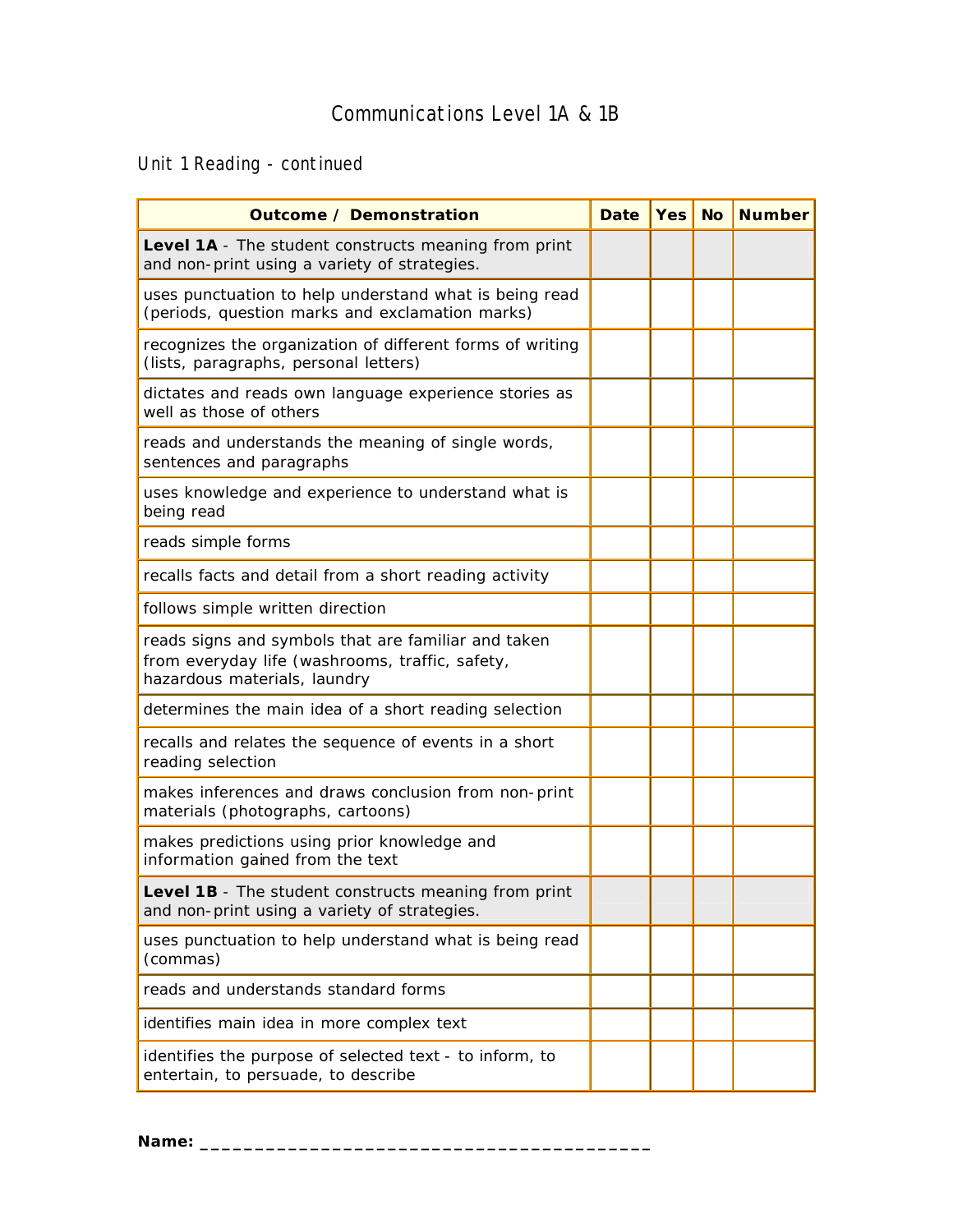# Communications Level 1A & 1B

## Unit 1 Reading - continued

| Outcome / Demonstration | Date | Yes | No | Number |
|---|---|---|---|---|
| **Level 1A** - The student constructs meaning from print and non-print using a variety of strategies. | | | | |
| uses punctuation to help understand what is being read (periods, question marks and exclamation marks) | | | | |
| recognizes the organization of different forms of writing (lists, paragraphs, personal letters) | | | | |
| dictates and reads own language experience stories as well as those of others | | | | |
| reads and understands the meaning of single words, sentences and paragraphs | | | | |
| uses knowledge and experience to understand what is being read | | | | |
| reads simple forms | | | | |
| recalls facts and detail from a short reading activity | | | | |
| follows simple written direction | | | | |
| reads signs and symbols that are familiar and taken from everyday life (washrooms, traffic, safety, hazardous materials, laundry | | | | |
| determines the main idea of a short reading selection | | | | |
| recalls and relates the sequence of events in a short reading selection | | | | |
| makes inferences and draws conclusion from non-print materials (photographs, cartoons) | | | | |
| makes predictions using prior knowledge and information gained from the text | | | | |
| **Level 1B** - The student constructs meaning from print and non-print using a variety of strategies. | | | | |
| uses punctuation to help understand what is being read (commas) | | | | |
| reads and understands standard forms | | | | |
| identifies main idea in more complex text | | | | |
| identifies the purpose of selected text - to inform, to entertain, to persuade, to describe | | | | |

**Name:** ___________________________________________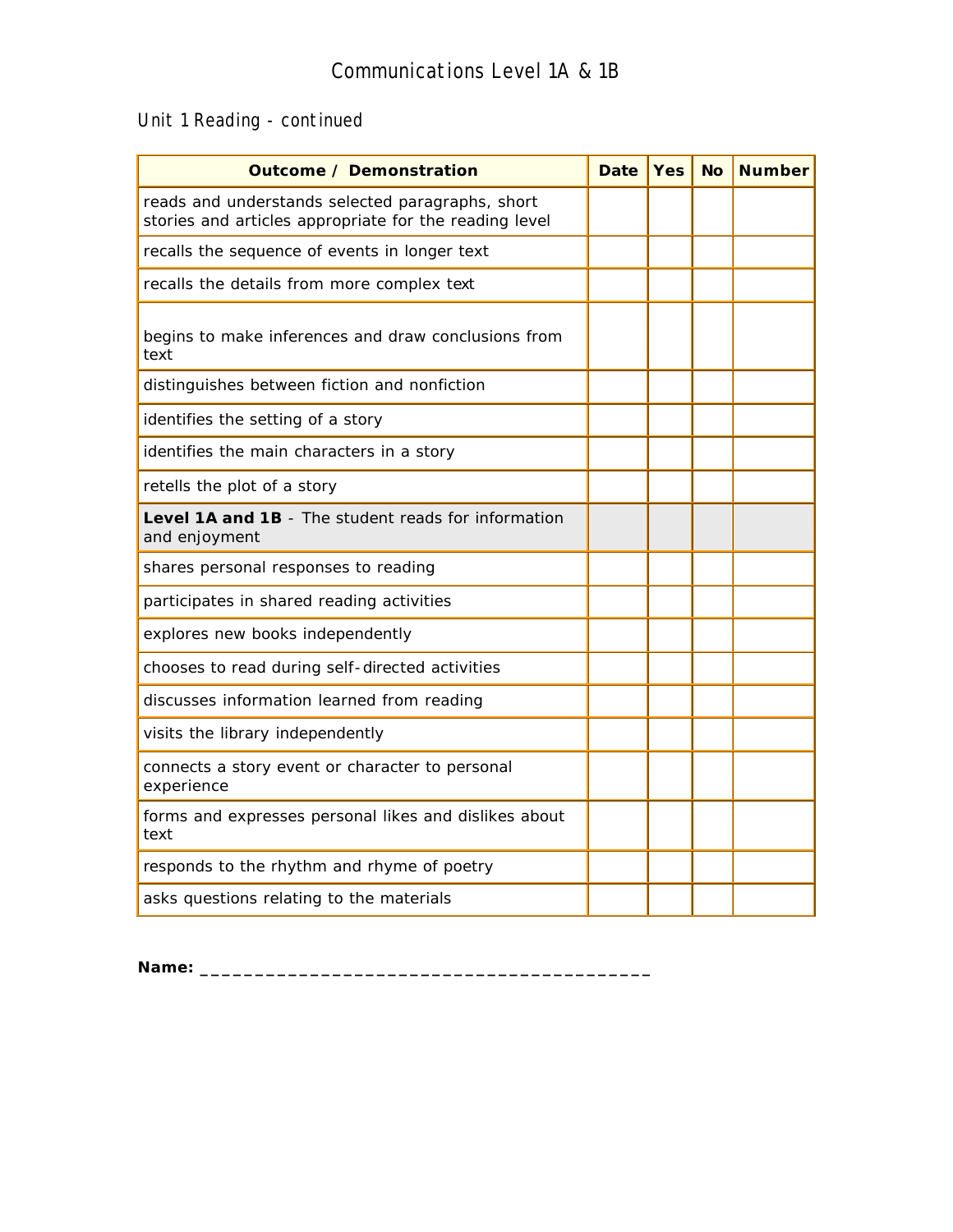# Communications Level 1A & 1B

## Unit 1 Reading - continued

| Outcome / Demonstration | Date | Yes | No | Number |
|---|---|---|---|---|
| reads and understands selected paragraphs, short stories and articles appropriate for the reading level | | | | |
| recalls the sequence of events in longer text | | | | |
| recalls the details from more complex text | | | | |
| begins to make inferences and draw conclusions from text | | | | |
| distinguishes between fiction and nonfiction | | | | |
| identifies the setting of a story | | | | |
| identifies the main characters in a story | | | | |
| retells the plot of a story | | | | |
| **Level 1A and 1B** - The student reads for information and enjoyment | | | | |
| shares personal responses to reading | | | | |
| participates in shared reading activities | | | | |
| explores new books independently | | | | |
| chooses to read during self-directed activities | | | | |
| discusses information learned from reading | | | | |
| visits the library independently | | | | |
| connects a story event or character to personal experience | | | | |
| forms and expresses personal likes and dislikes about text | | | | |
| responds to the rhythm and rhyme of poetry | | | | |
| asks questions relating to the materials | | | | |

**Name:** ___________________________________________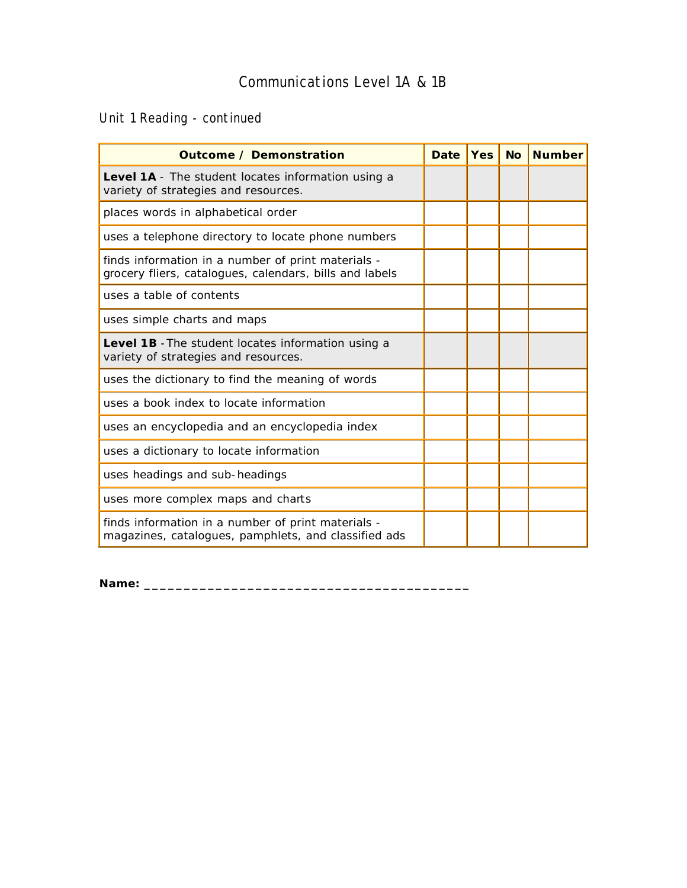# Communications Level 1A & 1B

## Unit 1 Reading - continued

| Outcome / Demonstration | Date | Yes | No | Number |
|---|---|---|---|---|
| **Level 1A** - The student locates information using a variety of strategies and resources. | | | | |
| places words in alphabetical order | | | | |
| uses a telephone directory to locate phone numbers | | | | |
| finds information in a number of print materials - grocery fliers, catalogues, calendars, bills and labels | | | | |
| uses a table of contents | | | | |
| uses simple charts and maps | | | | |
| **Level 1B** - The student locates information using a variety of strategies and resources. | | | | |
| uses the dictionary to find the meaning of words | | | | |
| uses a book index to locate information | | | | |
| uses an encyclopedia and an encyclopedia index | | | | |
| uses a dictionary to locate information | | | | |
| uses headings and sub-headings | | | | |
| uses more complex maps and charts | | | | |
| finds information in a number of print materials - magazines, catalogues, pamphlets, and classified ads | | | | |

**Name:** ___________________________________________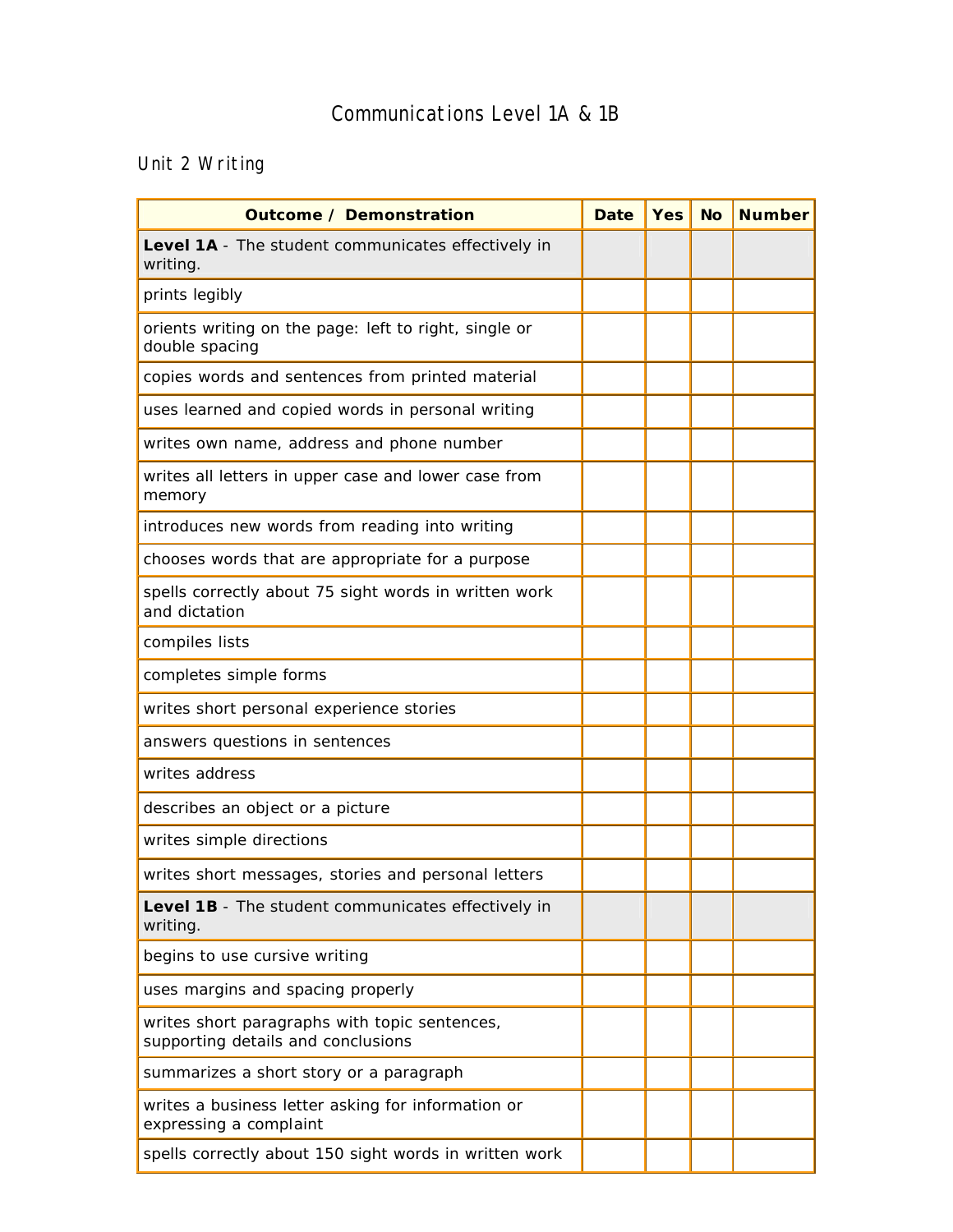# Communications Level 1A & 1B

## Unit 2 Writing

| Outcome / Demonstration | Date | Yes | No | Number |
|---|---|---|---|---|
| **Level 1A** - The student communicates effectively in writing. | | | | |
| prints legibly | | | | |
| orients writing on the page: left to right, single or double spacing | | | | |
| copies words and sentences from printed material | | | | |
| uses learned and copied words in personal writing | | | | |
| writes own name, address and phone number | | | | |
| writes all letters in upper case and lower case from memory | | | | |
| introduces new words from reading into writing | | | | |
| chooses words that are appropriate for a purpose | | | | |
| spells correctly about 75 sight words in written work and dictation | | | | |
| compiles lists | | | | |
| completes simple forms | | | | |
| writes short personal experience stories | | | | |
| answers questions in sentences | | | | |
| writes address | | | | |
| describes an object or a picture | | | | |
| writes simple directions | | | | |
| writes short messages, stories and personal letters | | | | |
| **Level 1B** - The student communicates effectively in writing. | | | | |
| begins to use cursive writing | | | | |
| uses margins and spacing properly | | | | |
| writes short paragraphs with topic sentences, supporting details and conclusions | | | | |
| summarizes a short story or a paragraph | | | | |
| writes a business letter asking for information or expressing a complaint | | | | |
| spells correctly about 150 sight words in written work | | | | |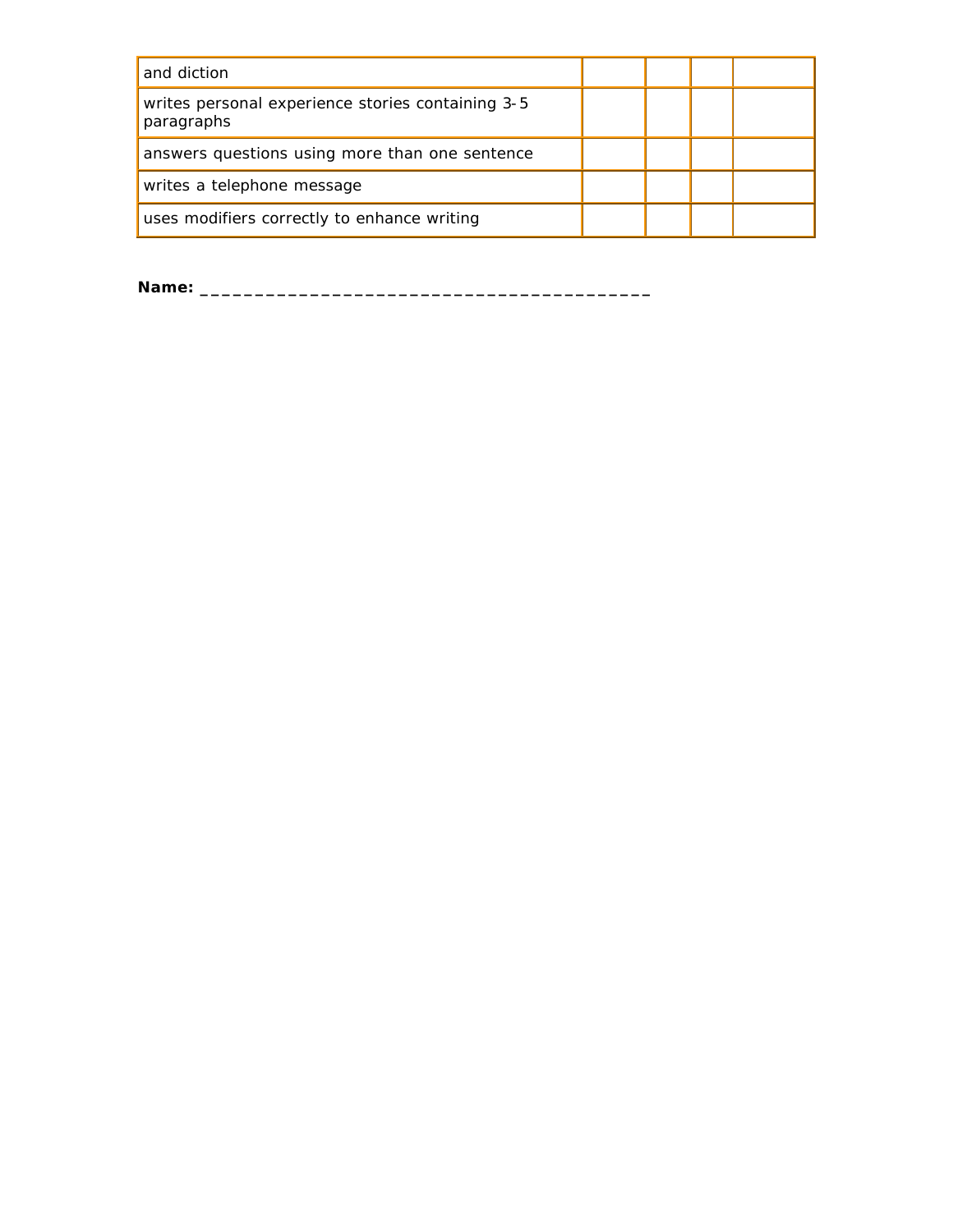| | | | | |
|---|---|---|---|---|
| and diction | | | | |
| writes personal experience stories containing 3-5 paragraphs | | | | |
| answers questions using more than one sentence | | | | |
| writes a telephone message | | | | |
| uses modifiers correctly to enhance writing | | | | |

**Name:** ___________________________________________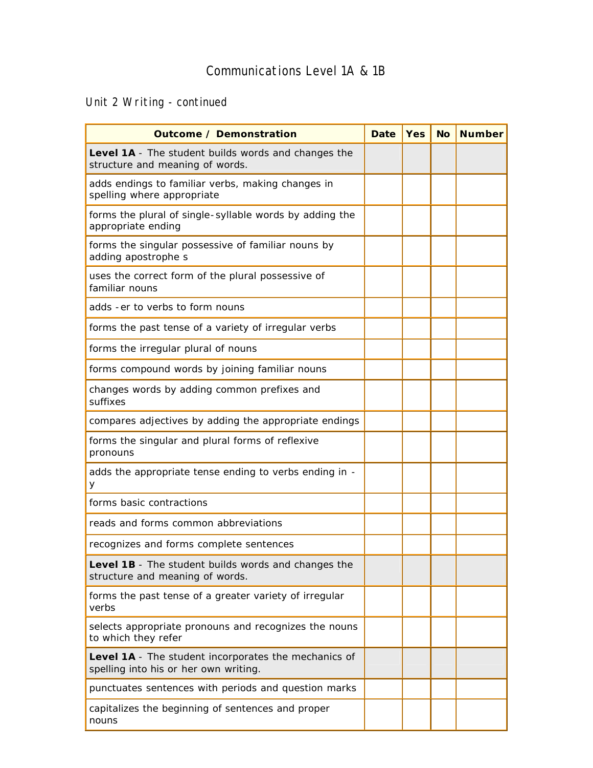# Communications Level 1A & 1B

## Unit 2 Writing - continued

| Outcome / Demonstration | Date | Yes | No | Number |
|---|---|---|---|---|
| **Level 1A** - The student builds words and changes the structure and meaning of words. | | | | |
| adds endings to familiar verbs, making changes in spelling where appropriate | | | | |
| forms the plural of single-syllable words by adding the appropriate ending | | | | |
| forms the singular possessive of familiar nouns by adding apostrophe s | | | | |
| uses the correct form of the plural possessive of familiar nouns | | | | |
| adds -er to verbs to form nouns | | | | |
| forms the past tense of a variety of irregular verbs | | | | |
| forms the irregular plural of nouns | | | | |
| forms compound words by joining familiar nouns | | | | |
| changes words by adding common prefixes and suffixes | | | | |
| compares adjectives by adding the appropriate endings | | | | |
| forms the singular and plural forms of reflexive pronouns | | | | |
| adds the appropriate tense ending to verbs ending in -y | | | | |
| forms basic contractions | | | | |
| reads and forms common abbreviations | | | | |
| recognizes and forms complete sentences | | | | |
| **Level 1B** - The student builds words and changes the structure and meaning of words. | | | | |
| forms the past tense of a greater variety of irregular verbs | | | | |
| selects appropriate pronouns and recognizes the nouns to which they refer | | | | |
| **Level 1A** - The student incorporates the mechanics of spelling into his or her own writing. | | | | |
| punctuates sentences with periods and question marks | | | | |
| capitalizes the beginning of sentences and proper nouns | | | | |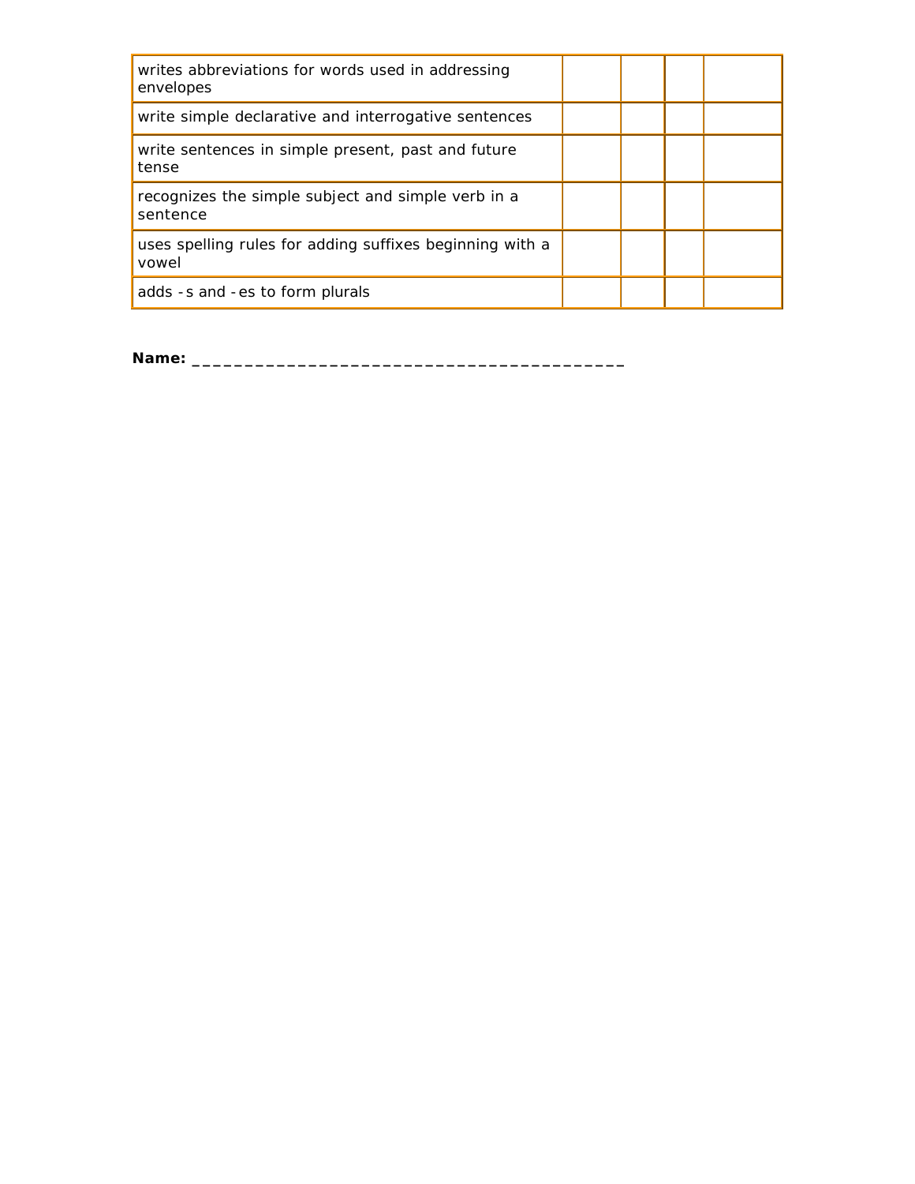| | | | | |
|---|---|---|---|---|
| writes abbreviations for words used in addressing envelopes | | | | |
| write simple declarative and interrogative sentences | | | | |
| write sentences in simple present, past and future tense | | | | |
| recognizes the simple subject and simple verb in a sentence | | | | |
| uses spelling rules for adding suffixes beginning with a vowel | | | | |
| adds -s and -es to form plurals | | | | |

**Name:** ___________________________________________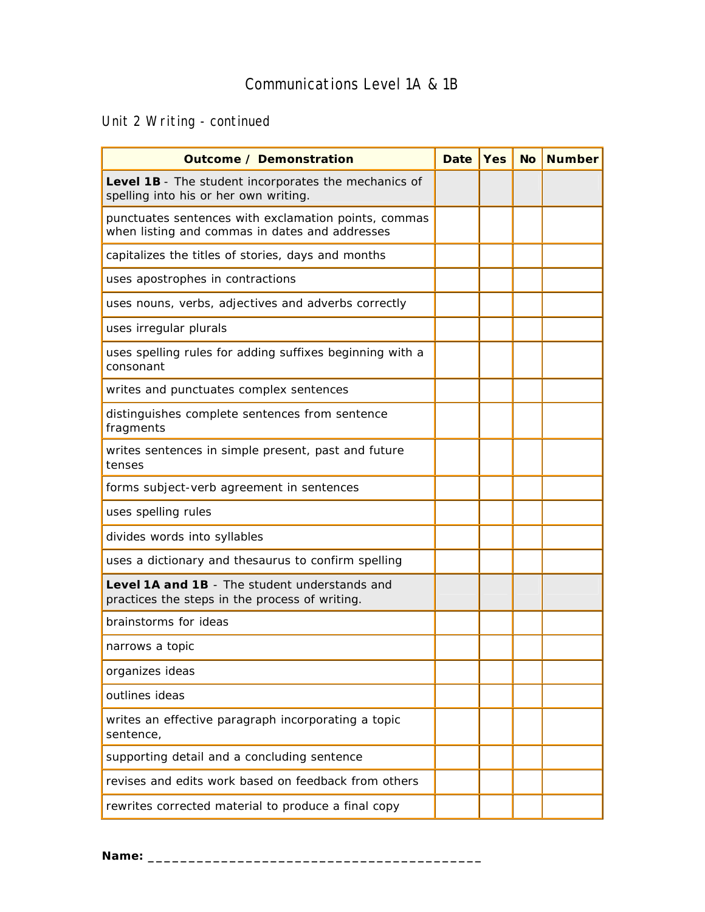# Communications Level 1A & 1B

## Unit 2 Writing - continued

| Outcome / Demonstration | Date | Yes | No | Number |
|---|---|---|---|---|
| **Level 1B** - The student incorporates the mechanics of spelling into his or her own writing. | | | | |
| punctuates sentences with exclamation points, commas when listing and commas in dates and addresses | | | | |
| capitalizes the titles of stories, days and months | | | | |
| uses apostrophes in contractions | | | | |
| uses nouns, verbs, adjectives and adverbs correctly | | | | |
| uses irregular plurals | | | | |
| uses spelling rules for adding suffixes beginning with a consonant | | | | |
| writes and punctuates complex sentences | | | | |
| distinguishes complete sentences from sentence fragments | | | | |
| writes sentences in simple present, past and future tenses | | | | |
| forms subject-verb agreement in sentences | | | | |
| uses spelling rules | | | | |
| divides words into syllables | | | | |
| uses a dictionary and thesaurus to confirm spelling | | | | |
| **Level 1A and 1B** - The student understands and practices the steps in the process of writing. | | | | |
| brainstorms for ideas | | | | |
| narrows a topic | | | | |
| organizes ideas | | | | |
| outlines ideas | | | | |
| writes an effective paragraph incorporating a topic sentence, | | | | |
| supporting detail and a concluding sentence | | | | |
| revises and edits work based on feedback from others | | | | |
| rewrites corrected material to produce a final copy | | | | |

**Name:** ___________________________________________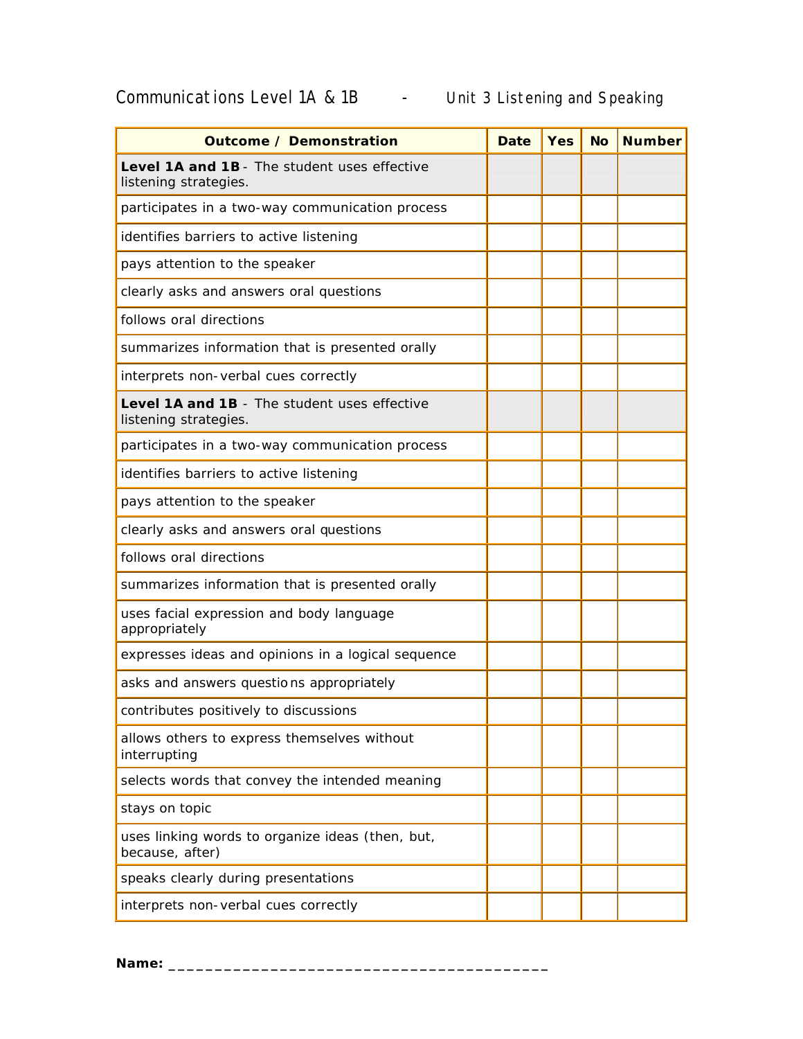Communications Level 1A & 1B - Unit 3 Listening and Speaking

| Outcome / Demonstration | Date | Yes | No | Number |
|---|---|---|---|---|
| **Level 1A and 1B** - The student uses effective listening strategies. | | | | |
| participates in a two-way communication process | | | | |
| identifies barriers to active listening | | | | |
| pays attention to the speaker | | | | |
| clearly asks and answers oral questions | | | | |
| follows oral directions | | | | |
| summarizes information that is presented orally | | | | |
| interprets non-verbal cues correctly | | | | |
| **Level 1A and 1B** - The student uses effective listening strategies. | | | | |
| participates in a two-way communication process | | | | |
| identifies barriers to active listening | | | | |
| pays attention to the speaker | | | | |
| clearly asks and answers oral questions | | | | |
| follows oral directions | | | | |
| summarizes information that is presented orally | | | | |
| uses facial expression and body language appropriately | | | | |
| expresses ideas and opinions in a logical sequence | | | | |
| asks and answers questions appropriately | | | | |
| contributes positively to discussions | | | | |
| allows others to express themselves without interrupting | | | | |
| selects words that convey the intended meaning | | | | |
| stays on topic | | | | |
| uses linking words to organize ideas (then, but, because, after) | | | | |
| speaks clearly during presentations | | | | |
| interprets non-verbal cues correctly | | | | |

**Name:** ___________________________________________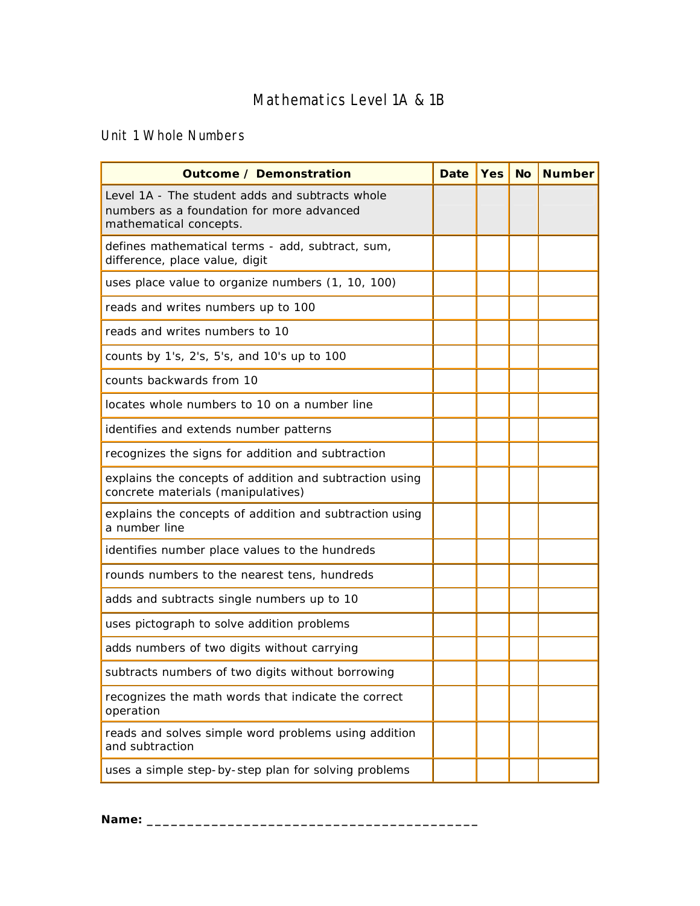# Mathematics Level 1A & 1B

## Unit 1 Whole Numbers

| Outcome / Demonstration | Date | Yes | No | Number |
|---|---|---|---|---|
| Level 1A - The student adds and subtracts whole numbers as a foundation for more advanced mathematical concepts. | | | | |
| defines mathematical terms - add, subtract, sum, difference, place value, digit | | | | |
| uses place value to organize numbers (1, 10, 100) | | | | |
| reads and writes numbers up to 100 | | | | |
| reads and writes numbers to 10 | | | | |
| counts by 1's, 2's, 5's, and 10's up to 100 | | | | |
| counts backwards from 10 | | | | |
| locates whole numbers to 10 on a number line | | | | |
| identifies and extends number patterns | | | | |
| recognizes the signs for addition and subtraction | | | | |
| explains the concepts of addition and subtraction using concrete materials (manipulatives) | | | | |
| explains the concepts of addition and subtraction using a number line | | | | |
| identifies number place values to the hundreds | | | | |
| rounds numbers to the nearest tens, hundreds | | | | |
| adds and subtracts single numbers up to 10 | | | | |
| uses pictograph to solve addition problems | | | | |
| adds numbers of two digits without carrying | | | | |
| subtracts numbers of two digits without borrowing | | | | |
| recognizes the math words that indicate the correct operation | | | | |
| reads and solves simple word problems using addition and subtraction | | | | |
| uses a simple step-by-step plan for solving problems | | | | |

**Name:** ___________________________________________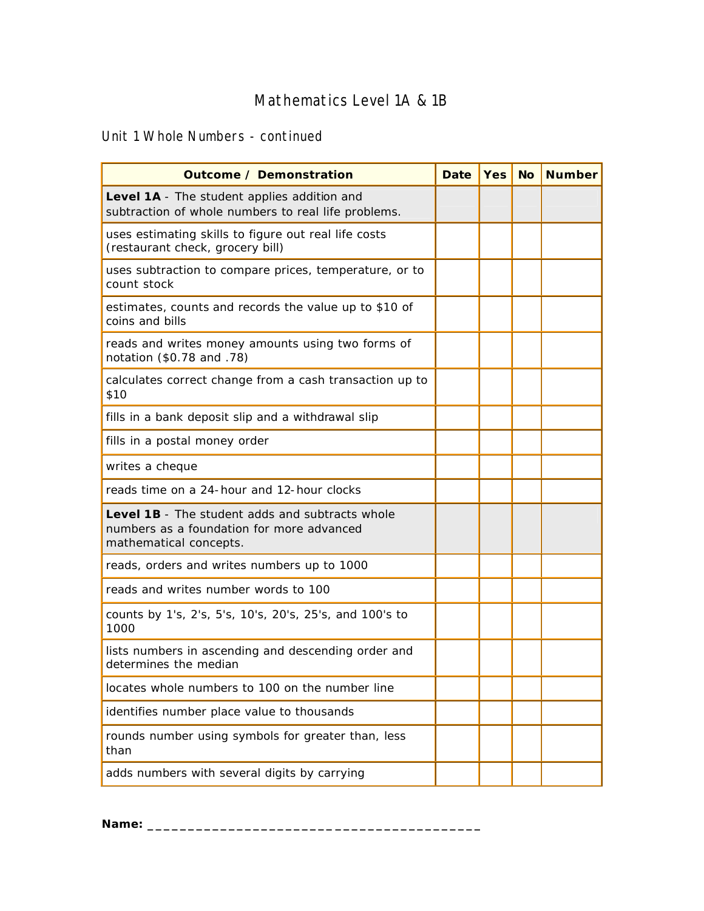# Mathematics Level 1A & 1B

## Unit 1 Whole Numbers - continued

| Outcome / Demonstration | Date | Yes | No | Number |
|---|---|---|---|---|
| **Level 1A** - The student applies addition and subtraction of whole numbers to real life problems. | | | | |
| uses estimating skills to figure out real life costs (restaurant check, grocery bill) | | | | |
| uses subtraction to compare prices, temperature, or to count stock | | | | |
| estimates, counts and records the value up to $10 of coins and bills | | | | |
| reads and writes money amounts using two forms of notation ($0.78 and .78) | | | | |
| calculates correct change from a cash transaction up to $10 | | | | |
| fills in a bank deposit slip and a withdrawal slip | | | | |
| fills in a postal money order | | | | |
| writes a cheque | | | | |
| reads time on a 24-hour and 12-hour clocks | | | | |
| **Level 1B** - The student adds and subtracts whole numbers as a foundation for more advanced mathematical concepts. | | | | |
| reads, orders and writes numbers up to 1000 | | | | |
| reads and writes number words to 100 | | | | |
| counts by 1's, 2's, 5's, 10's, 20's, 25's, and 100's to 1000 | | | | |
| lists numbers in ascending and descending order and determines the median | | | | |
| locates whole numbers to 100 on the number line | | | | |
| identifies number place value to thousands | | | | |
| rounds number using symbols for greater than, less than | | | | |
| adds numbers with several digits by carrying | | | | |

**Name:** ___________________________________________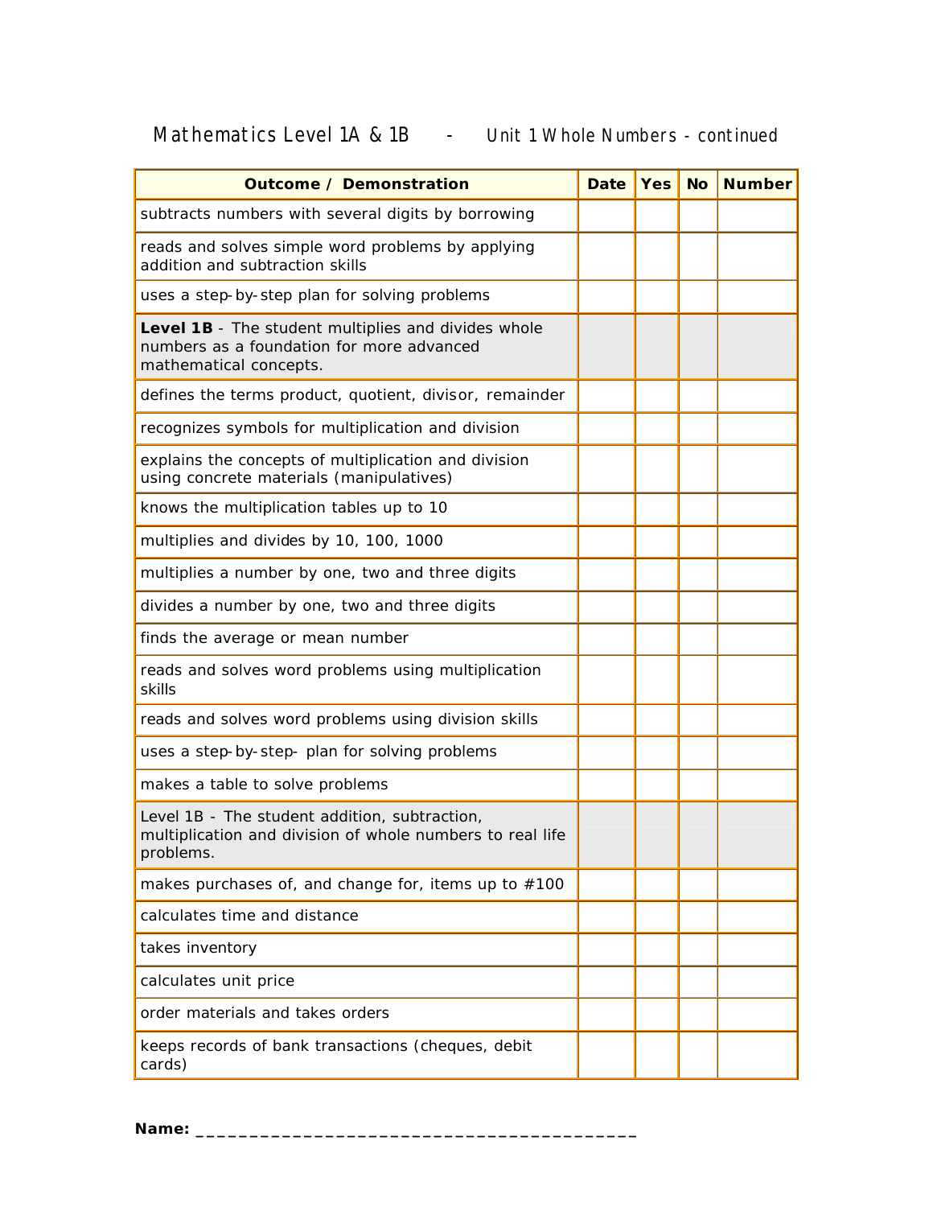# Mathematics Level 1A & 1B - Unit 1 Whole Numbers - continued

| Outcome / Demonstration | Date | Yes | No | Number |
|---|---|---|---|---|
| subtracts numbers with several digits by borrowing | | | | |
| reads and solves simple word problems by applying addition and subtraction skills | | | | |
| uses a step-by-step plan for solving problems | | | | |
| **Level 1B** - The student multiplies and divides whole numbers as a foundation for more advanced mathematical concepts. | | | | |
| defines the terms product, quotient, divisor, remainder | | | | |
| recognizes symbols for multiplication and division | | | | |
| explains the concepts of multiplication and division using concrete materials (manipulatives) | | | | |
| knows the multiplication tables up to 10 | | | | |
| multiplies and divides by 10, 100, 1000 | | | | |
| multiplies a number by one, two and three digits | | | | |
| divides a number by one, two and three digits | | | | |
| finds the average or mean number | | | | |
| reads and solves word problems using multiplication skills | | | | |
| reads and solves word problems using division skills | | | | |
| uses a step-by-step- plan for solving problems | | | | |
| makes a table to solve problems | | | | |
| Level 1B - The student addition, subtraction, multiplication and division of whole numbers to real life problems. | | | | |
| makes purchases of, and change for, items up to #100 | | | | |
| calculates time and distance | | | | |
| takes inventory | | | | |
| calculates unit price | | | | |
| order materials and takes orders | | | | |
| keeps records of bank transactions (cheques, debit cards) | | | | |

**Name:** ___________________________________________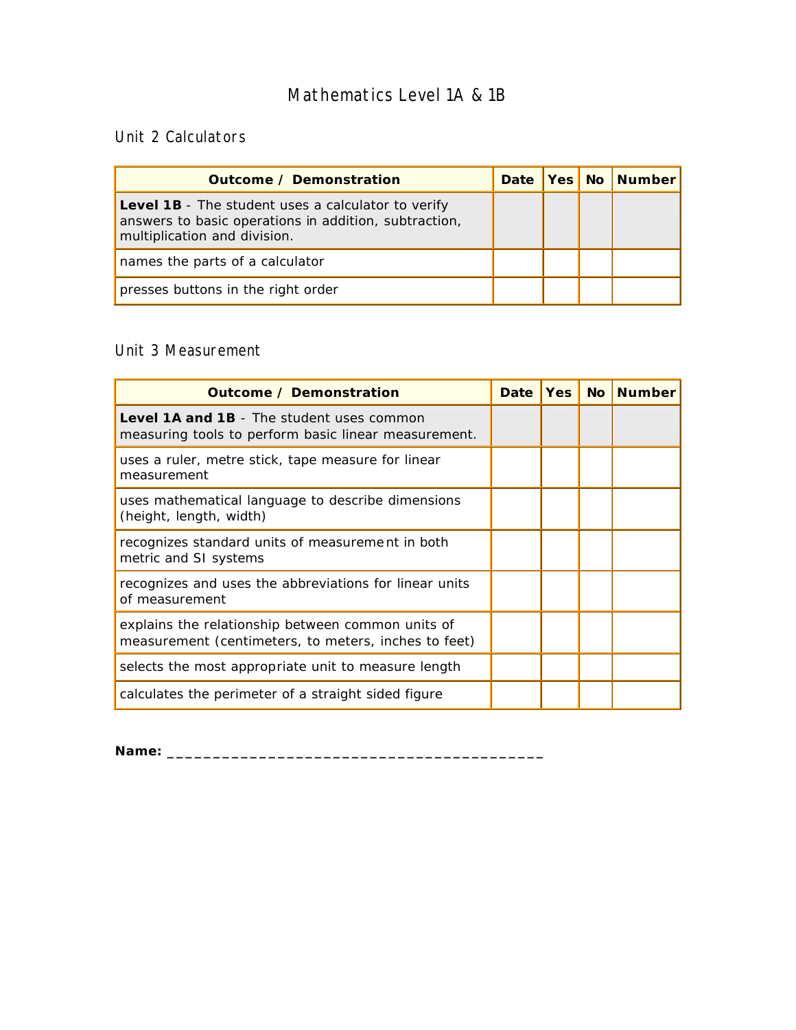# Mathematics Level 1A & 1B

## Unit 2 Calculators

| Outcome / Demonstration | Date | Yes | No | Number |
|---|---|---|---|---|
| **Level 1B** - The student uses a calculator to verify answers to basic operations in addition, subtraction, multiplication and division. | | | | |
| names the parts of a calculator | | | | |
| presses buttons in the right order | | | | |

## Unit 3 Measurement

| Outcome / Demonstration | Date | Yes | No | Number |
|---|---|---|---|---|
| **Level 1A and 1B** - The student uses common measuring tools to perform basic linear measurement. | | | | |
| uses a ruler, metre stick, tape measure for linear measurement | | | | |
| uses mathematical language to describe dimensions (height, length, width) | | | | |
| recognizes standard units of measurement in both metric and SI systems | | | | |
| recognizes and uses the abbreviations for linear units of measurement | | | | |
| explains the relationship between common units of measurement (centimeters, to meters, inches to feet) | | | | |
| selects the most appropriate unit to measure length | | | | |
| calculates the perimeter of a straight sided figure | | | | |

**Name:** ___________________________________________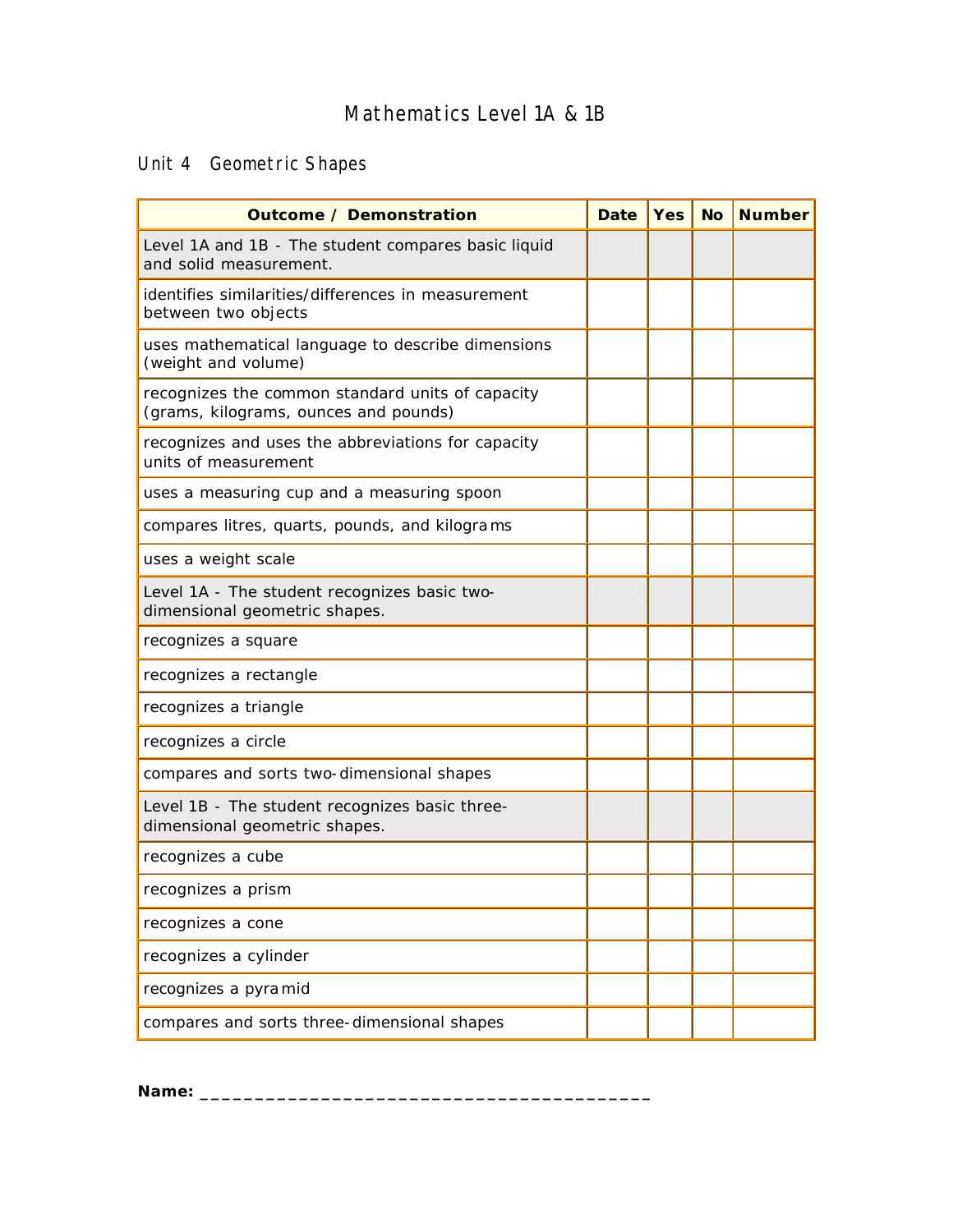# Mathematics Level 1A & 1B

## Unit 4 Geometric Shapes

| Outcome / Demonstration | Date | Yes | No | Number |
|---|---|---|---|---|
| Level 1A and 1B - The student compares basic liquid and solid measurement. | | | | |
| identifies similarities/differences in measurement between two objects | | | | |
| uses mathematical language to describe dimensions (weight and volume) | | | | |
| recognizes the common standard units of capacity (grams, kilograms, ounces and pounds) | | | | |
| recognizes and uses the abbreviations for capacity units of measurement | | | | |
| uses a measuring cup and a measuring spoon | | | | |
| compares litres, quarts, pounds, and kilograms | | | | |
| uses a weight scale | | | | |
| Level 1A - The student recognizes basic two-dimensional geometric shapes. | | | | |
| recognizes a square | | | | |
| recognizes a rectangle | | | | |
| recognizes a triangle | | | | |
| recognizes a circle | | | | |
| compares and sorts two-dimensional shapes | | | | |
| Level 1B - The student recognizes basic three-dimensional geometric shapes. | | | | |
| recognizes a cube | | | | |
| recognizes a prism | | | | |
| recognizes a cone | | | | |
| recognizes a cylinder | | | | |
| recognizes a pyramid | | | | |
| compares and sorts three-dimensional shapes | | | | |

**Name:** ___________________________________________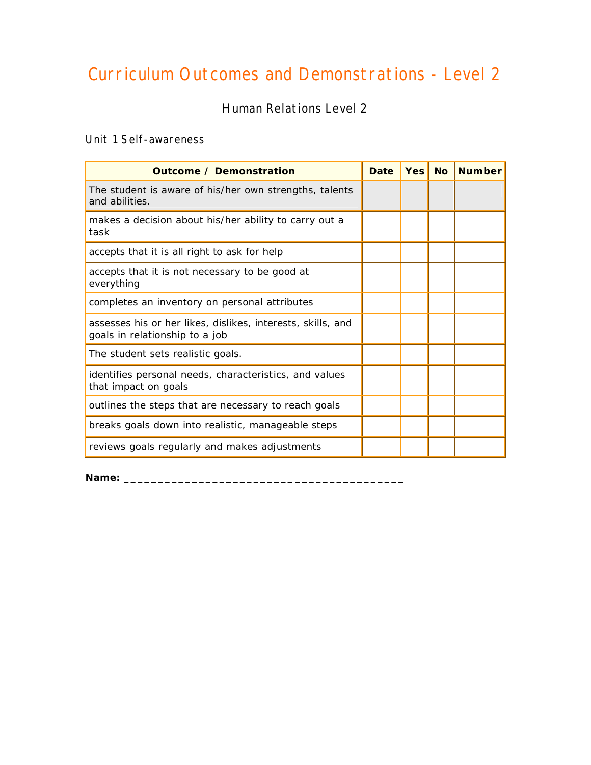# Curriculum Outcomes and Demonstrations - Level 2

## Human Relations Level 2

### Unit 1 Self-awareness

| Outcome / Demonstration | Date | Yes | No | Number |
|---|---|---|---|---|
| The student is aware of his/her own strengths, talents and abilities. | | | | |
| makes a decision about his/her ability to carry out a task | | | | |
| accepts that it is all right to ask for help | | | | |
| accepts that it is not necessary to be good at everything | | | | |
| completes an inventory on personal attributes | | | | |
| assesses his or her likes, dislikes, interests, skills, and goals in relationship to a job | | | | |
| The student sets realistic goals. | | | | |
| identifies personal needs, characteristics, and values that impact on goals | | | | |
| outlines the steps that are necessary to reach goals | | | | |
| breaks goals down into realistic, manageable steps | | | | |
| reviews goals regularly and makes adjustments | | | | |

**Name:** ________________________________________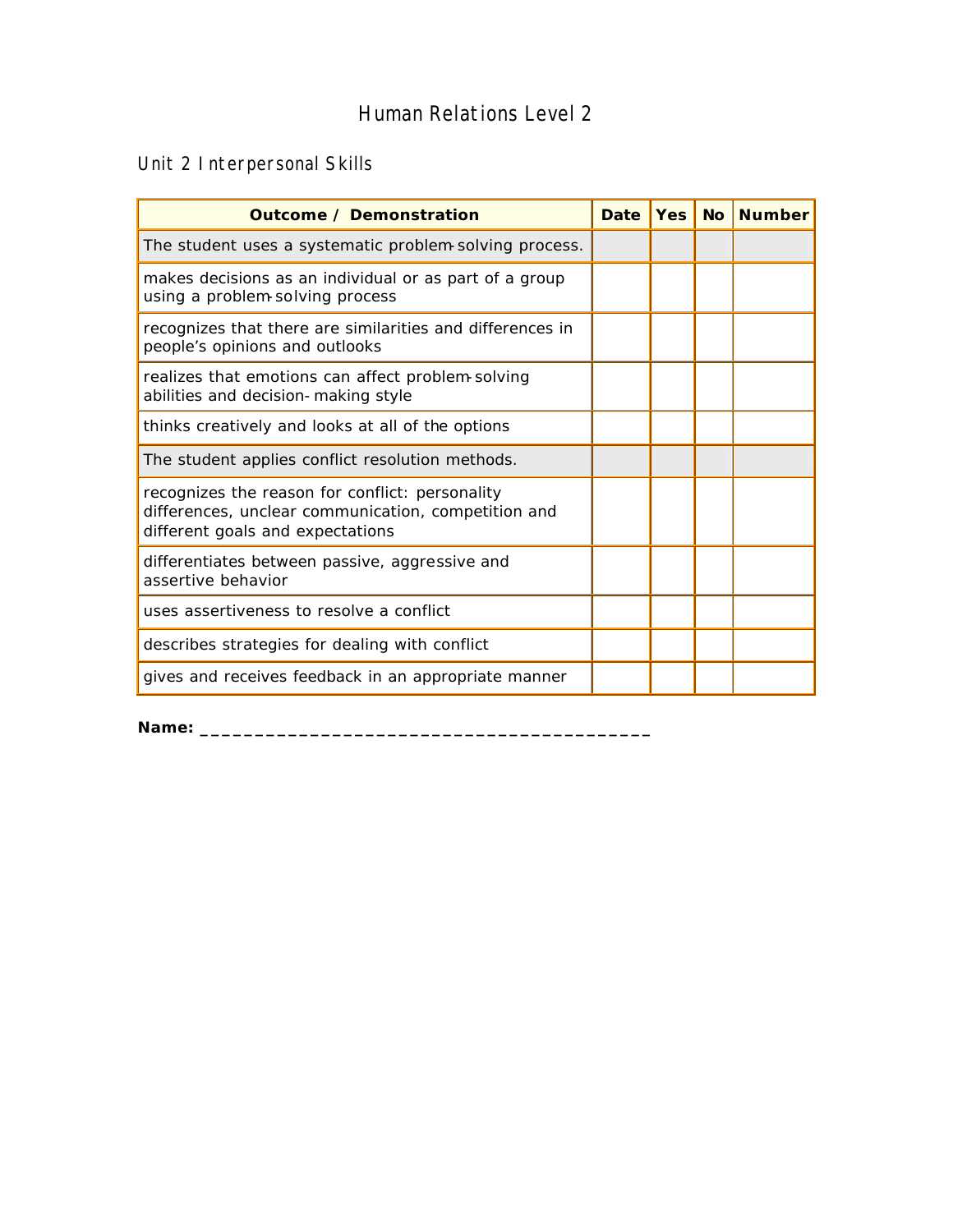# Human Relations Level 2

## Unit 2 Interpersonal Skills

| Outcome / Demonstration | Date | Yes | No | Number |
| --- | --- | --- | --- | --- |
| The student uses a systematic problem-solving process. | | | | |
| makes decisions as an individual or as part of a group using a problem-solving process | | | | |
| recognizes that there are similarities and differences in people's opinions and outlooks | | | | |
| realizes that emotions can affect problem-solving abilities and decision-making style | | | | |
| thinks creatively and looks at all of the options | | | | |
| The student applies conflict resolution methods. | | | | |
| recognizes the reason for conflict: personality differences, unclear communication, competition and different goals and expectations | | | | |
| differentiates between passive, aggressive and assertive behavior | | | | |
| uses assertiveness to resolve a conflict | | | | |
| describes strategies for dealing with conflict | | | | |
| gives and receives feedback in an appropriate manner | | | | |

**Name:** ___________________________________________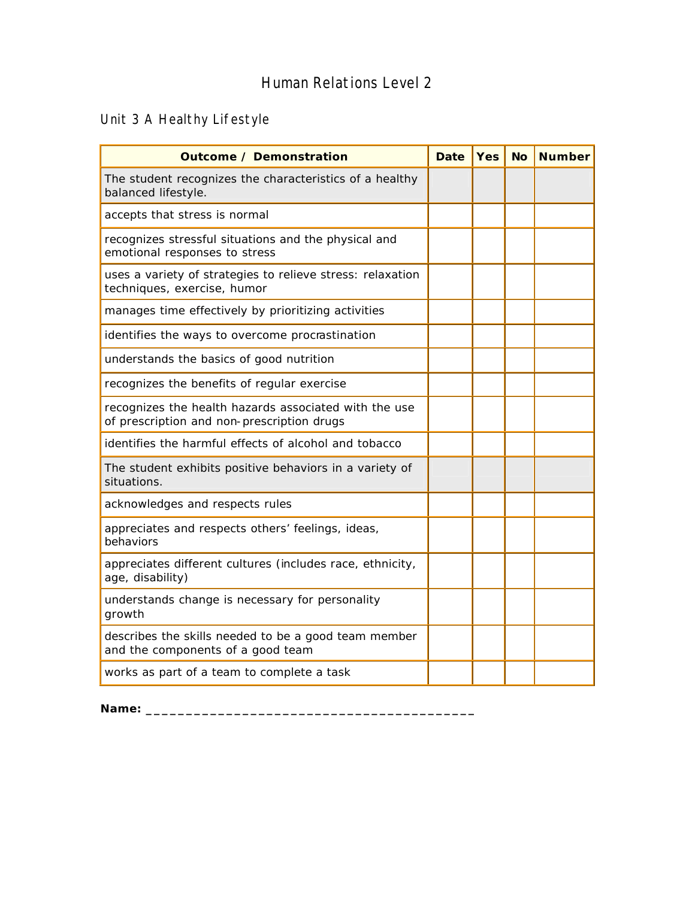# Human Relations Level 2

## Unit 3 A Healthy Lifestyle

| Outcome / Demonstration | Date | Yes | No | Number |
|---|---|---|---|---|
| The student recognizes the characteristics of a healthy balanced lifestyle. | | | | |
| accepts that stress is normal | | | | |
| recognizes stressful situations and the physical and emotional responses to stress | | | | |
| uses a variety of strategies to relieve stress: relaxation techniques, exercise, humor | | | | |
| manages time effectively by prioritizing activities | | | | |
| identifies the ways to overcome procrastination | | | | |
| understands the basics of good nutrition | | | | |
| recognizes the benefits of regular exercise | | | | |
| recognizes the health hazards associated with the use of prescription and non-prescription drugs | | | | |
| identifies the harmful effects of alcohol and tobacco | | | | |
| The student exhibits positive behaviors in a variety of situations. | | | | |
| acknowledges and respects rules | | | | |
| appreciates and respects others' feelings, ideas, behaviors | | | | |
| appreciates different cultures (includes race, ethnicity, age, disability) | | | | |
| understands change is necessary for personality growth | | | | |
| describes the skills needed to be a good team member and the components of a good team | | | | |
| works as part of a team to complete a task | | | | |

**Name:** ___________________________________________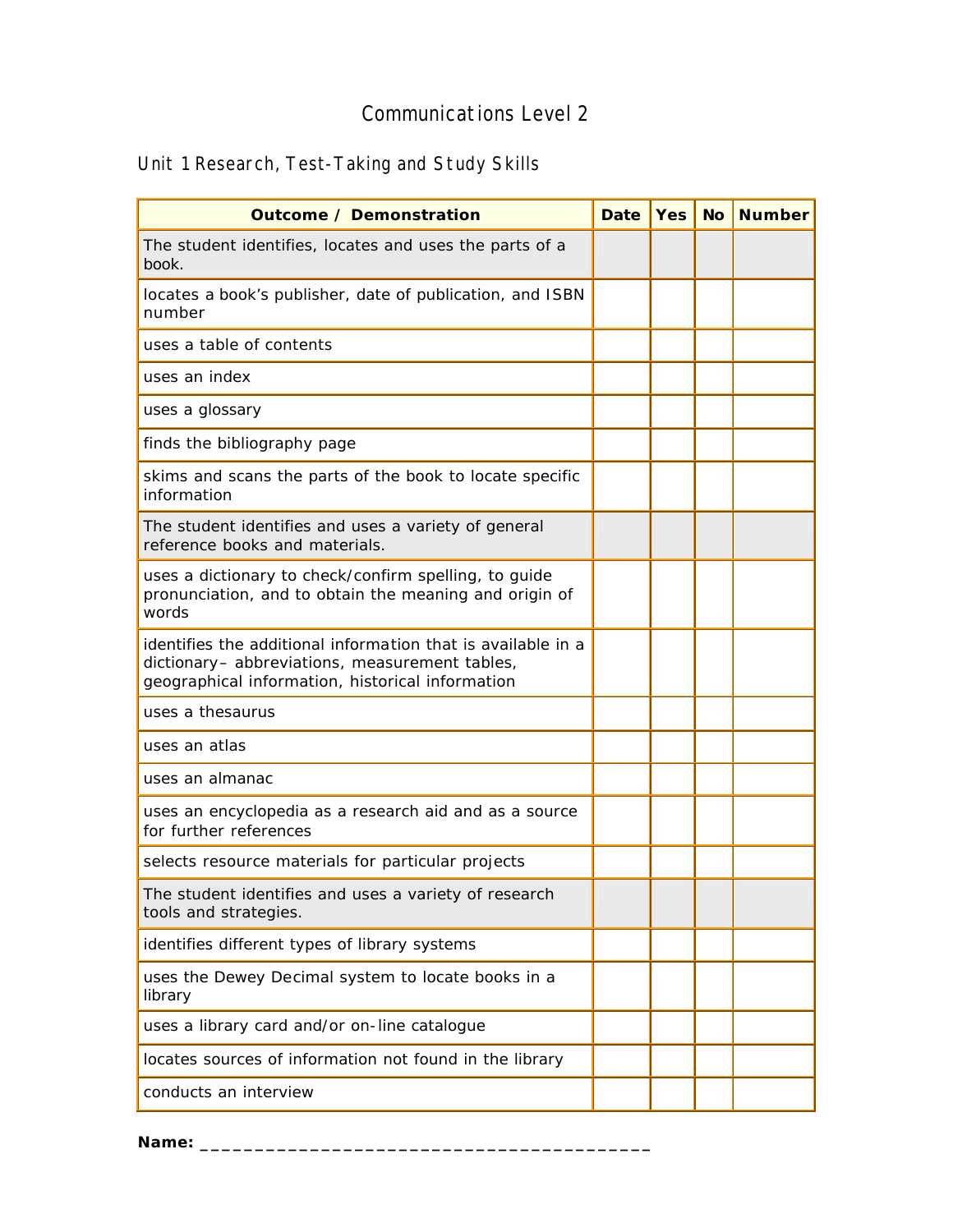# Communications Level 2

## Unit 1 Research, Test-Taking and Study Skills

| Outcome / Demonstration | Date | Yes | No | Number |
|---|---|---|---|---|
| The student identifies, locates and uses the parts of a book. | | | | |
| locates a book's publisher, date of publication, and ISBN number | | | | |
| uses a table of contents | | | | |
| uses an index | | | | |
| uses a glossary | | | | |
| finds the bibliography page | | | | |
| skims and scans the parts of the book to locate specific information | | | | |
| The student identifies and uses a variety of general reference books and materials. | | | | |
| uses a dictionary to check/confirm spelling, to guide pronunciation, and to obtain the meaning and origin of words | | | | |
| identifies the additional information that is available in a dictionary– abbreviations, measurement tables, geographical information, historical information | | | | |
| uses a thesaurus | | | | |
| uses an atlas | | | | |
| uses an almanac | | | | |
| uses an encyclopedia as a research aid and as a source for further references | | | | |
| selects resource materials for particular projects | | | | |
| The student identifies and uses a variety of research tools and strategies. | | | | |
| identifies different types of library systems | | | | |
| uses the Dewey Decimal system to locate books in a library | | | | |
| uses a library card and/or on-line catalogue | | | | |
| locates sources of information not found in the library | | | | |
| conducts an interview | | | | |

**Name:** ___________________________________________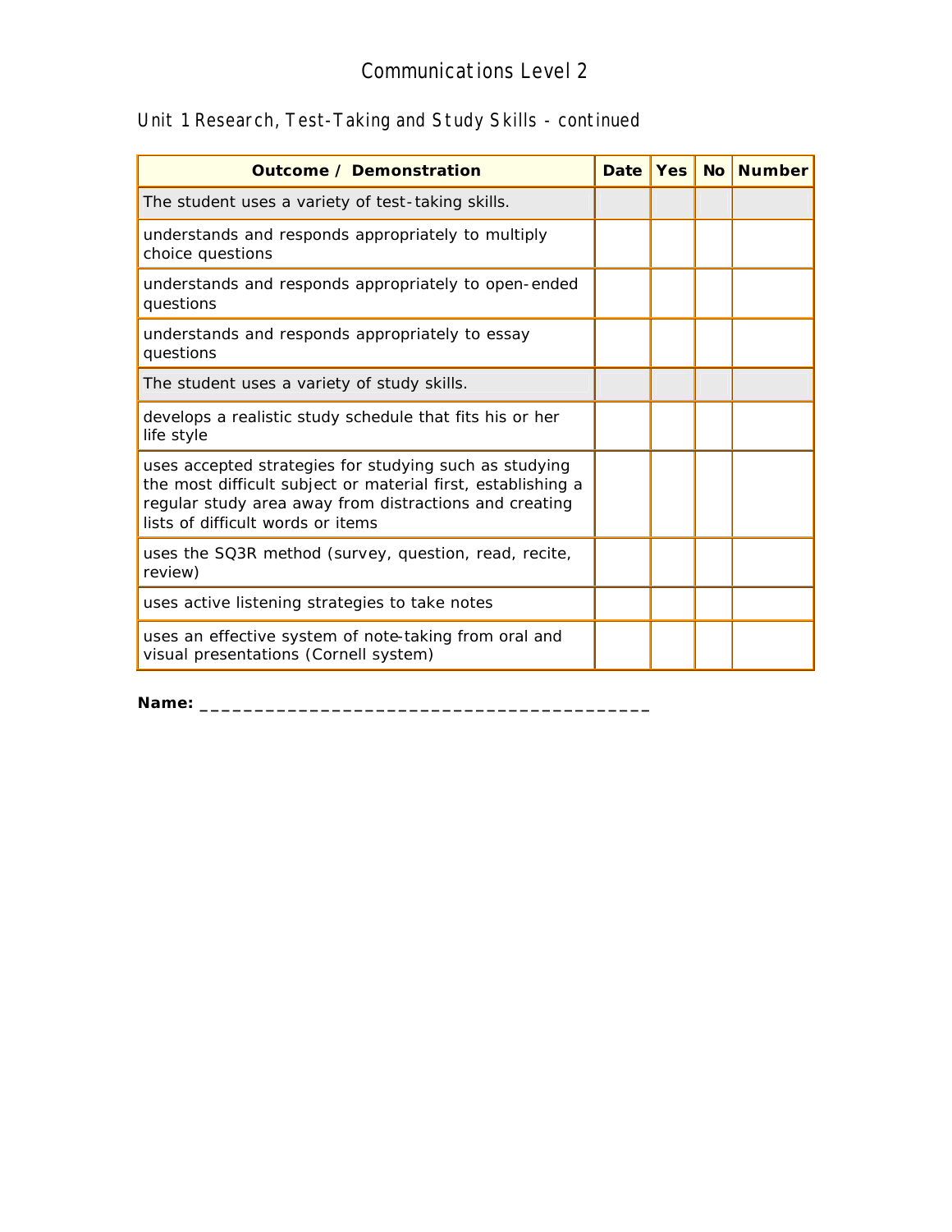# Communications Level 2

## Unit 1 Research, Test-Taking and Study Skills - continued

| Outcome / Demonstration | Date | Yes | No | Number |
|---|---|---|---|---|
| The student uses a variety of test-taking skills. | | | | |
| understands and responds appropriately to multiply choice questions | | | | |
| understands and responds appropriately to open-ended questions | | | | |
| understands and responds appropriately to essay questions | | | | |
| The student uses a variety of study skills. | | | | |
| develops a realistic study schedule that fits his or her life style | | | | |
| uses accepted strategies for studying such as studying the most difficult subject or material first, establishing a regular study area away from distractions and creating lists of difficult words or items | | | | |
| uses the SQ3R method (survey, question, read, recite, review) | | | | |
| uses active listening strategies to take notes | | | | |
| uses an effective system of note-taking from oral and visual presentations (Cornell system) | | | | |

**Name:** ___________________________________________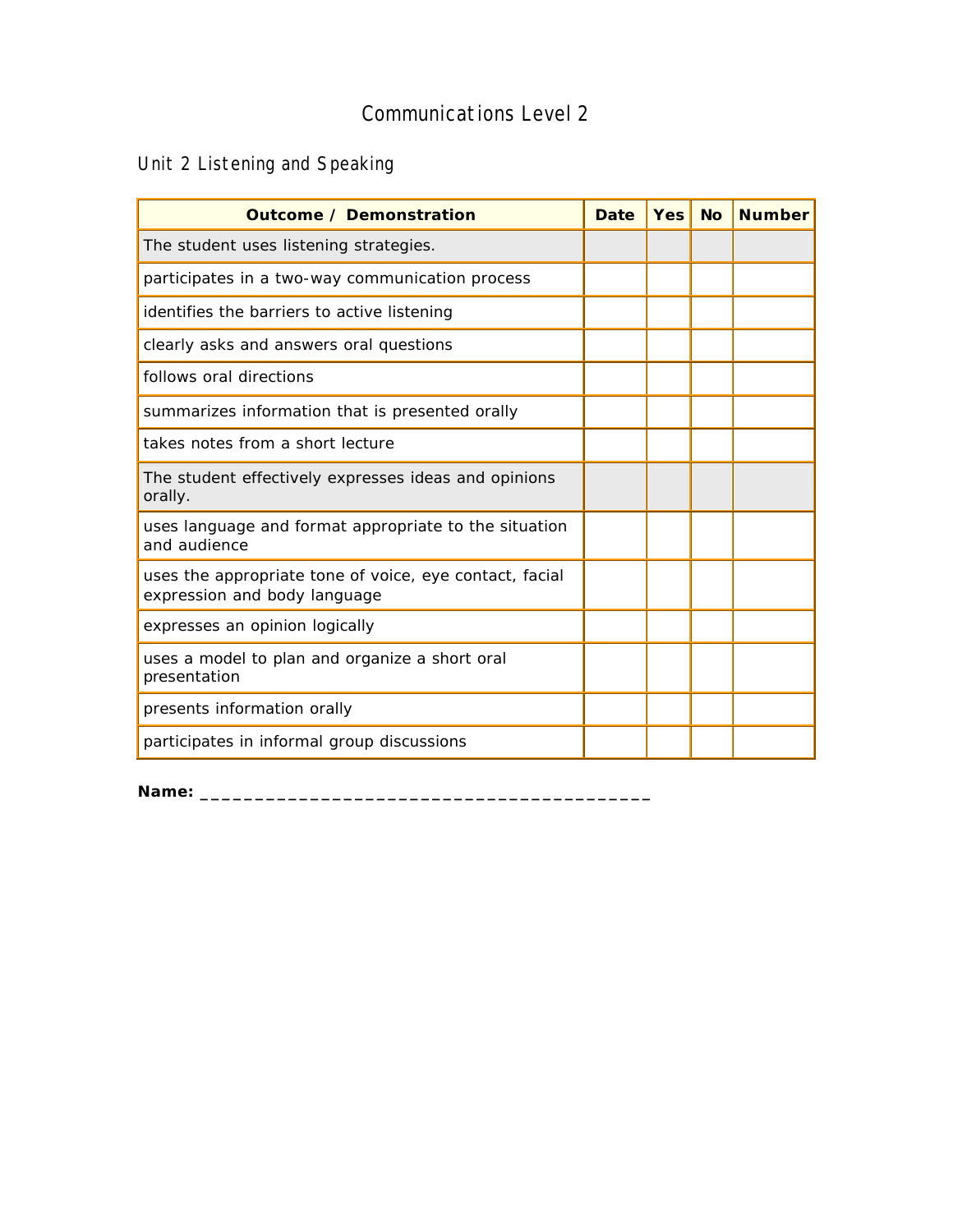# Communications Level 2

## Unit 2 Listening and Speaking

| Outcome / Demonstration | Date | Yes | No | Number |
|---|---|---|---|---|
| The student uses listening strategies. | | | | |
| participates in a two-way communication process | | | | |
| identifies the barriers to active listening | | | | |
| clearly asks and answers oral questions | | | | |
| follows oral directions | | | | |
| summarizes information that is presented orally | | | | |
| takes notes from a short lecture | | | | |
| The student effectively expresses ideas and opinions orally. | | | | |
| uses language and format appropriate to the situation and audience | | | | |
| uses the appropriate tone of voice, eye contact, facial expression and body language | | | | |
| expresses an opinion logically | | | | |
| uses a model to plan and organize a short oral presentation | | | | |
| presents information orally | | | | |
| participates in informal group discussions | | | | |

**Name:** ___________________________________________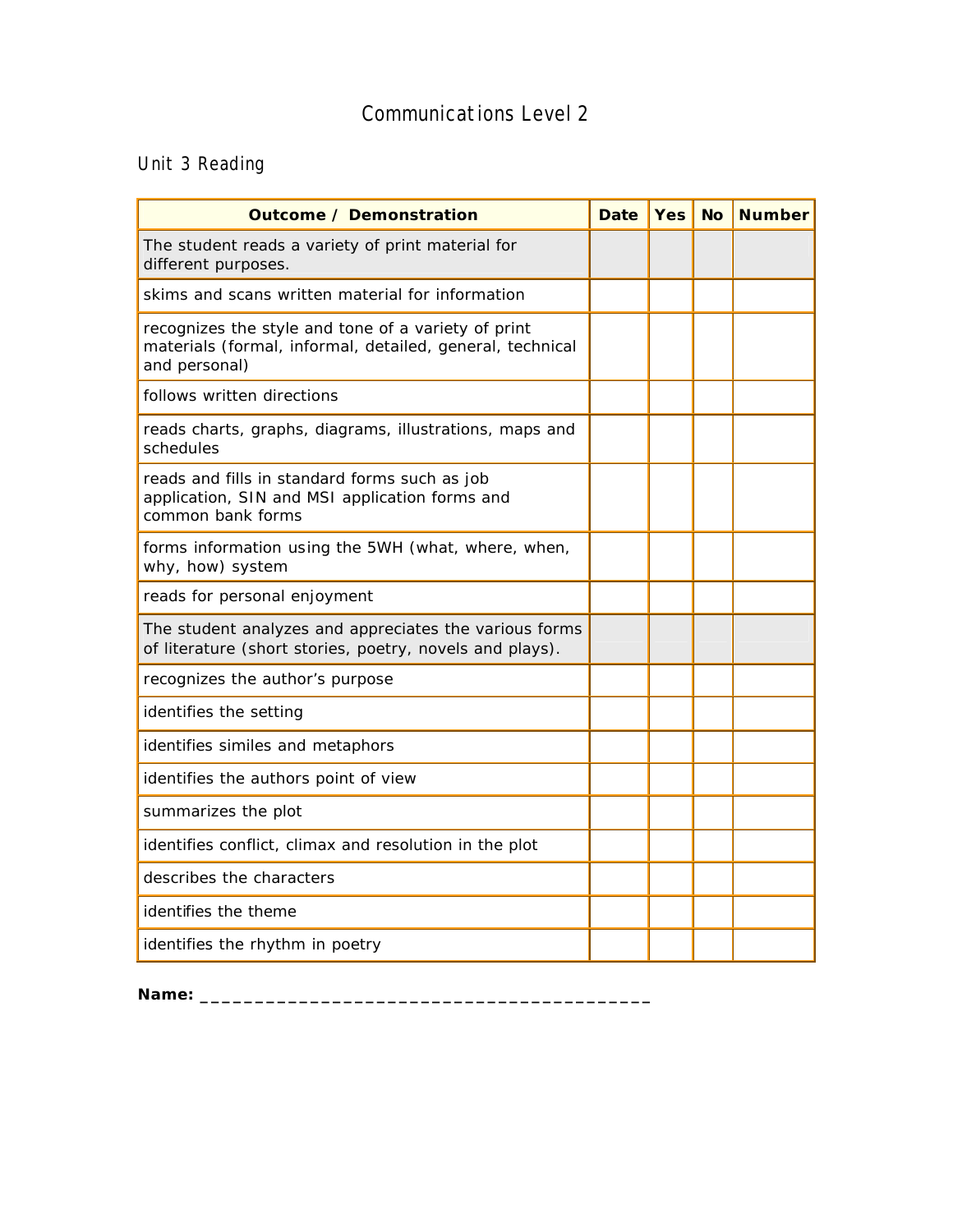# Communications Level 2

## Unit 3 Reading

| Outcome / Demonstration | Date | Yes | No | Number |
|---|---|---|---|---|
| The student reads a variety of print material for different purposes. | | | | |
| skims and scans written material for information | | | | |
| recognizes the style and tone of a variety of print materials (formal, informal, detailed, general, technical and personal) | | | | |
| follows written directions | | | | |
| reads charts, graphs, diagrams, illustrations, maps and schedules | | | | |
| reads and fills in standard forms such as job application, SIN and MSI application forms and common bank forms | | | | |
| forms information using the 5WH (what, where, when, why, how) system | | | | |
| reads for personal enjoyment | | | | |
| The student analyzes and appreciates the various forms of literature (short stories, poetry, novels and plays). | | | | |
| recognizes the author's purpose | | | | |
| identifies the setting | | | | |
| identifies similes and metaphors | | | | |
| identifies the authors point of view | | | | |
| summarizes the plot | | | | |
| identifies conflict, climax and resolution in the plot | | | | |
| describes the characters | | | | |
| identifies the theme | | | | |
| identifies the rhythm in poetry | | | | |

**Name:** ___________________________________________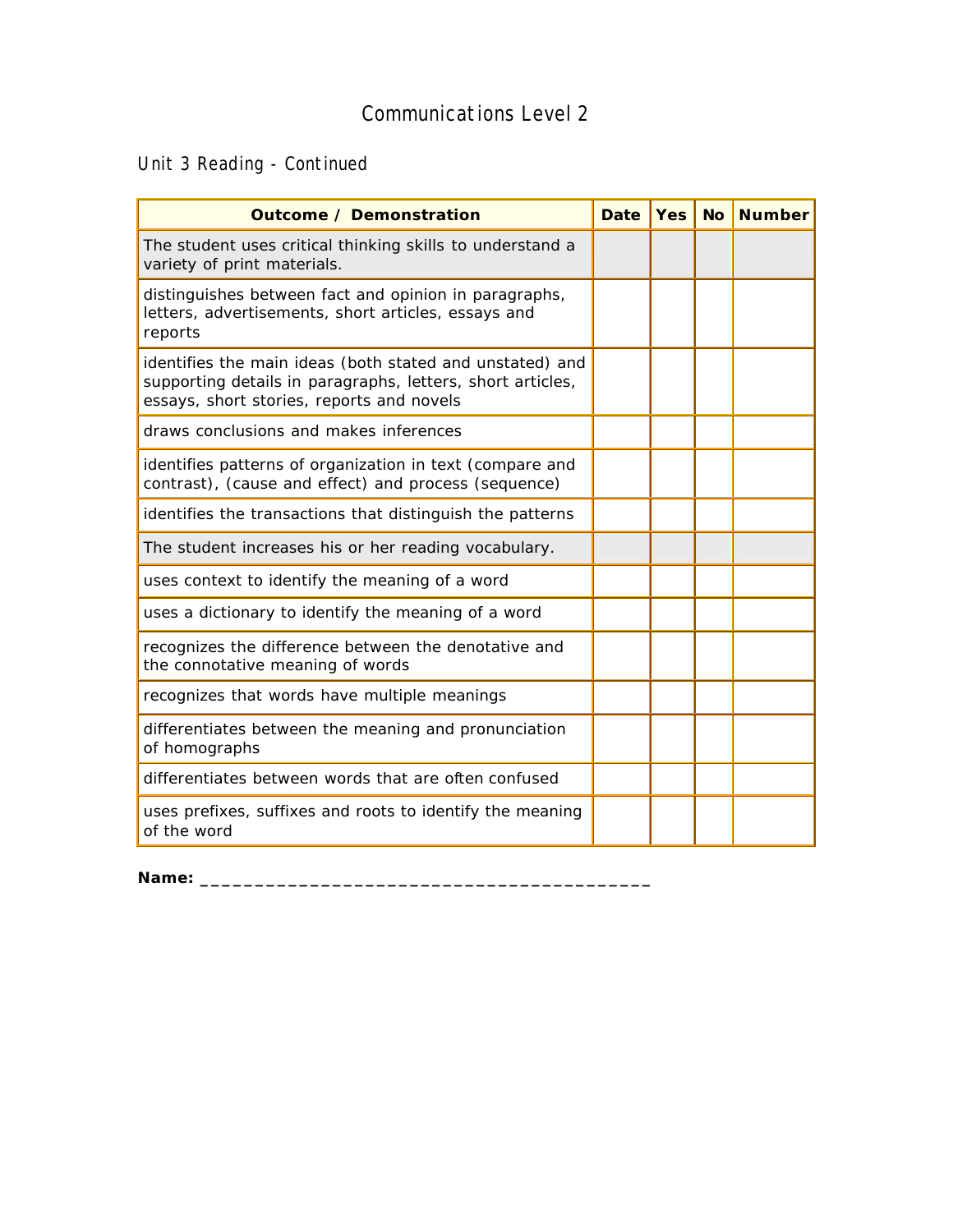# Communications Level 2

## Unit 3 Reading - Continued

| Outcome / Demonstration | Date | Yes | No | Number |
|---|---|---|---|---|
| The student uses critical thinking skills to understand a variety of print materials. | | | | |
| distinguishes between fact and opinion in paragraphs, letters, advertisements, short articles, essays and reports | | | | |
| identifies the main ideas (both stated and unstated) and supporting details in paragraphs, letters, short articles, essays, short stories, reports and novels | | | | |
| draws conclusions and makes inferences | | | | |
| identifies patterns of organization in text (compare and contrast), (cause and effect) and process (sequence) | | | | |
| identifies the transactions that distinguish the patterns | | | | |
| The student increases his or her reading vocabulary. | | | | |
| uses context to identify the meaning of a word | | | | |
| uses a dictionary to identify the meaning of a word | | | | |
| recognizes the difference between the denotative and the connotative meaning of words | | | | |
| recognizes that words have multiple meanings | | | | |
| differentiates between the meaning and pronunciation of homographs | | | | |
| differentiates between words that are often confused | | | | |
| uses prefixes, suffixes and roots to identify the meaning of the word | | | | |

**Name:** ___________________________________________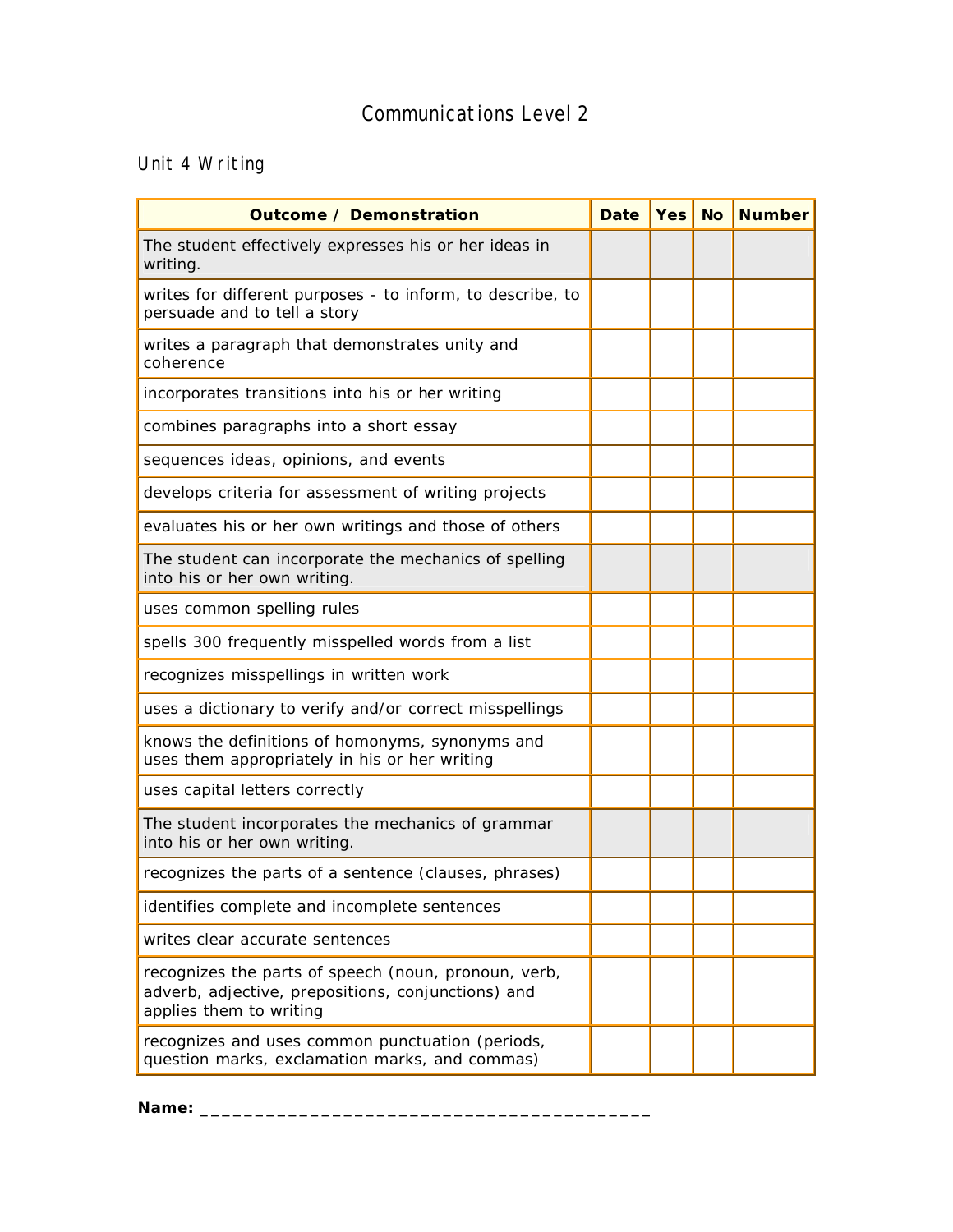# Communications Level 2

## Unit 4 Writing

| Outcome / Demonstration | Date | Yes | No | Number |
|---|---|---|---|---|
| The student effectively expresses his or her ideas in writing. | | | | |
| writes for different purposes - to inform, to describe, to persuade and to tell a story | | | | |
| writes a paragraph that demonstrates unity and coherence | | | | |
| incorporates transitions into his or her writing | | | | |
| combines paragraphs into a short essay | | | | |
| sequences ideas, opinions, and events | | | | |
| develops criteria for assessment of writing projects | | | | |
| evaluates his or her own writings and those of others | | | | |
| The student can incorporate the mechanics of spelling into his or her own writing. | | | | |
| uses common spelling rules | | | | |
| spells 300 frequently misspelled words from a list | | | | |
| recognizes misspellings in written work | | | | |
| uses a dictionary to verify and/or correct misspellings | | | | |
| knows the definitions of homonyms, synonyms and uses them appropriately in his or her writing | | | | |
| uses capital letters correctly | | | | |
| The student incorporates the mechanics of grammar into his or her own writing. | | | | |
| recognizes the parts of a sentence (clauses, phrases) | | | | |
| identifies complete and incomplete sentences | | | | |
| writes clear accurate sentences | | | | |
| recognizes the parts of speech (noun, pronoun, verb, adverb, adjective, prepositions, conjunctions) and applies them to writing | | | | |
| recognizes and uses common punctuation (periods, question marks, exclamation marks, and commas) | | | | |

**Name:** ___________________________________________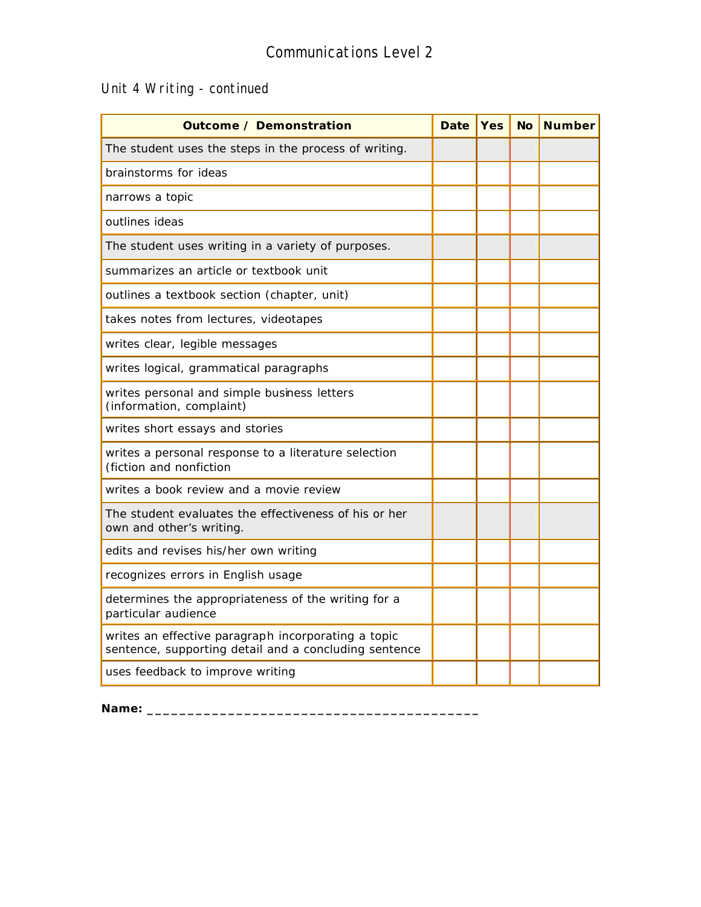# Communications Level 2

## Unit 4 Writing - continued

| Outcome / Demonstration | Date | Yes | No | Number |
| --- | --- | --- | --- | --- |
| The student uses the steps in the process of writing. | | | | |
| brainstorms for ideas | | | | |
| narrows a topic | | | | |
| outlines ideas | | | | |
| The student uses writing in a variety of purposes. | | | | |
| summarizes an article or textbook unit | | | | |
| outlines a textbook section (chapter, unit) | | | | |
| takes notes from lectures, videotapes | | | | |
| writes clear, legible messages | | | | |
| writes logical, grammatical paragraphs | | | | |
| writes personal and simple business letters (information, complaint) | | | | |
| writes short essays and stories | | | | |
| writes a personal response to a literature selection (fiction and nonfiction | | | | |
| writes a book review and a movie review | | | | |
| The student evaluates the effectiveness of his or her own and other's writing. | | | | |
| edits and revises his/her own writing | | | | |
| recognizes errors in English usage | | | | |
| determines the appropriateness of the writing for a particular audience | | | | |
| writes an effective paragraph incorporating a topic sentence, supporting detail and a concluding sentence | | | | |
| uses feedback to improve writing | | | | |

**Name:** ________________________________________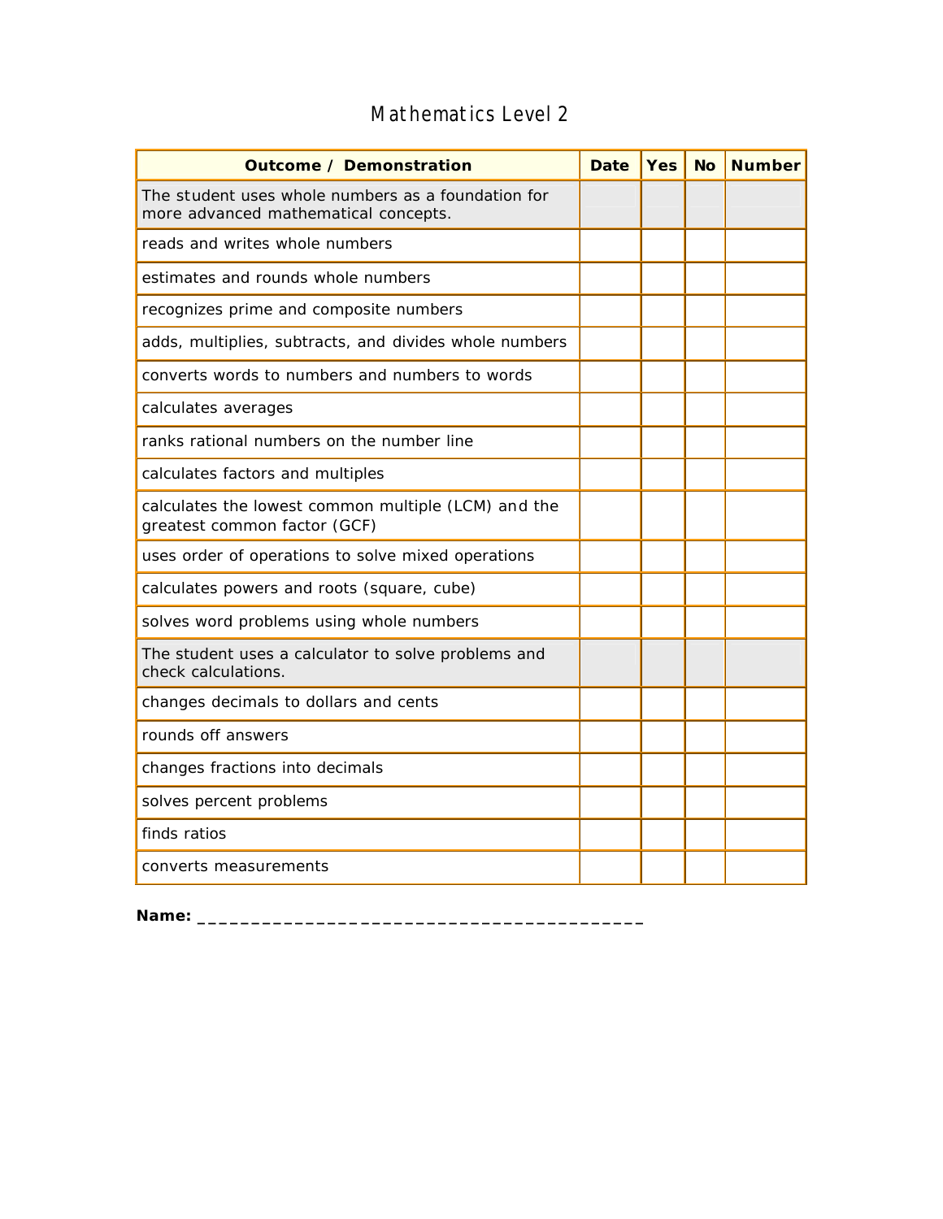# Mathematics Level 2

| Outcome / Demonstration | Date | Yes | No | Number |
|---|---|---|---|---|
| The student uses whole numbers as a foundation for more advanced mathematical concepts. | | | | |
| reads and writes whole numbers | | | | |
| estimates and rounds whole numbers | | | | |
| recognizes prime and composite numbers | | | | |
| adds, multiplies, subtracts, and divides whole numbers | | | | |
| converts words to numbers and numbers to words | | | | |
| calculates averages | | | | |
| ranks rational numbers on the number line | | | | |
| calculates factors and multiples | | | | |
| calculates the lowest common multiple (LCM) and the greatest common factor (GCF) | | | | |
| uses order of operations to solve mixed operations | | | | |
| calculates powers and roots (square, cube) | | | | |
| solves word problems using whole numbers | | | | |
| The student uses a calculator to solve problems and check calculations. | | | | |
| changes decimals to dollars and cents | | | | |
| rounds off answers | | | | |
| changes fractions into decimals | | | | |
| solves percent problems | | | | |
| finds ratios | | | | |
| converts measurements | | | | |

**Name:** ___________________________________________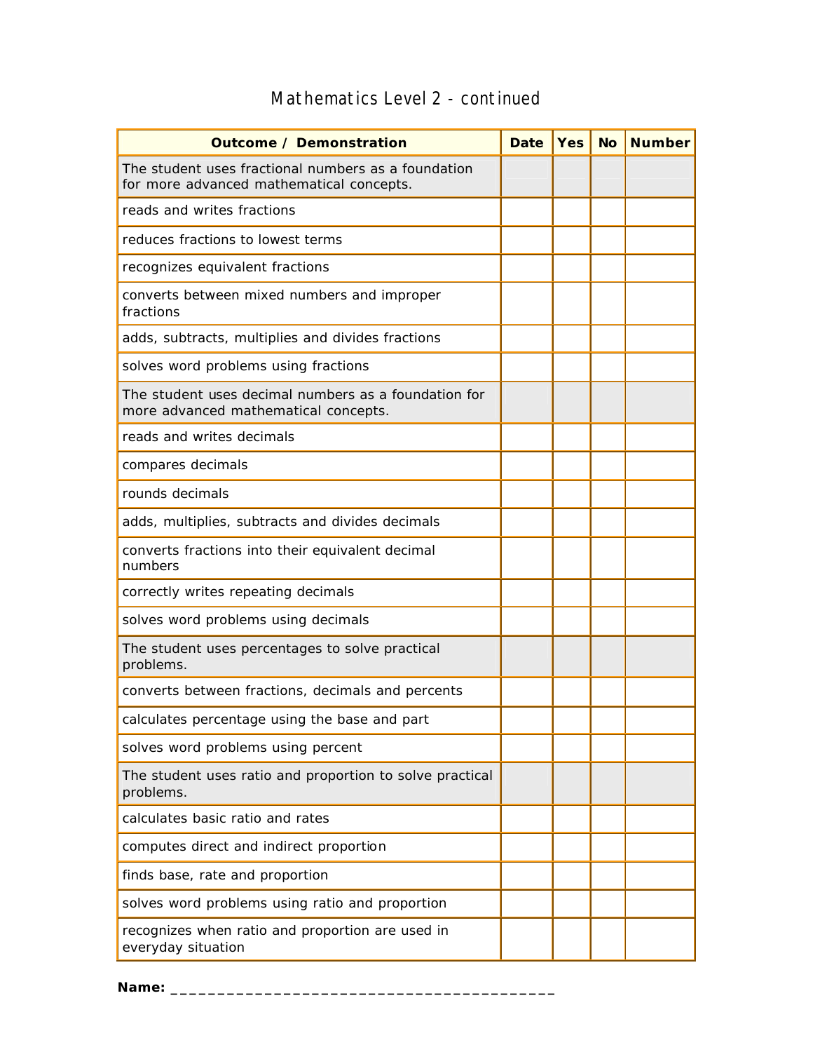# Mathematics Level 2 - continued

| Outcome / Demonstration | Date | Yes | No | Number |
|---|---|---|---|---|
| The student uses fractional numbers as a foundation for more advanced mathematical concepts. | | | | |
| reads and writes fractions | | | | |
| reduces fractions to lowest terms | | | | |
| recognizes equivalent fractions | | | | |
| converts between mixed numbers and improper fractions | | | | |
| adds, subtracts, multiplies and divides fractions | | | | |
| solves word problems using fractions | | | | |
| The student uses decimal numbers as a foundation for more advanced mathematical concepts. | | | | |
| reads and writes decimals | | | | |
| compares decimals | | | | |
| rounds decimals | | | | |
| adds, multiplies, subtracts and divides decimals | | | | |
| converts fractions into their equivalent decimal numbers | | | | |
| correctly writes repeating decimals | | | | |
| solves word problems using decimals | | | | |
| The student uses percentages to solve practical problems. | | | | |
| converts between fractions, decimals and percents | | | | |
| calculates percentage using the base and part | | | | |
| solves word problems using percent | | | | |
| The student uses ratio and proportion to solve practical problems. | | | | |
| calculates basic ratio and rates | | | | |
| computes direct and indirect proportion | | | | |
| finds base, rate and proportion | | | | |
| solves word problems using ratio and proportion | | | | |
| recognizes when ratio and proportion are used in everyday situation | | | | |

**Name:** ___________________________________________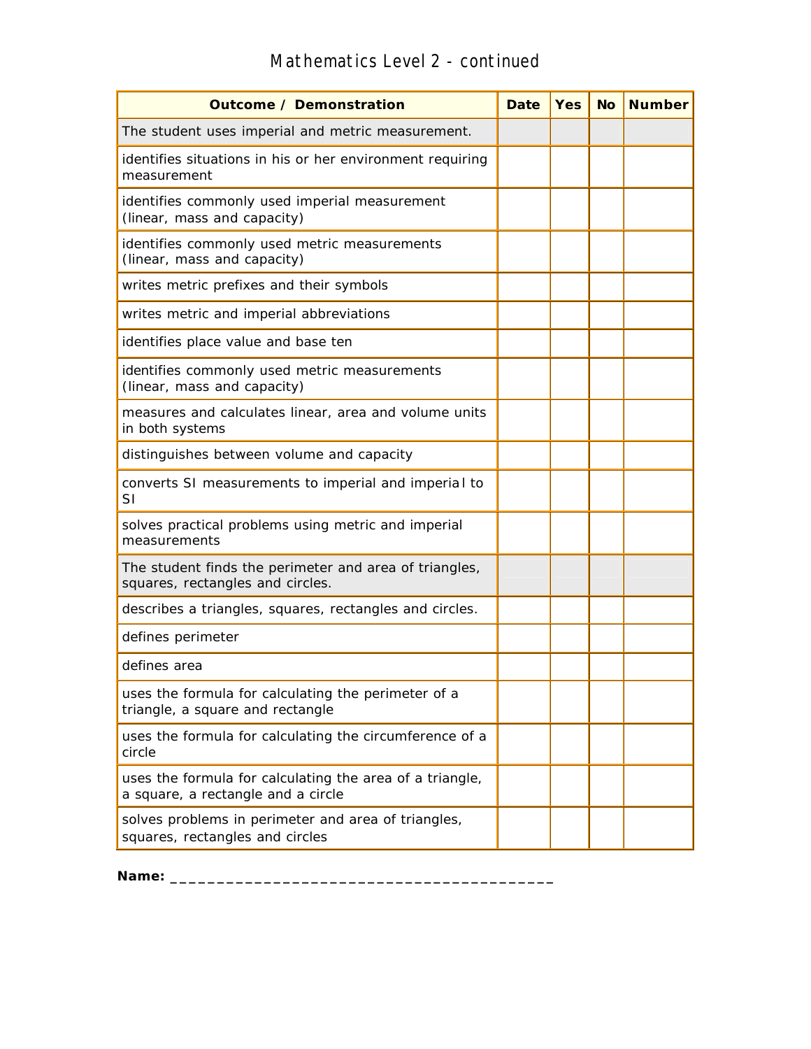# Mathematics Level 2 - continued

| Outcome / Demonstration | Date | Yes | No | Number |
|---|---|---|---|---|
| The student uses imperial and metric measurement. | | | | |
| identifies situations in his or her environment requiring measurement | | | | |
| identifies commonly used imperial measurement (linear, mass and capacity) | | | | |
| identifies commonly used metric measurements (linear, mass and capacity) | | | | |
| writes metric prefixes and their symbols | | | | |
| writes metric and imperial abbreviations | | | | |
| identifies place value and base ten | | | | |
| identifies commonly used metric measurements (linear, mass and capacity) | | | | |
| measures and calculates linear, area and volume units in both systems | | | | |
| distinguishes between volume and capacity | | | | |
| converts SI measurements to imperial and imperial to SI | | | | |
| solves practical problems using metric and imperial measurements | | | | |
| The student finds the perimeter and area of triangles, squares, rectangles and circles. | | | | |
| describes a triangles, squares, rectangles and circles. | | | | |
| defines perimeter | | | | |
| defines area | | | | |
| uses the formula for calculating the perimeter of a triangle, a square and rectangle | | | | |
| uses the formula for calculating the circumference of a circle | | | | |
| uses the formula for calculating the area of a triangle, a square, a rectangle and a circle | | | | |
| solves problems in perimeter and area of triangles, squares, rectangles and circles | | | | |

**Name:** ___________________________________________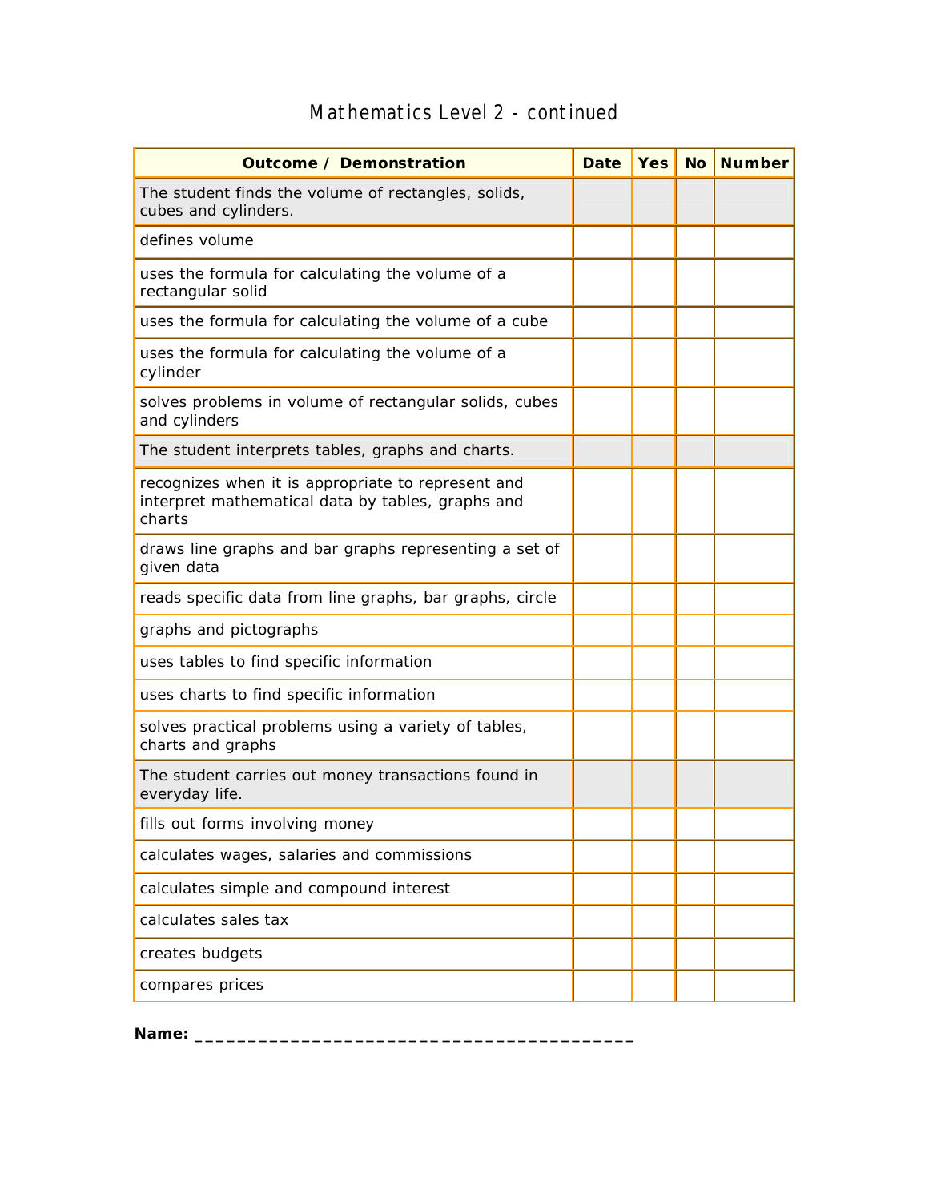# Mathematics Level 2 - continued

| Outcome / Demonstration | Date | Yes | No | Number |
|---|---|---|---|---|
| The student finds the volume of rectangles, solids, cubes and cylinders. | | | | |
| defines volume | | | | |
| uses the formula for calculating the volume of a rectangular solid | | | | |
| uses the formula for calculating the volume of a cube | | | | |
| uses the formula for calculating the volume of a cylinder | | | | |
| solves problems in volume of rectangular solids, cubes and cylinders | | | | |
| The student interprets tables, graphs and charts. | | | | |
| recognizes when it is appropriate to represent and interpret mathematical data by tables, graphs and charts | | | | |
| draws line graphs and bar graphs representing a set of given data | | | | |
| reads specific data from line graphs, bar graphs, circle | | | | |
| graphs and pictographs | | | | |
| uses tables to find specific information | | | | |
| uses charts to find specific information | | | | |
| solves practical problems using a variety of tables, charts and graphs | | | | |
| The student carries out money transactions found in everyday life. | | | | |
| fills out forms involving money | | | | |
| calculates wages, salaries and commissions | | | | |
| calculates simple and compound interest | | | | |
| calculates sales tax | | | | |
| creates budgets | | | | |
| compares prices | | | | |

**Name:** ___________________________________________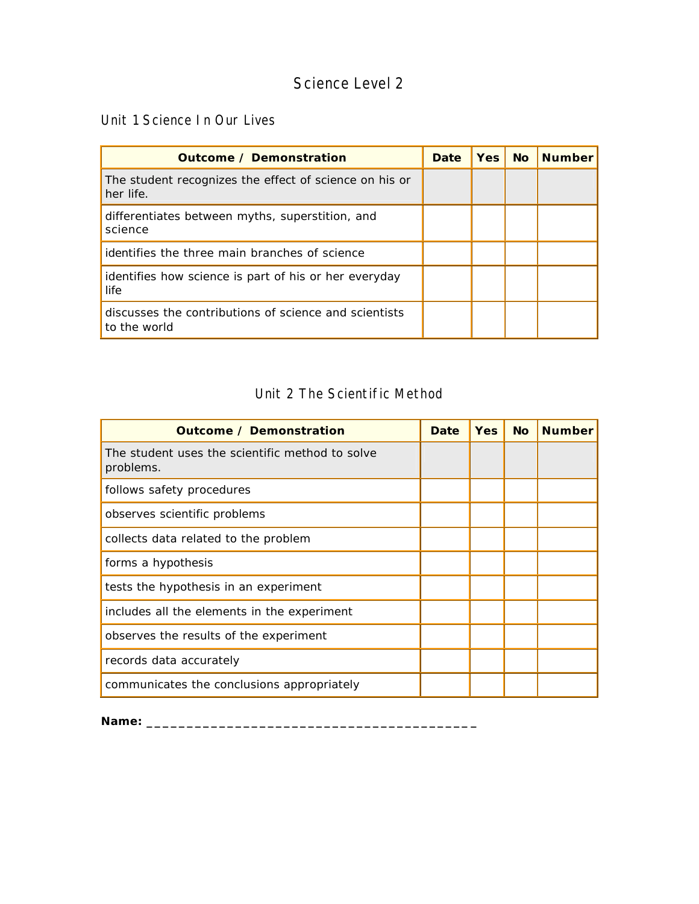# Science Level 2

## Unit 1 Science In Our Lives

| Outcome / Demonstration | Date | Yes | No | Number |
|---|---|---|---|---|
| The student recognizes the effect of science on his or her life. | | | | |
| differentiates between myths, superstition, and science | | | | |
| identifies the three main branches of science | | | | |
| identifies how science is part of his or her everyday life | | | | |
| discusses the contributions of science and scientists to the world | | | | |

## Unit 2 The Scientific Method

| Outcome / Demonstration | Date | Yes | No | Number |
|---|---|---|---|---|
| The student uses the scientific method to solve problems. | | | | |
| follows safety procedures | | | | |
| observes scientific problems | | | | |
| collects data related to the problem | | | | |
| forms a hypothesis | | | | |
| tests the hypothesis in an experiment | | | | |
| includes all the elements in the experiment | | | | |
| observes the results of the experiment | | | | |
| records data accurately | | | | |
| communicates the conclusions appropriately | | | | |

**Name:** ___________________________________________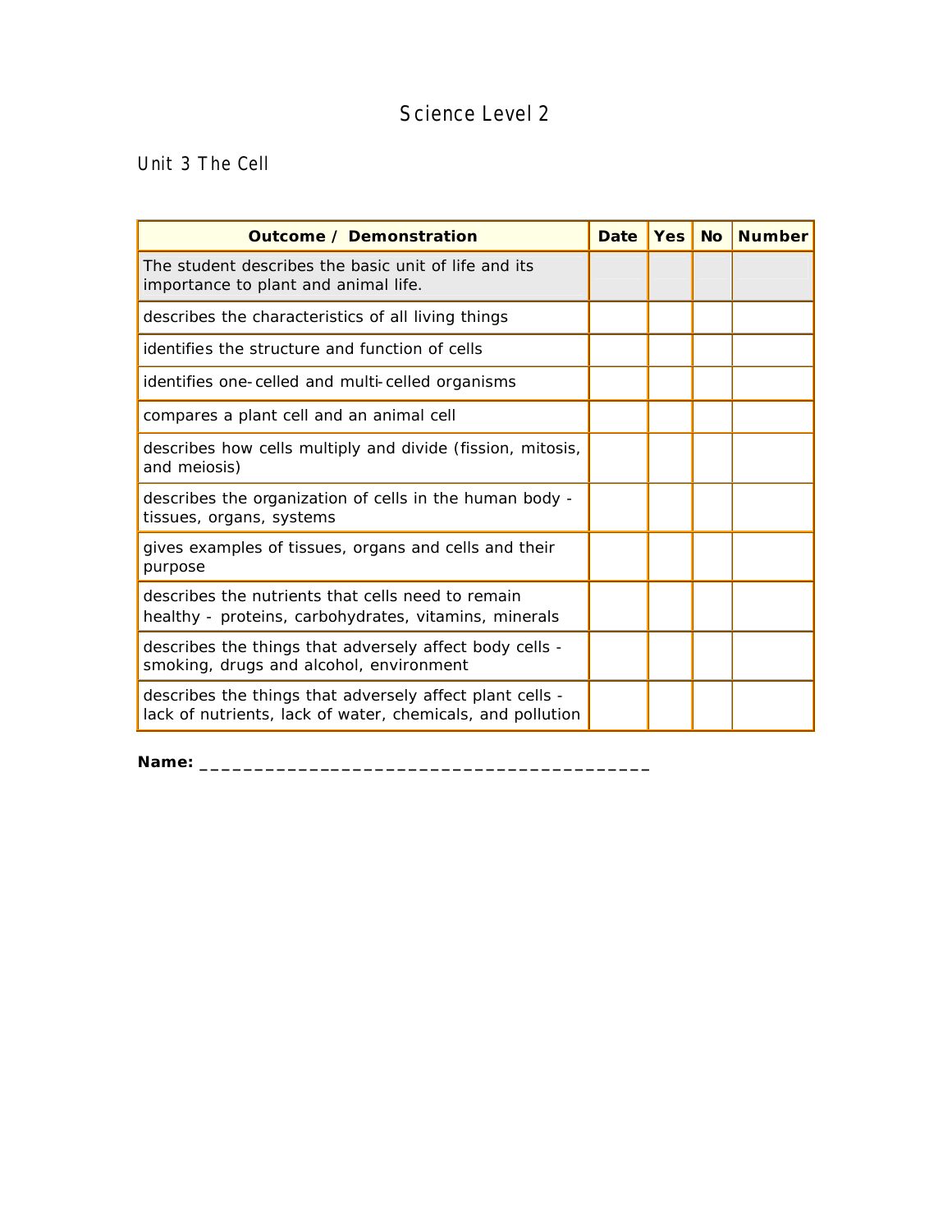# Science Level 2

## Unit 3 The Cell

| Outcome / Demonstration | Date | Yes | No | Number |
|---|---|---|---|---|
| The student describes the basic unit of life and its importance to plant and animal life. | | | | |
| describes the characteristics of all living things | | | | |
| identifies the structure and function of cells | | | | |
| identifies one-celled and multi-celled organisms | | | | |
| compares a plant cell and an animal cell | | | | |
| describes how cells multiply and divide (fission, mitosis, and meiosis) | | | | |
| describes the organization of cells in the human body - tissues, organs, systems | | | | |
| gives examples of tissues, organs and cells and their purpose | | | | |
| describes the nutrients that cells need to remain healthy - proteins, carbohydrates, vitamins, minerals | | | | |
| describes the things that adversely affect body cells - smoking, drugs and alcohol, environment | | | | |
| describes the things that adversely affect plant cells - lack of nutrients, lack of water, chemicals, and pollution | | | | |

**Name:** ___________________________________________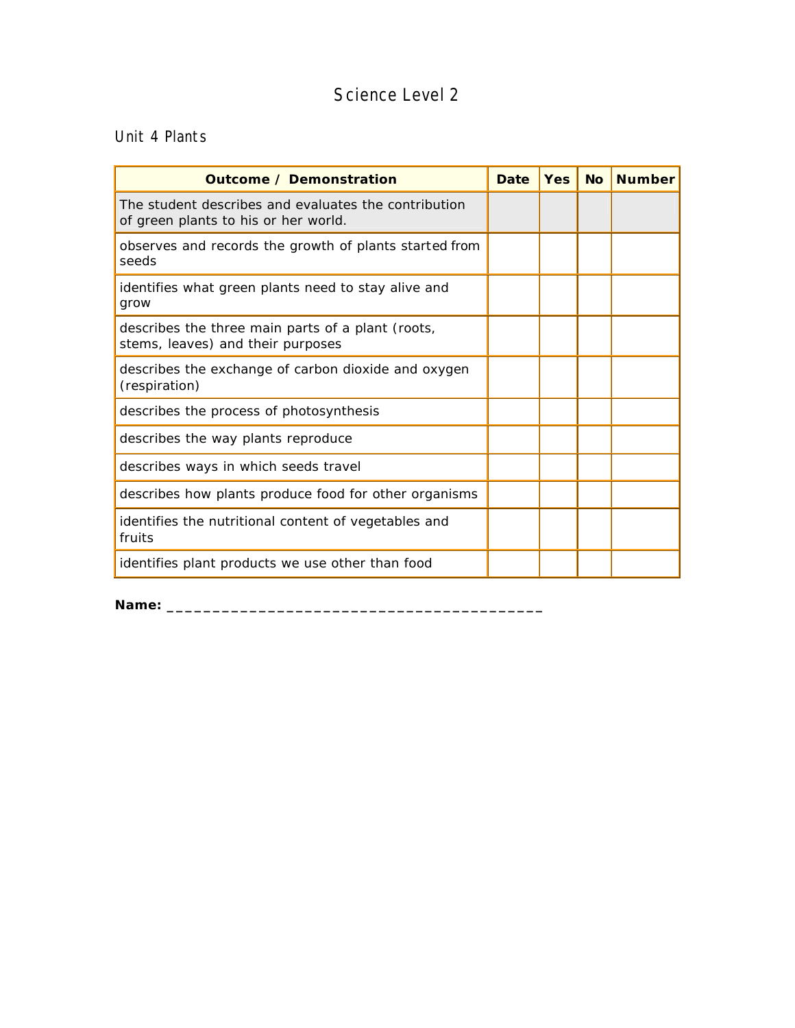# Science Level 2

## Unit 4 Plants

| Outcome / Demonstration | Date | Yes | No | Number |
|---|---|---|---|---|
| The student describes and evaluates the contribution of green plants to his or her world. | | | | |
| observes and records the growth of plants started from seeds | | | | |
| identifies what green plants need to stay alive and grow | | | | |
| describes the three main parts of a plant (roots, stems, leaves) and their purposes | | | | |
| describes the exchange of carbon dioxide and oxygen (respiration) | | | | |
| describes the process of photosynthesis | | | | |
| describes the way plants reproduce | | | | |
| describes ways in which seeds travel | | | | |
| describes how plants produce food for other organisms | | | | |
| identifies the nutritional content of vegetables and fruits | | | | |
| identifies plant products we use other than food | | | | |

**Name:** ___________________________________________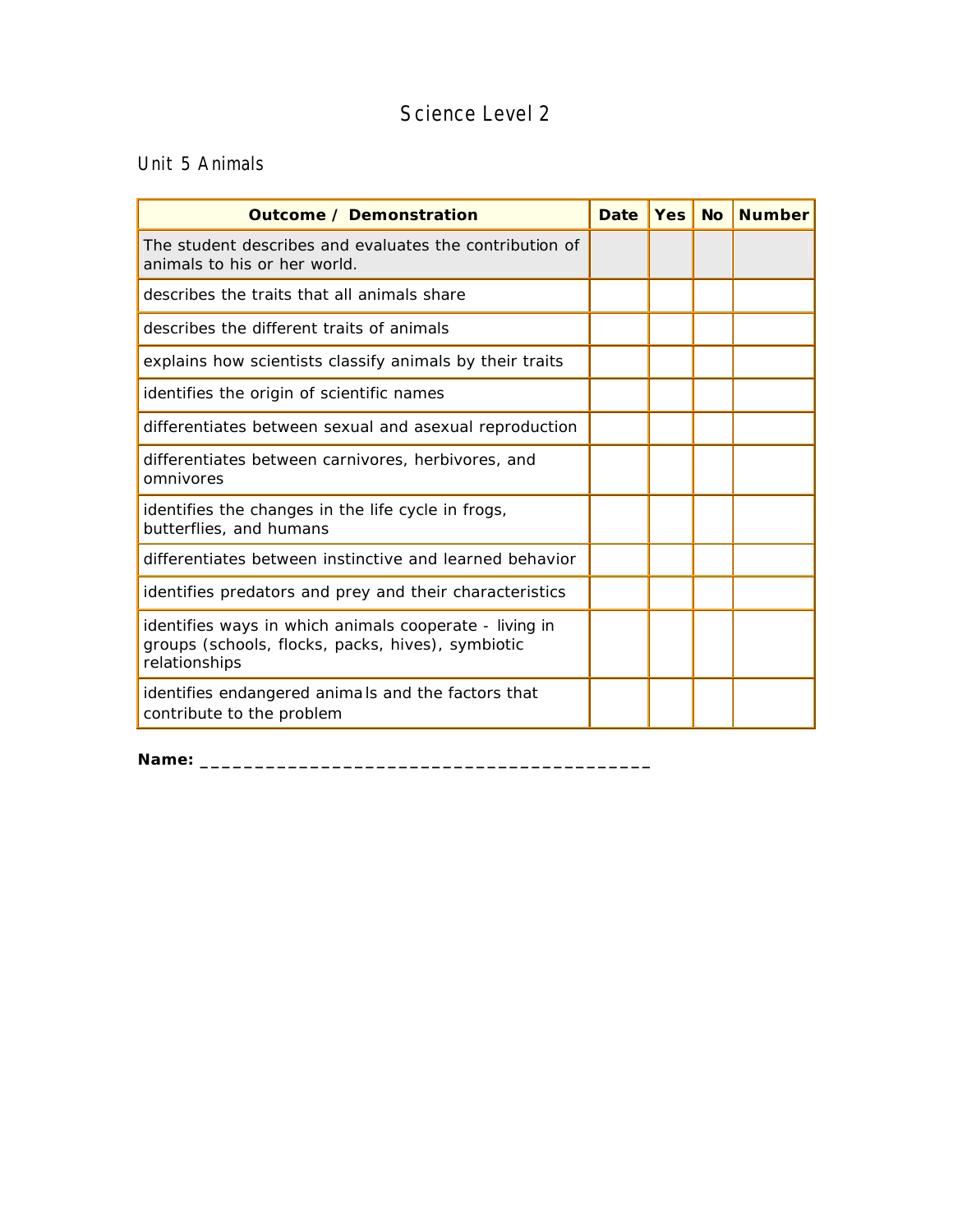# Science Level 2

## Unit 5 Animals

| Outcome / Demonstration | Date | Yes | No | Number |
|---|---|---|---|---|
| The student describes and evaluates the contribution of animals to his or her world. | | | | |
| describes the traits that all animals share | | | | |
| describes the different traits of animals | | | | |
| explains how scientists classify animals by their traits | | | | |
| identifies the origin of scientific names | | | | |
| differentiates between sexual and asexual reproduction | | | | |
| differentiates between carnivores, herbivores, and omnivores | | | | |
| identifies the changes in the life cycle in frogs, butterflies, and humans | | | | |
| differentiates between instinctive and learned behavior | | | | |
| identifies predators and prey and their characteristics | | | | |
| identifies ways in which animals cooperate - living in groups (schools, flocks, packs, hives), symbiotic relationships | | | | |
| identifies endangered animals and the factors that contribute to the problem | | | | |

**Name:** ___________________________________________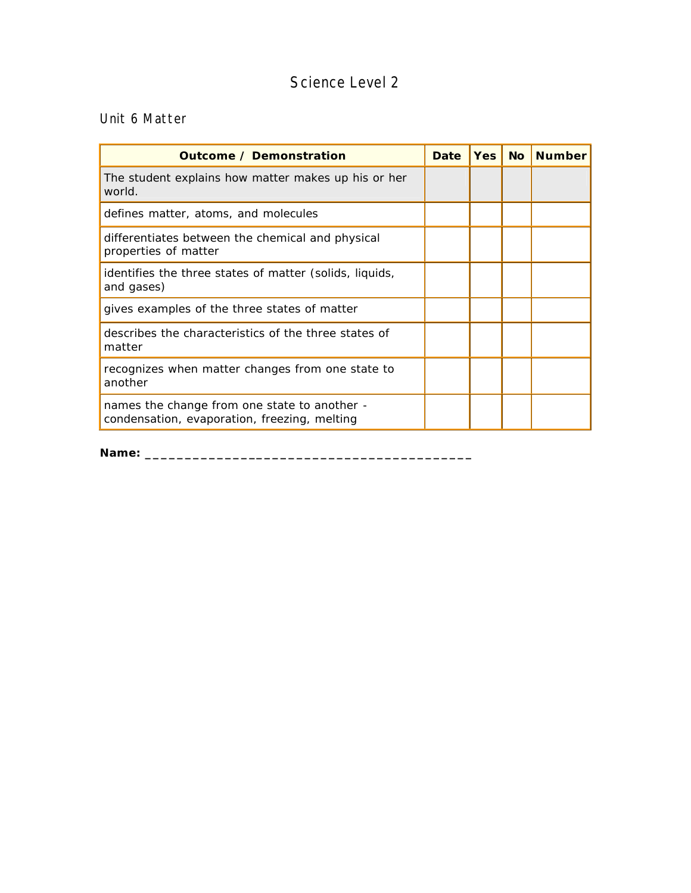# Science Level 2

## Unit 6 Matter

| Outcome / Demonstration | Date | Yes | No | Number |
|---|---|---|---|---|
| The student explains how matter makes up his or her world. | | | | |
| defines matter, atoms, and molecules | | | | |
| differentiates between the chemical and physical properties of matter | | | | |
| identifies the three states of matter (solids, liquids, and gases) | | | | |
| gives examples of the three states of matter | | | | |
| describes the characteristics of the three states of matter | | | | |
| recognizes when matter changes from one state to another | | | | |
| names the change from one state to another - condensation, evaporation, freezing, melting | | | | |

**Name:** ___________________________________________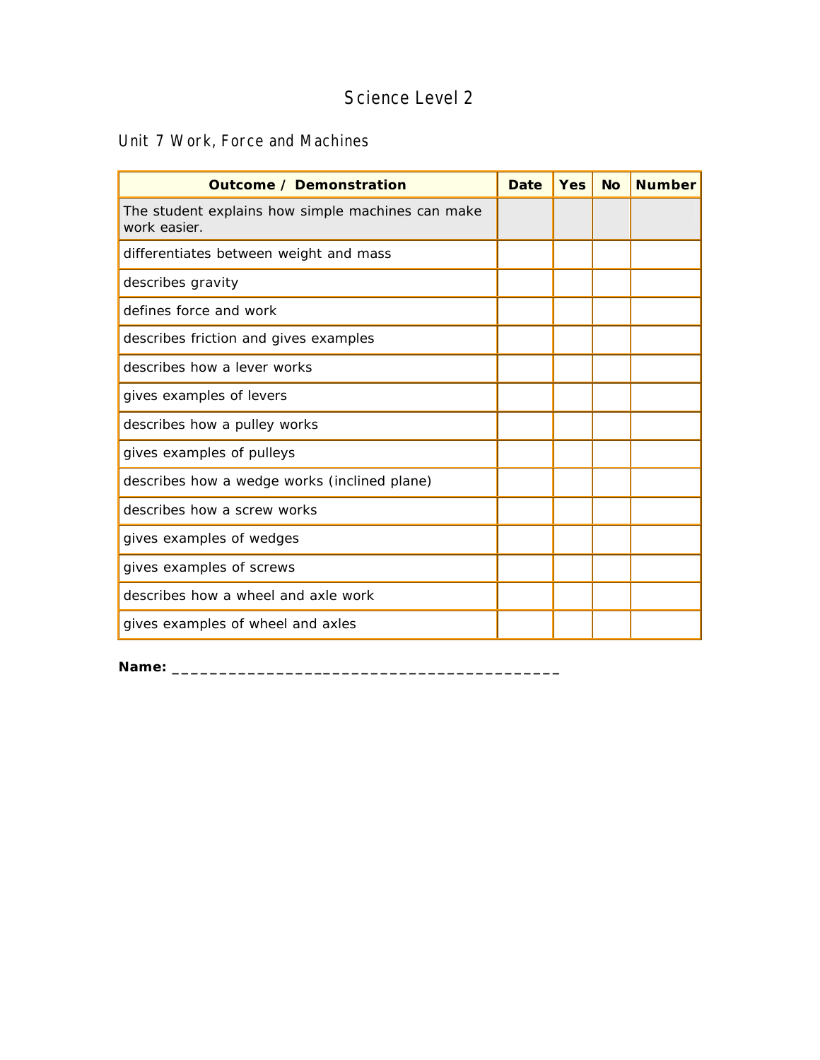# Science Level 2

## Unit 7 Work, Force and Machines

| Outcome / Demonstration | Date | Yes | No | Number |
|---|---|---|---|---|
| The student explains how simple machines can make work easier. | | | | |
| differentiates between weight and mass | | | | |
| describes gravity | | | | |
| defines force and work | | | | |
| describes friction and gives examples | | | | |
| describes how a lever works | | | | |
| gives examples of levers | | | | |
| describes how a pulley works | | | | |
| gives examples of pulleys | | | | |
| describes how a wedge works (inclined plane) | | | | |
| describes how a screw works | | | | |
| gives examples of wedges | | | | |
| gives examples of screws | | | | |
| describes how a wheel and axle work | | | | |
| gives examples of wheel and axles | | | | |

**Name:** ___________________________________________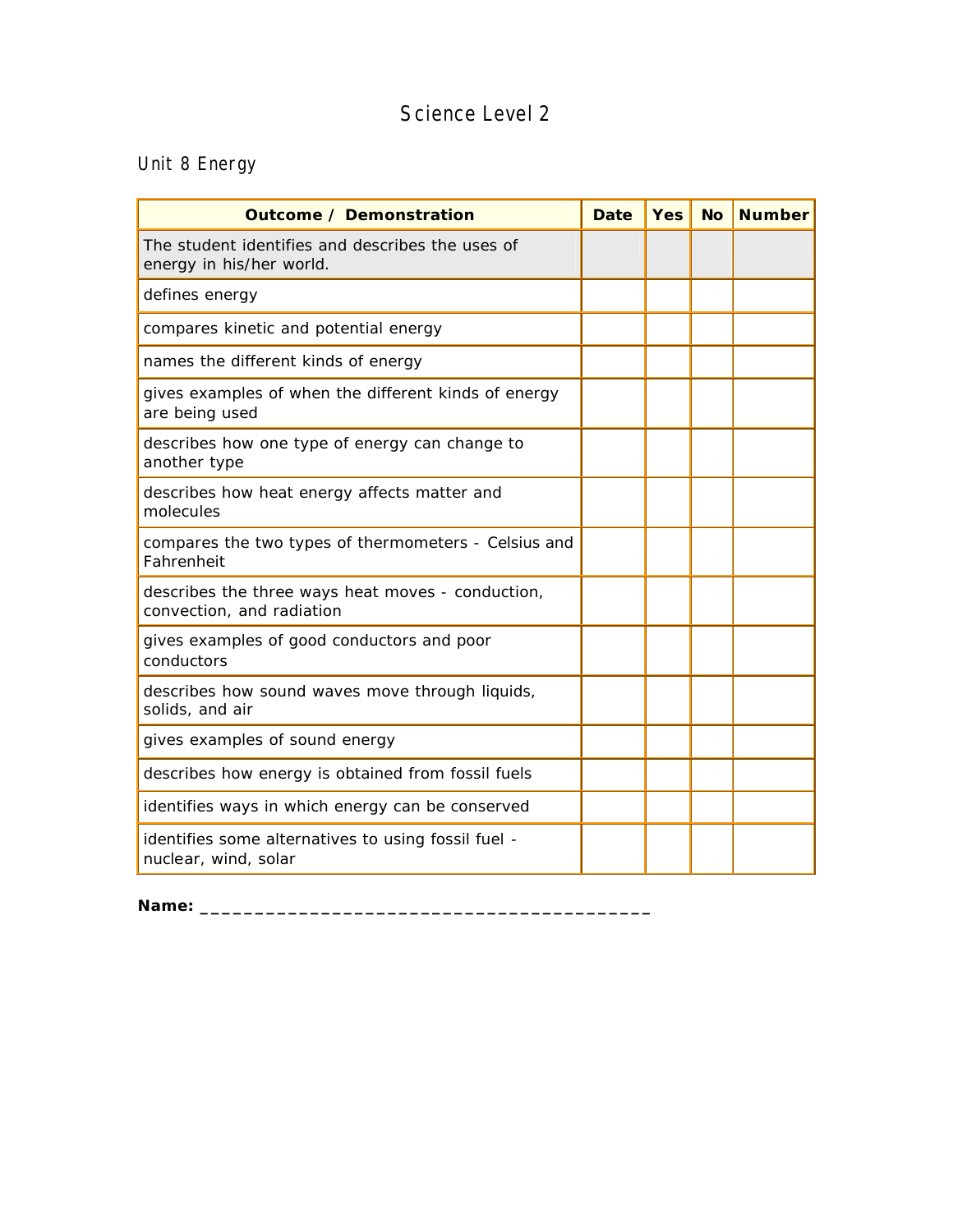# Science Level 2

## Unit 8 Energy

| Outcome / Demonstration | Date | Yes | No | Number |
|---|---|---|---|---|
| The student identifies and describes the uses of energy in his/her world. | | | | |
| defines energy | | | | |
| compares kinetic and potential energy | | | | |
| names the different kinds of energy | | | | |
| gives examples of when the different kinds of energy are being used | | | | |
| describes how one type of energy can change to another type | | | | |
| describes how heat energy affects matter and molecules | | | | |
| compares the two types of thermometers - Celsius and Fahrenheit | | | | |
| describes the three ways heat moves - conduction, convection, and radiation | | | | |
| gives examples of good conductors and poor conductors | | | | |
| describes how sound waves move through liquids, solids, and air | | | | |
| gives examples of sound energy | | | | |
| describes how energy is obtained from fossil fuels | | | | |
| identifies ways in which energy can be conserved | | | | |
| identifies some alternatives to using fossil fuel - nuclear, wind, solar | | | | |

**Name:** ________________________________________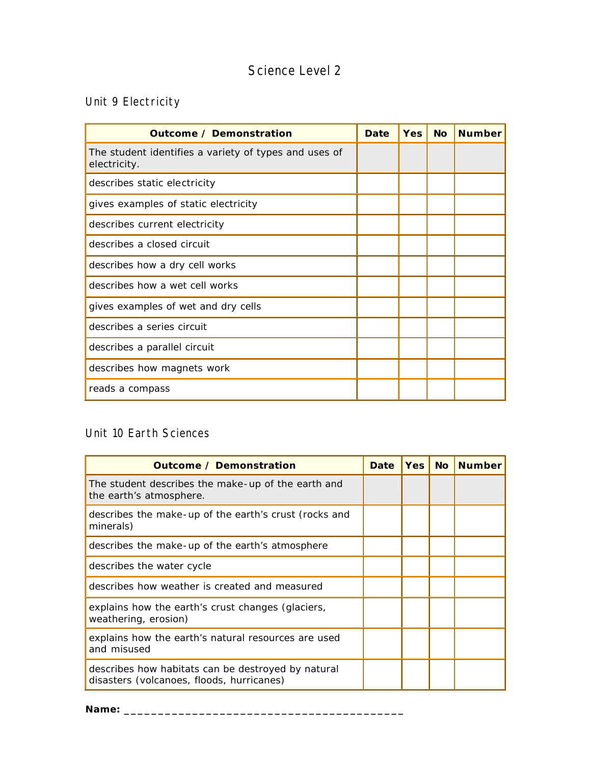# Science Level 2

## Unit 9 Electricity

| Outcome / Demonstration | Date | Yes | No | Number |
|---|---|---|---|---|
| The student identifies a variety of types and uses of electricity. | | | | |
| describes static electricity | | | | |
| gives examples of static electricity | | | | |
| describes current electricity | | | | |
| describes a closed circuit | | | | |
| describes how a dry cell works | | | | |
| describes how a wet cell works | | | | |
| gives examples of wet and dry cells | | | | |
| describes a series circuit | | | | |
| describes a parallel circuit | | | | |
| describes how magnets work | | | | |
| reads a compass | | | | |

## Unit 10 Earth Sciences

| Outcome / Demonstration | Date | Yes | No | Number |
|---|---|---|---|---|
| The student describes the make-up of the earth and the earth's atmosphere. | | | | |
| describes the make-up of the earth's crust (rocks and minerals) | | | | |
| describes the make-up of the earth's atmosphere | | | | |
| describes the water cycle | | | | |
| describes how weather is created and measured | | | | |
| explains how the earth's crust changes (glaciers, weathering, erosion) | | | | |
| explains how the earth's natural resources are used and misused | | | | |
| describes how habitats can be destroyed by natural disasters (volcanoes, floods, hurricanes) | | | | |

**Name:** ____________________________________________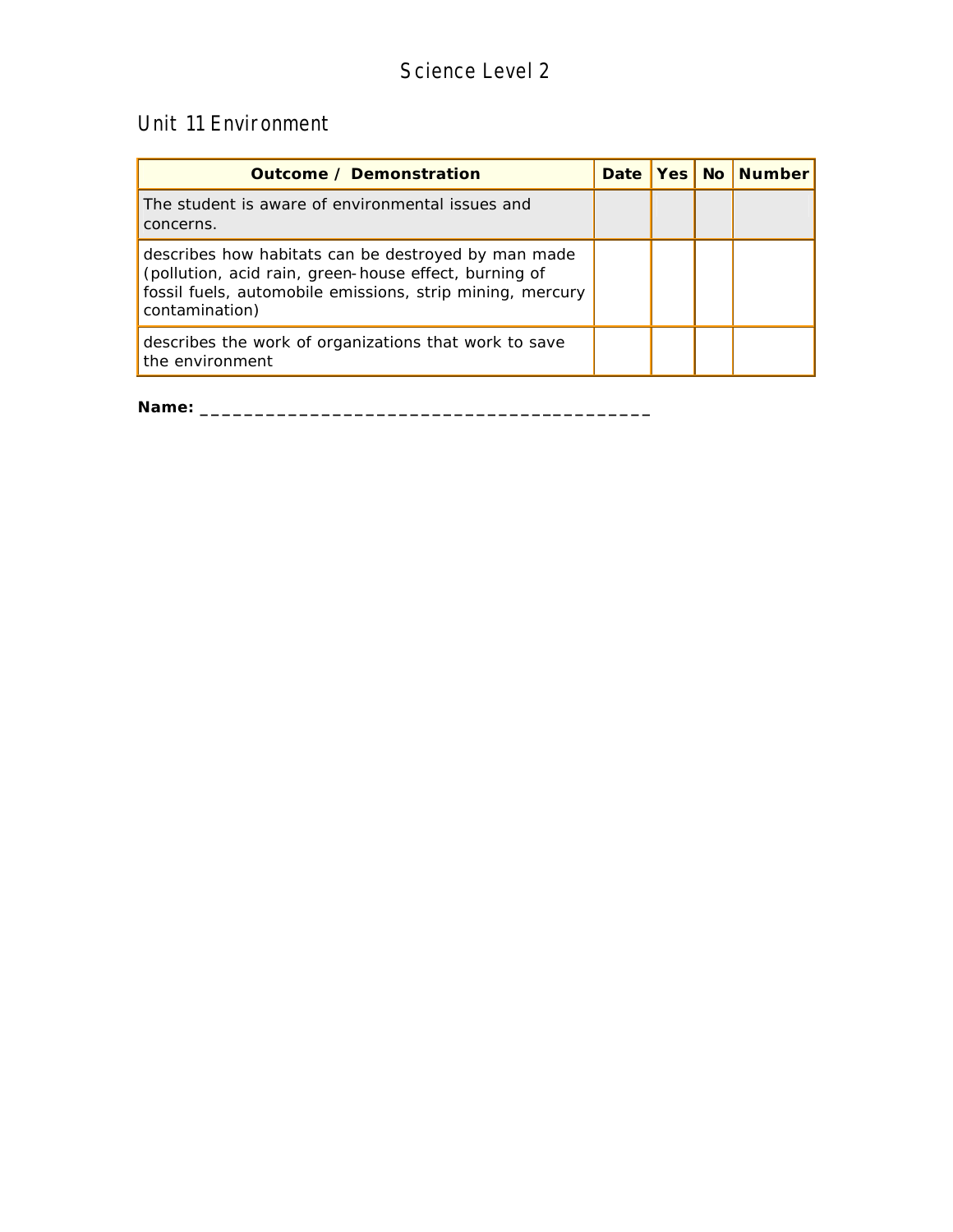# Science Level 2

## Unit 11 Environment

| Outcome / Demonstration | Date | Yes | No | Number |
|---|---|---|---|---|
| The student is aware of environmental issues and concerns. | | | | |
| describes how habitats can be destroyed by man made (pollution, acid rain, green-house effect, burning of fossil fuels, automobile emissions, strip mining, mercury contamination) | | | | |
| describes the work of organizations that work to save the environment | | | | |

**Name:** ___________________________________________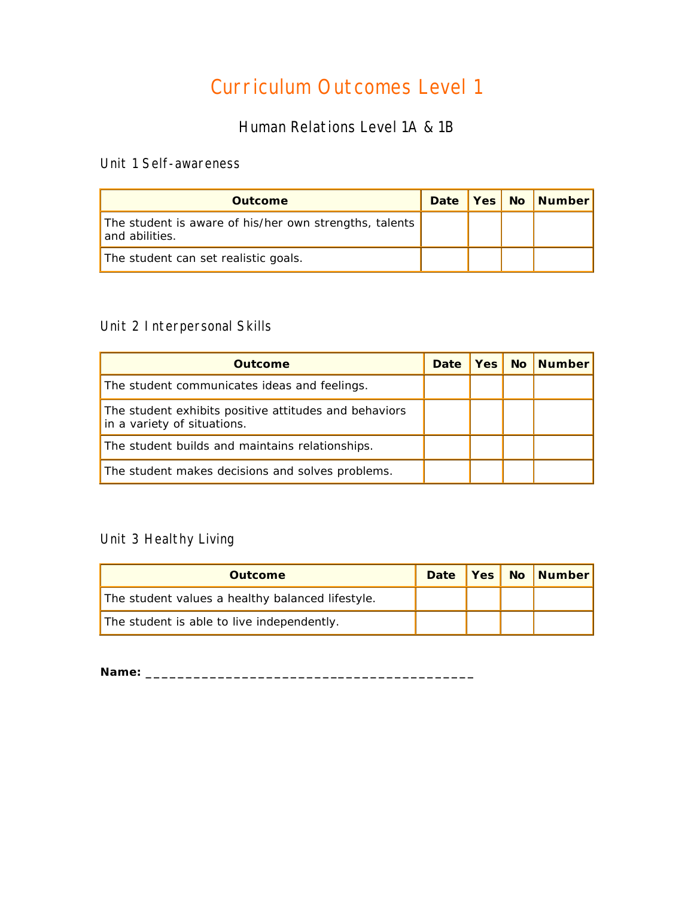# Curriculum Outcomes Level 1

## Human Relations Level 1A & 1B

### Unit 1 Self-awareness

| Outcome | Date | Yes | No | Number |
|---|---|---|---|---|
| The student is aware of his/her own strengths, talents and abilities. | | | | |
| The student can set realistic goals. | | | | |

### Unit 2 Interpersonal Skills

| Outcome | Date | Yes | No | Number |
|---|---|---|---|---|
| The student communicates ideas and feelings. | | | | |
| The student exhibits positive attitudes and behaviors in a variety of situations. | | | | |
| The student builds and maintains relationships. | | | | |
| The student makes decisions and solves problems. | | | | |

### Unit 3 Healthy Living

| Outcome | Date | Yes | No | Number |
|---|---|---|---|---|
| The student values a healthy balanced lifestyle. | | | | |
| The student is able to live independently. | | | | |

**Name:** ___________________________________________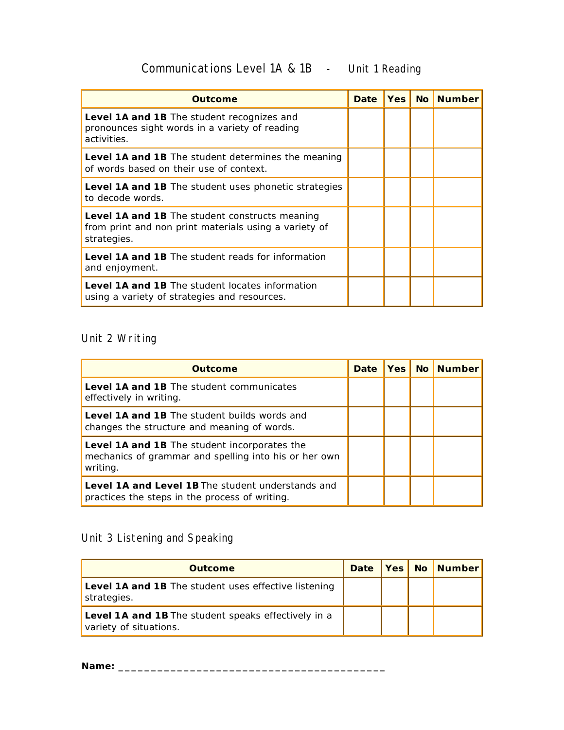# Communications Level 1A & 1B - Unit 1 Reading

| Outcome | Date | Yes | No | Number |
|---|---|---|---|---|
| **Level 1A and 1B** The student recognizes and pronounces sight words in a variety of reading activities. | | | | |
| **Level 1A and 1B** The student determines the meaning of words based on their use of context. | | | | |
| **Level 1A and 1B** The student uses phonetic strategies to decode words. | | | | |
| **Level 1A and 1B** The student constructs meaning from print and non print materials using a variety of strategies. | | | | |
| **Level 1A and 1B** The student reads for information and enjoyment. | | | | |
| **Level 1A and 1B** The student locates information using a variety of strategies and resources. | | | | |

## Unit 2 Writing

| Outcome | Date | Yes | No | Number |
|---|---|---|---|---|
| **Level 1A and 1B** The student communicates effectively in writing. | | | | |
| **Level 1A and 1B** The student builds words and changes the structure and meaning of words. | | | | |
| **Level 1A and 1B** The student incorporates the mechanics of grammar and spelling into his or her own writing. | | | | |
| **Level 1A and Level 1B** The student understands and practices the steps in the process of writing. | | | | |

## Unit 3 Listening and Speaking

| Outcome | Date | Yes | No | Number |
|---|---|---|---|---|
| **Level 1A and 1B** The student uses effective listening strategies. | | | | |
| **Level 1A and 1B** The student speaks effectively in a variety of situations. | | | | |

**Name:** ___________________________________________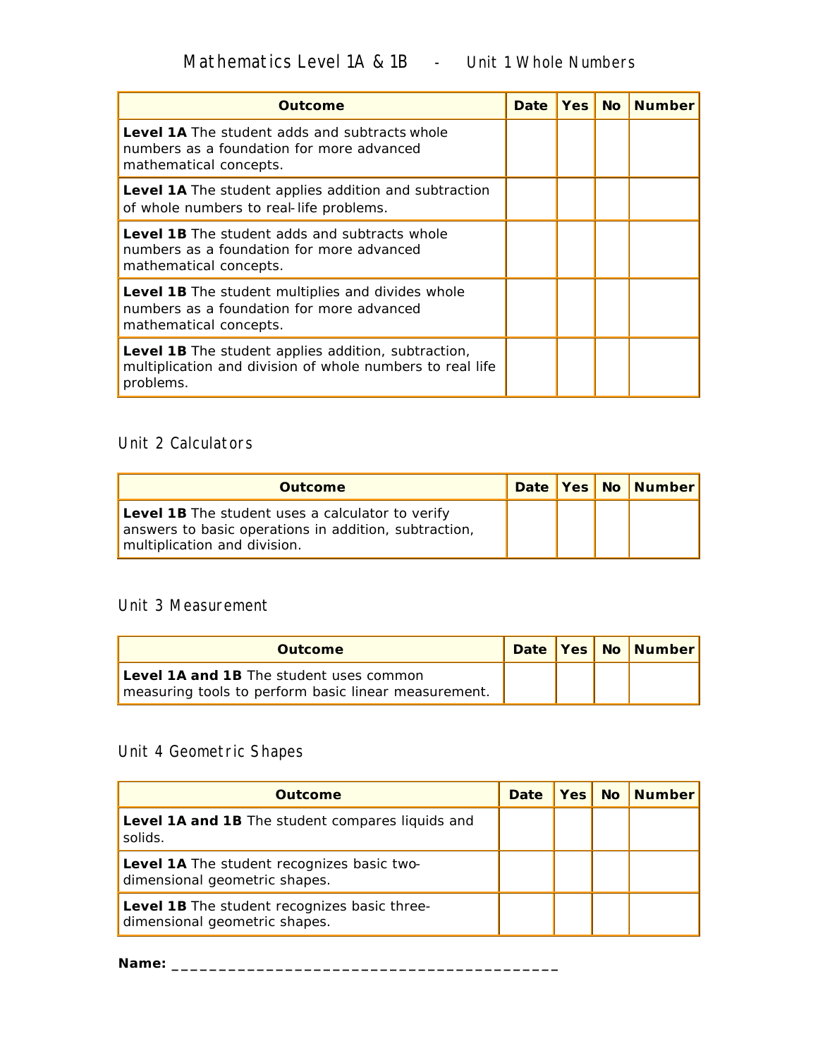# Mathematics Level 1A & 1B - Unit 1 Whole Numbers

| Outcome | Date | Yes | No | Number |
|---|---|---|---|---|
| **Level 1A** The student adds and subtracts whole numbers as a foundation for more advanced mathematical concepts. | | | | |
| **Level 1A** The student applies addition and subtraction of whole numbers to real-life problems. | | | | |
| **Level 1B** The student adds and subtracts whole numbers as a foundation for more advanced mathematical concepts. | | | | |
| **Level 1B** The student multiplies and divides whole numbers as a foundation for more advanced mathematical concepts. | | | | |
| **Level 1B** The student applies addition, subtraction, multiplication and division of whole numbers to real life problems. | | | | |

## Unit 2 Calculators

| Outcome | Date | Yes | No | Number |
|---|---|---|---|---|
| **Level 1B** The student uses a calculator to verify answers to basic operations in addition, subtraction, multiplication and division. | | | | |

## Unit 3 Measurement

| Outcome | Date | Yes | No | Number |
|---|---|---|---|---|
| **Level 1A and 1B** The student uses common measuring tools to perform basic linear measurement. | | | | |

## Unit 4 Geometric Shapes

| Outcome | Date | Yes | No | Number |
|---|---|---|---|---|
| **Level 1A and 1B** The student compares liquids and solids. | | | | |
| **Level 1A** The student recognizes basic two-dimensional geometric shapes. | | | | |
| **Level 1B** The student recognizes basic three-dimensional geometric shapes. | | | | |

**Name:** ___________________________________________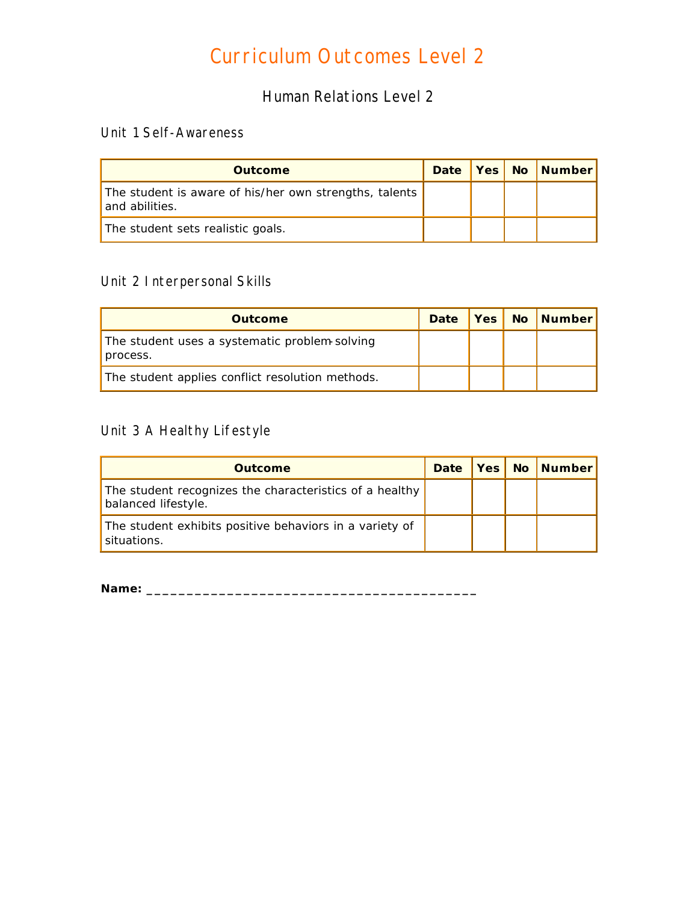# Curriculum Outcomes Level 2

## Human Relations Level 2

### Unit 1 Self-Awareness

| Outcome | Date | Yes | No | Number |
| --- | --- | --- | --- | --- |
| The student is aware of his/her own strengths, talents and abilities. | | | | |
| The student sets realistic goals. | | | | |

### Unit 2 Interpersonal Skills

| Outcome | Date | Yes | No | Number |
| --- | --- | --- | --- | --- |
| The student uses a systematic problem-solving process. | | | | |
| The student applies conflict resolution methods. | | | | |

### Unit 3 A Healthy Lifestyle

| Outcome | Date | Yes | No | Number |
| --- | --- | --- | --- | --- |
| The student recognizes the characteristics of a healthy balanced lifestyle. | | | | |
| The student exhibits positive behaviors in a variety of situations. | | | | |

**Name:** ________________________________________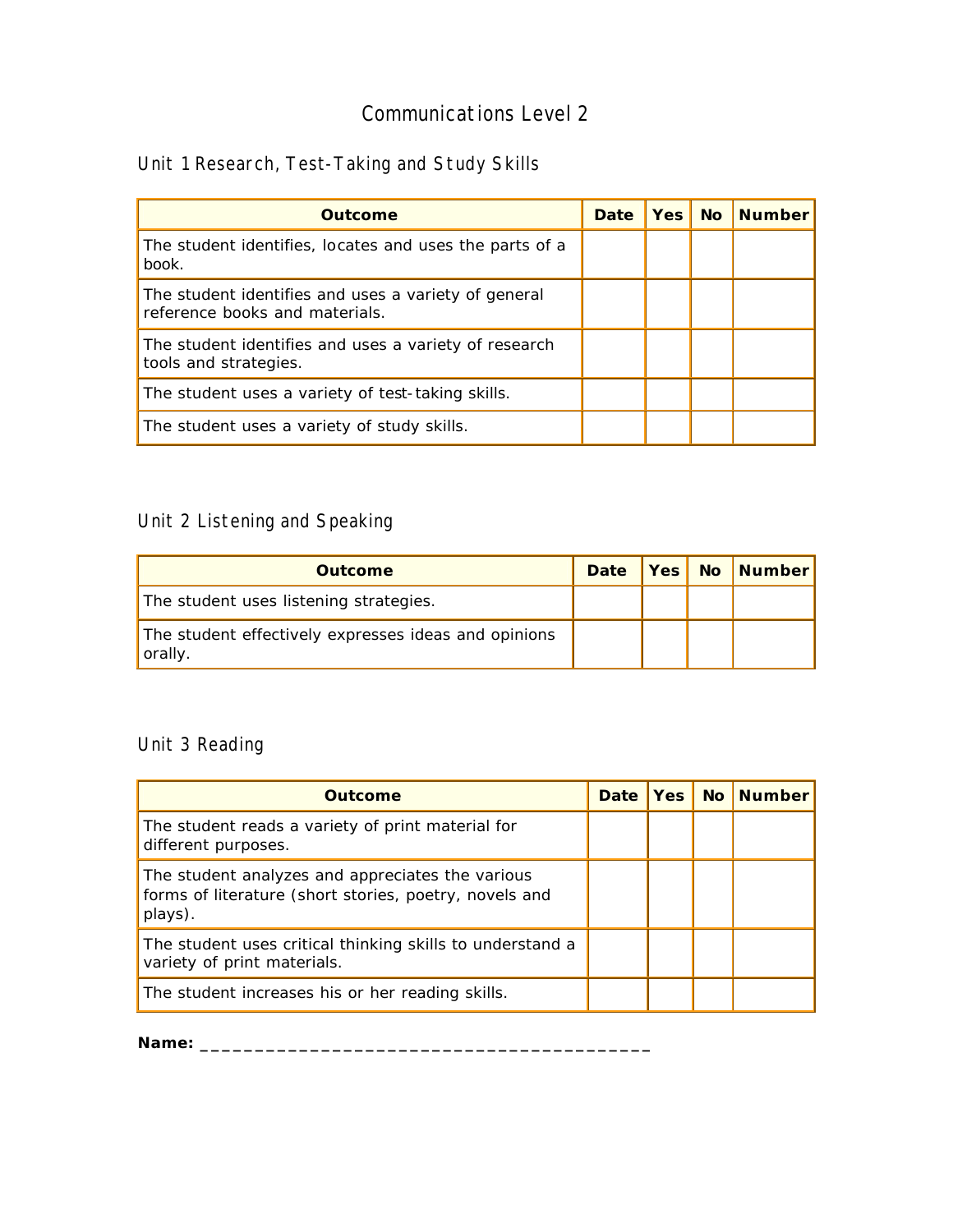# Communications Level 2

## Unit 1 Research, Test-Taking and Study Skills

| Outcome | Date | Yes | No | Number |
|---|---|---|---|---|
| The student identifies, locates and uses the parts of a book. | | | | |
| The student identifies and uses a variety of general reference books and materials. | | | | |
| The student identifies and uses a variety of research tools and strategies. | | | | |
| The student uses a variety of test-taking skills. | | | | |
| The student uses a variety of study skills. | | | | |

## Unit 2 Listening and Speaking

| Outcome | Date | Yes | No | Number |
|---|---|---|---|---|
| The student uses listening strategies. | | | | |
| The student effectively expresses ideas and opinions orally. | | | | |

## Unit 3 Reading

| Outcome | Date | Yes | No | Number |
|---|---|---|---|---|
| The student reads a variety of print material for different purposes. | | | | |
| The student analyzes and appreciates the various forms of literature (short stories, poetry, novels and plays). | | | | |
| The student uses critical thinking skills to understand a variety of print materials. | | | | |
| The student increases his or her reading skills. | | | | |

**Name:** ___________________________________________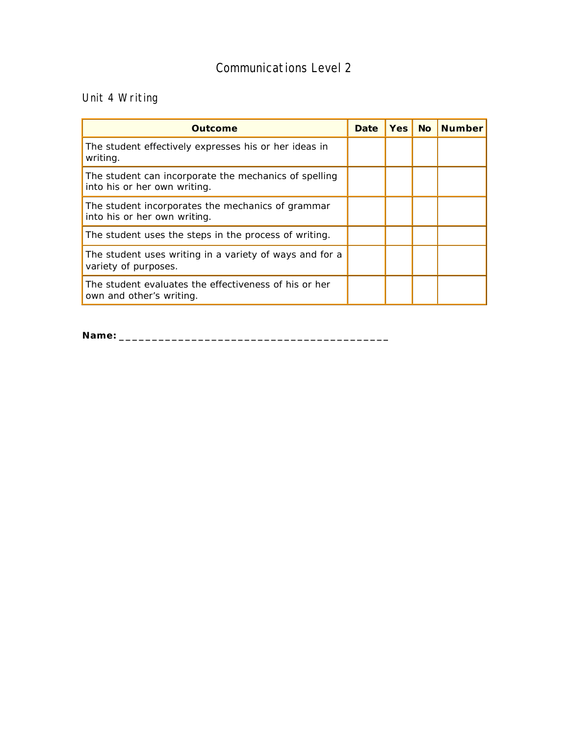# Communications Level 2

## Unit 4 Writing

| Outcome | Date | Yes | No | Number |
|---|---|---|---|---|
| The student effectively expresses his or her ideas in writing. | | | | |
| The student can incorporate the mechanics of spelling into his or her own writing. | | | | |
| The student incorporates the mechanics of grammar into his or her own writing. | | | | |
| The student uses the steps in the process of writing. | | | | |
| The student uses writing in a variety of ways and for a variety of purposes. | | | | |
| The student evaluates the effectiveness of his or her own and other's writing. | | | | |

**Name:** ___________________________________________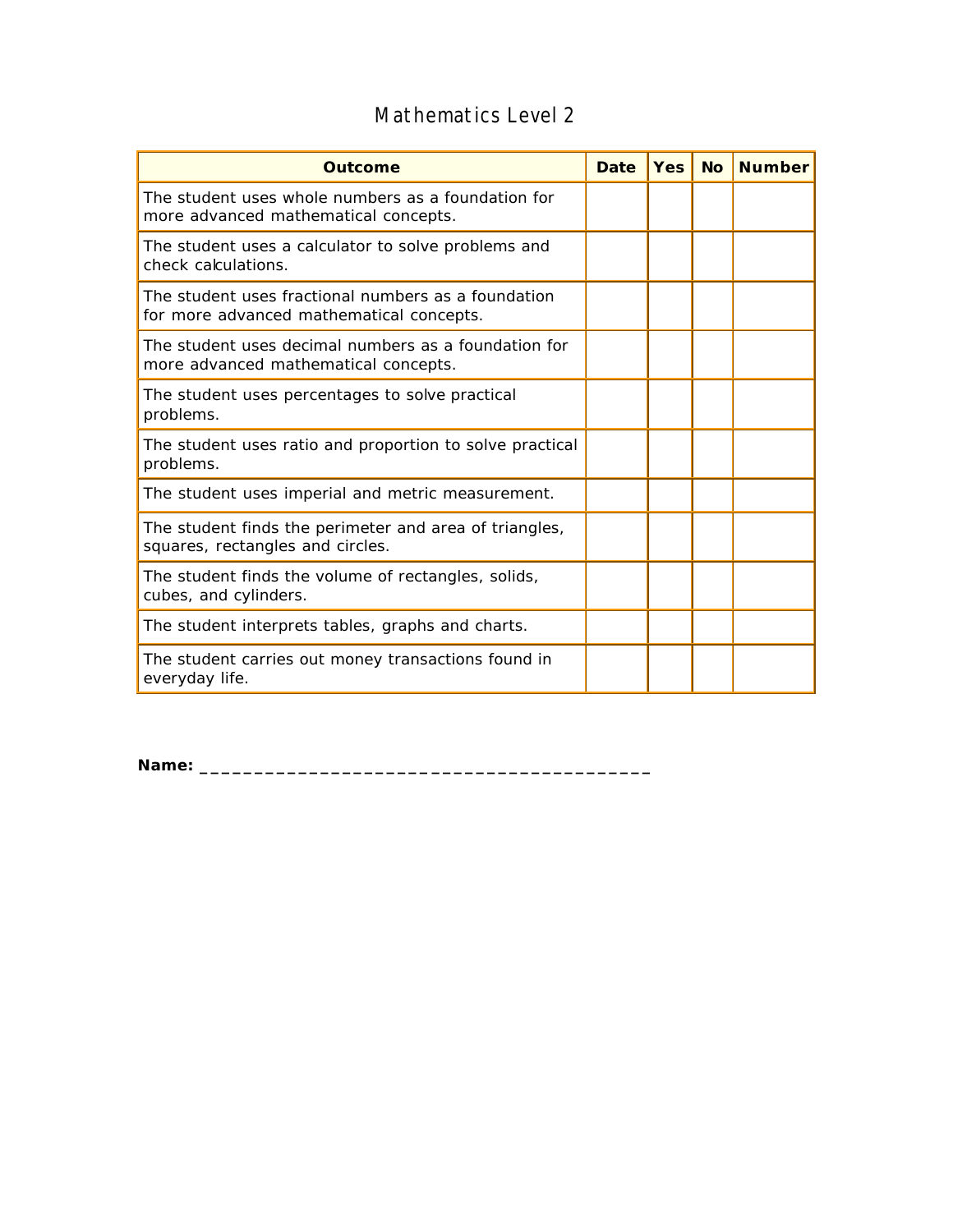# Mathematics Level 2

| Outcome | Date | Yes | No | Number |
|---|---|---|---|---|
| The student uses whole numbers as a foundation for more advanced mathematical concepts. | | | | |
| The student uses a calculator to solve problems and check calculations. | | | | |
| The student uses fractional numbers as a foundation for more advanced mathematical concepts. | | | | |
| The student uses decimal numbers as a foundation for more advanced mathematical concepts. | | | | |
| The student uses percentages to solve practical problems. | | | | |
| The student uses ratio and proportion to solve practical problems. | | | | |
| The student uses imperial and metric measurement. | | | | |
| The student finds the perimeter and area of triangles, squares, rectangles and circles. | | | | |
| The student finds the volume of rectangles, solids, cubes, and cylinders. | | | | |
| The student interprets tables, graphs and charts. | | | | |
| The student carries out money transactions found in everyday life. | | | | |

**Name:** ___________________________________________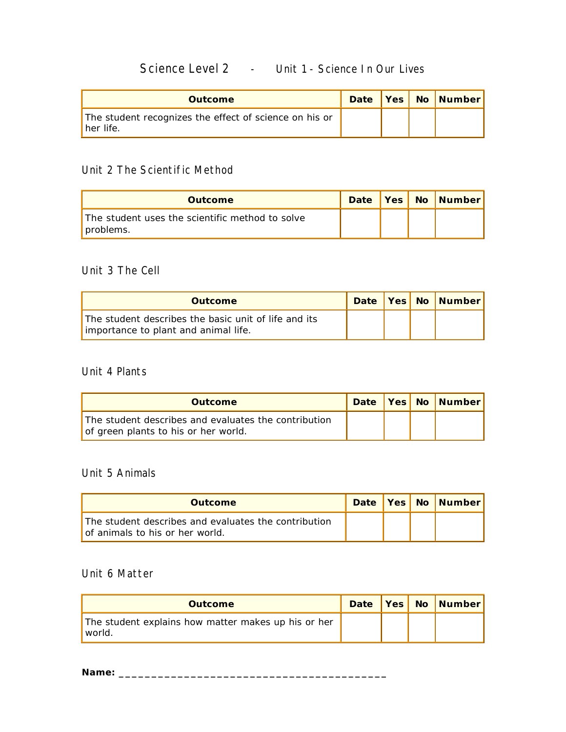# Science Level 2 - Unit 1 - Science In Our Lives

| Outcome | Date | Yes | No | Number |
|---|---|---|---|---|
| The student recognizes the effect of science on his or her life. | | | | |

## Unit 2 The Scientific Method

| Outcome | Date | Yes | No | Number |
|---|---|---|---|---|
| The student uses the scientific method to solve problems. | | | | |

## Unit 3 The Cell

| Outcome | Date | Yes | No | Number |
|---|---|---|---|---|
| The student describes the basic unit of life and its importance to plant and animal life. | | | | |

## Unit 4 Plants

| Outcome | Date | Yes | No | Number |
|---|---|---|---|---|
| The student describes and evaluates the contribution of green plants to his or her world. | | | | |

## Unit 5 Animals

| Outcome | Date | Yes | No | Number |
|---|---|---|---|---|
| The student describes and evaluates the contribution of animals to his or her world. | | | | |

## Unit 6 Matter

| Outcome | Date | Yes | No | Number |
|---|---|---|---|---|
| The student explains how matter makes up his or her world. | | | | |

**Name:** ___________________________________________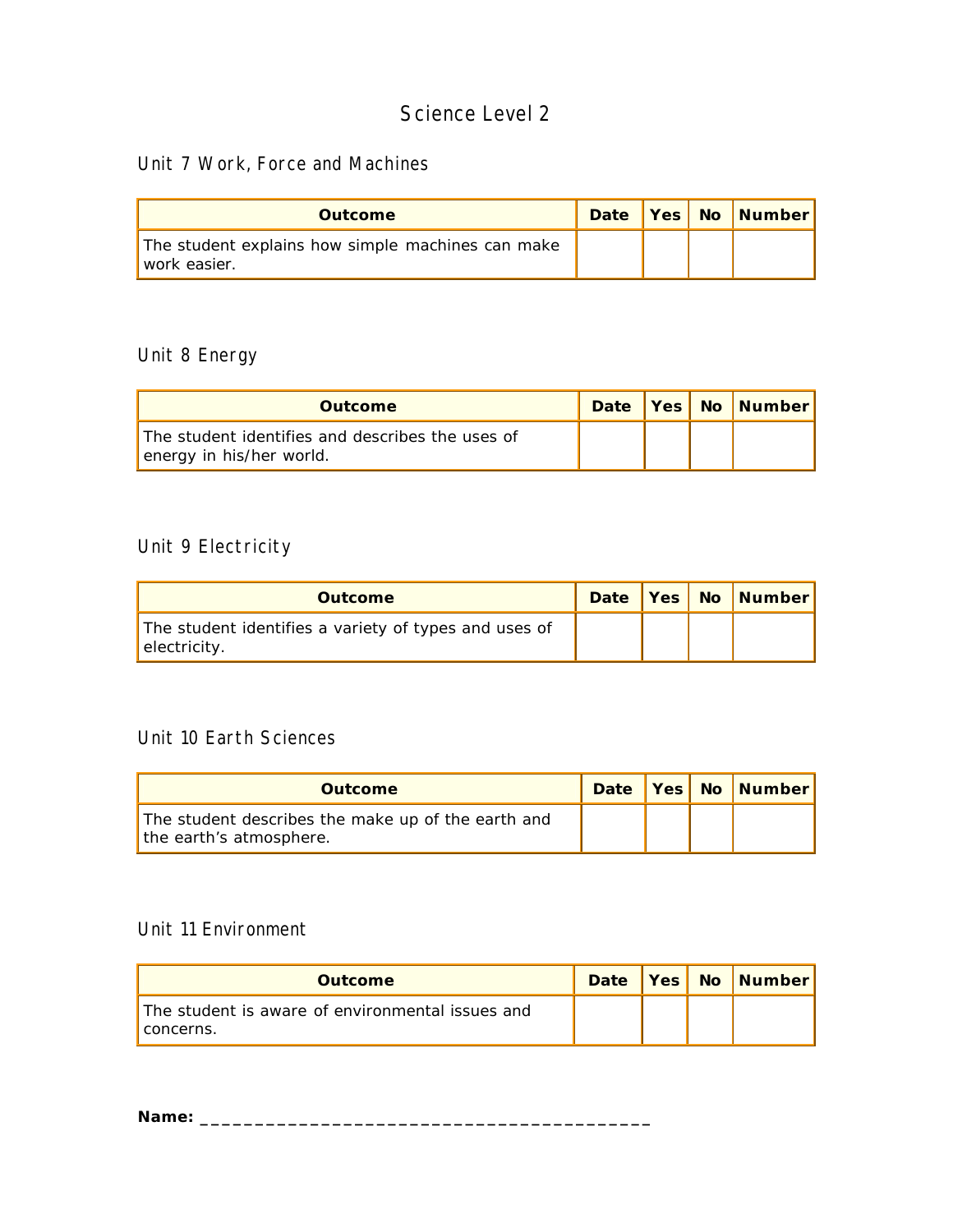# Science Level 2

## Unit 7 Work, Force and Machines

| Outcome | Date | Yes | No | Number |
|---|---|---|---|---|
| The student explains how simple machines can make work easier. | | | | |

## Unit 8 Energy

| Outcome | Date | Yes | No | Number |
|---|---|---|---|---|
| The student identifies and describes the uses of energy in his/her world. | | | | |

## Unit 9 Electricity

| Outcome | Date | Yes | No | Number |
|---|---|---|---|---|
| The student identifies a variety of types and uses of electricity. | | | | |

## Unit 10 Earth Sciences

| Outcome | Date | Yes | No | Number |
|---|---|---|---|---|
| The student describes the make up of the earth and the earth's atmosphere. | | | | |

## Unit 11 Environment

| Outcome | Date | Yes | No | Number |
|---|---|---|---|---|
| The student is aware of environmental issues and concerns. | | | | |

**Name:** ___________________________________________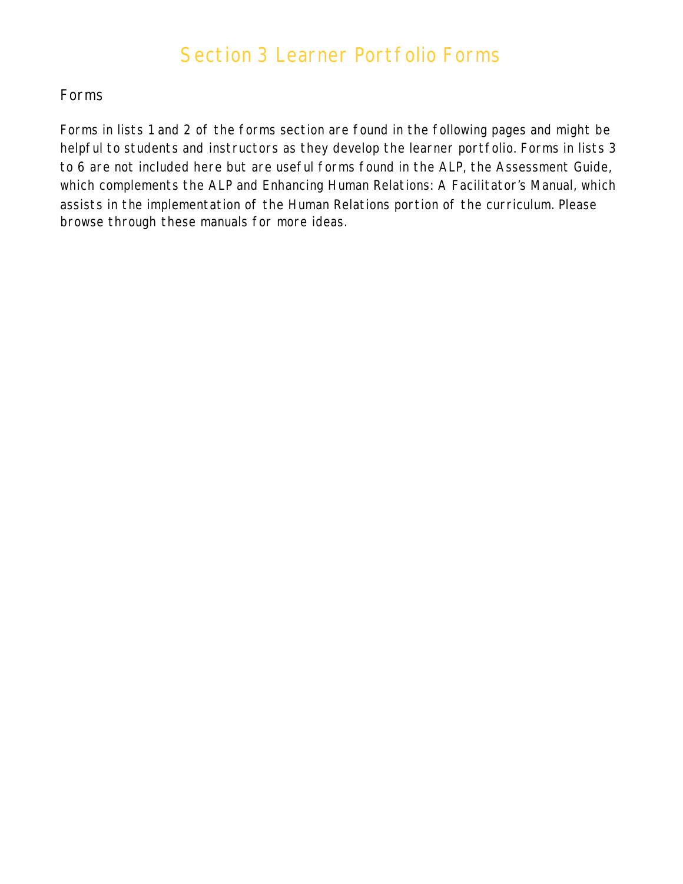# Section 3 Learner Portfolio Forms

## Forms

Forms in lists 1 and 2 of the forms section are found in the following pages and might be helpful to students and instructors as they develop the learner portfolio. Forms in lists 3 to 6 are not included here but are useful forms found in the ALP, the Assessment Guide, which complements the ALP and Enhancing Human Relations: A Facilitator's Manual, which assists in the implementation of the Human Relations portion of the curriculum. Please browse through these manuals for more ideas.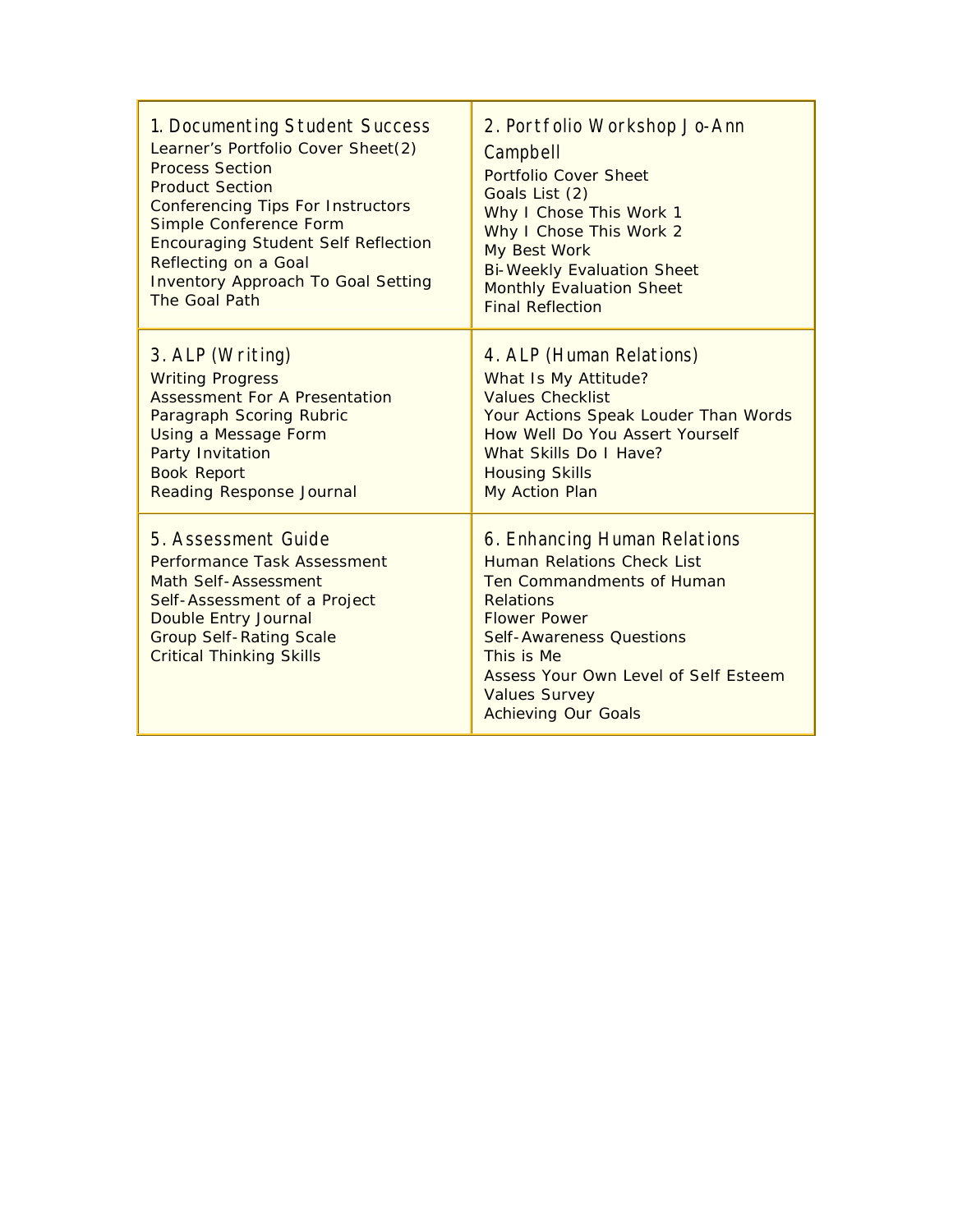| 1. Documenting Student Success | 2. Portfolio Workshop Jo-Ann Campbell |
| --- | --- |
| Learner's Portfolio Cover Sheet(2)<br>Process Section<br>Product Section<br>Conferencing Tips For Instructors<br>Simple Conference Form<br>Encouraging Student Self Reflection<br>Reflecting on a Goal<br>Inventory Approach To Goal Setting<br>The Goal Path | Portfolio Cover Sheet<br>Goals List (2)<br>Why I Chose This Work 1<br>Why I Chose This Work 2<br>My Best Work<br>Bi-Weekly Evaluation Sheet<br>Monthly Evaluation Sheet<br>Final Reflection |
| **3. ALP (Writing)** | **4. ALP (Human Relations)** |
| Writing Progress<br>Assessment For A Presentation<br>Paragraph Scoring Rubric<br>Using a Message Form<br>Party Invitation<br>Book Report<br>Reading Response Journal | What Is My Attitude?<br>Values Checklist<br>Your Actions Speak Louder Than Words<br>How Well Do You Assert Yourself<br>What Skills Do I Have?<br>Housing Skills<br>My Action Plan |
| **5. Assessment Guide** | **6. Enhancing Human Relations** |
| Performance Task Assessment<br>Math Self-Assessment<br>Self-Assessment of a Project<br>Double Entry Journal<br>Group Self-Rating Scale<br>Critical Thinking Skills | Human Relations Check List<br>Ten Commandments of Human Relations<br>Flower Power<br>Self-Awareness Questions<br>This is Me<br>Assess Your Own Level of Self Esteem<br>Values Survey<br>Achieving Our Goals |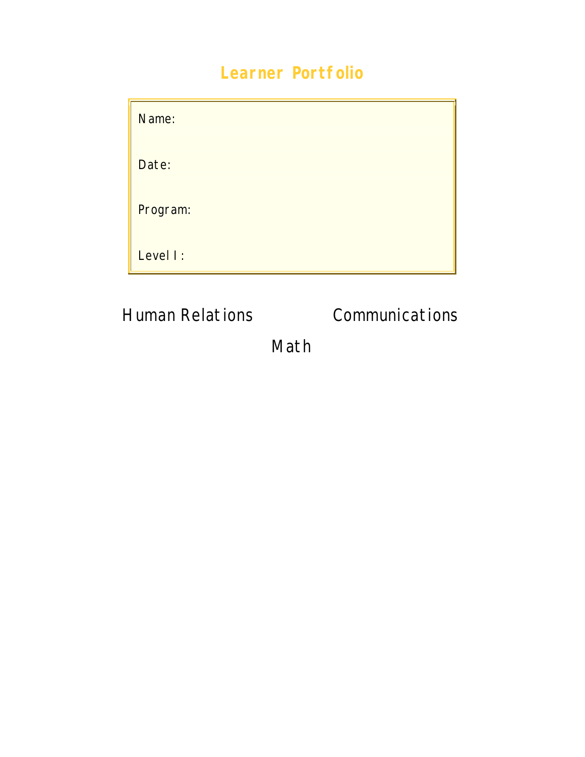# Learner Portfolio

Name:

Date:

Program:

Level I:

Human Relations

Communications

Math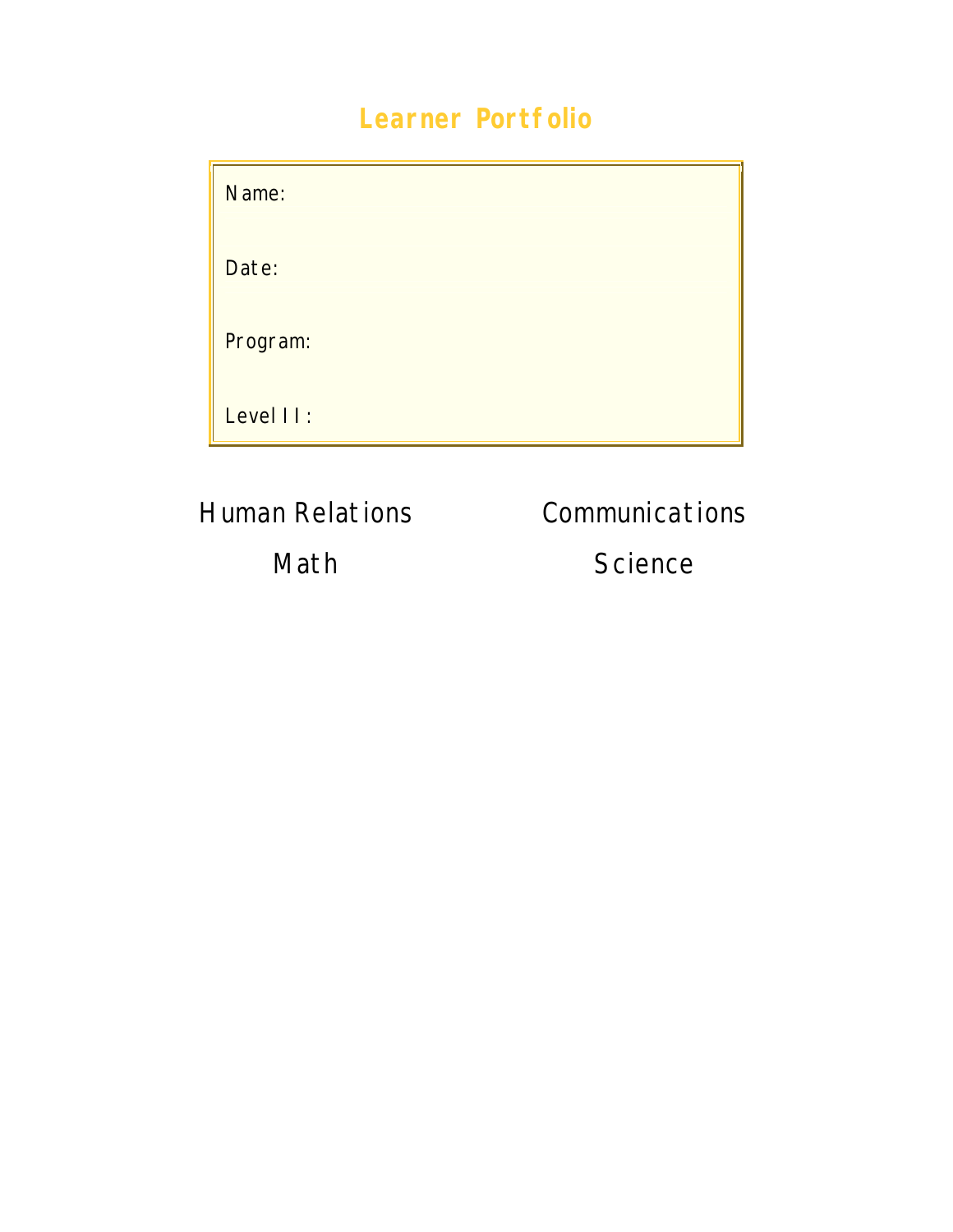# Learner Portfolio

Name:

Date:

Program:

Level II:

Human Relations

Communications

Math

Science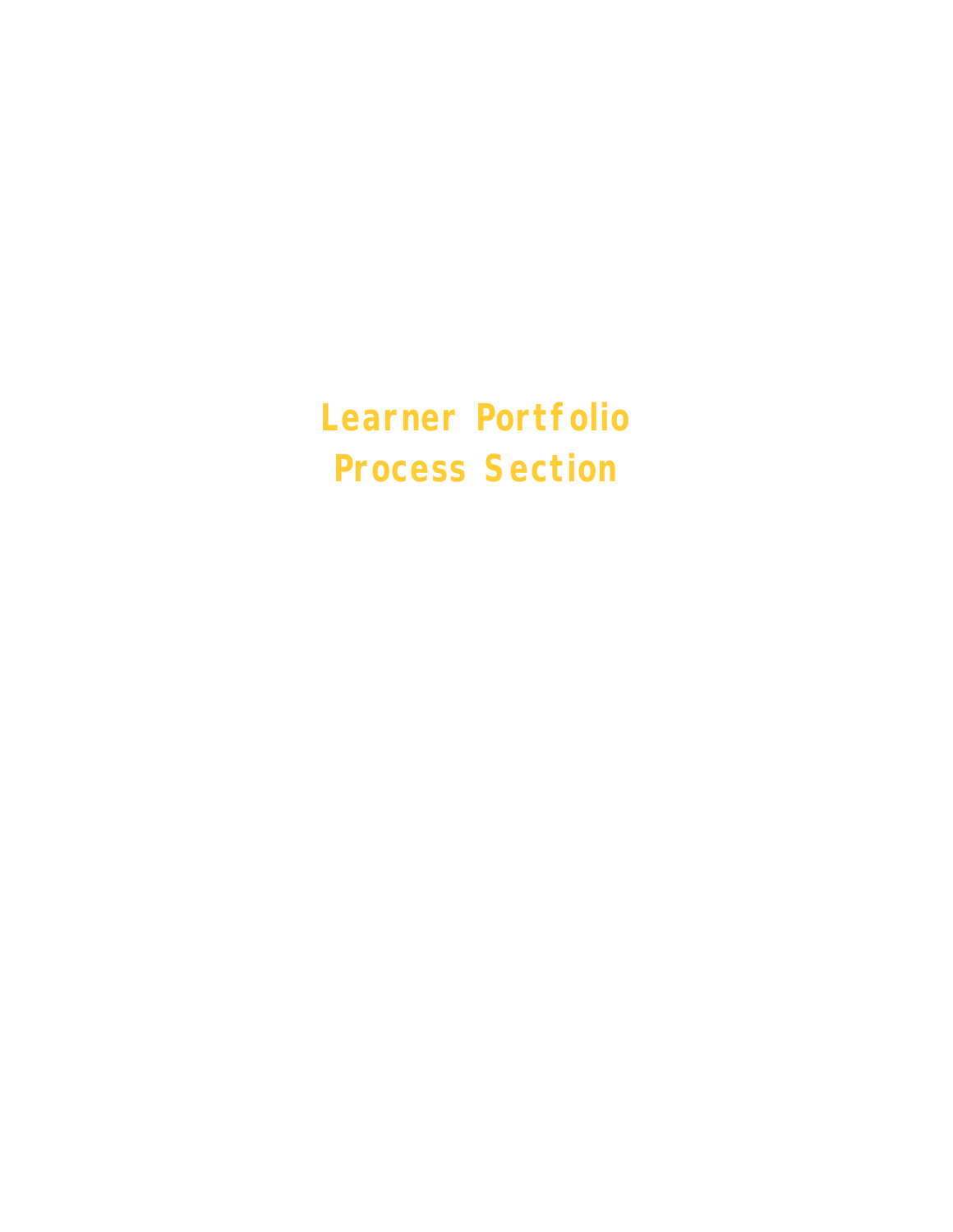# Learner Portfolio
# Process Section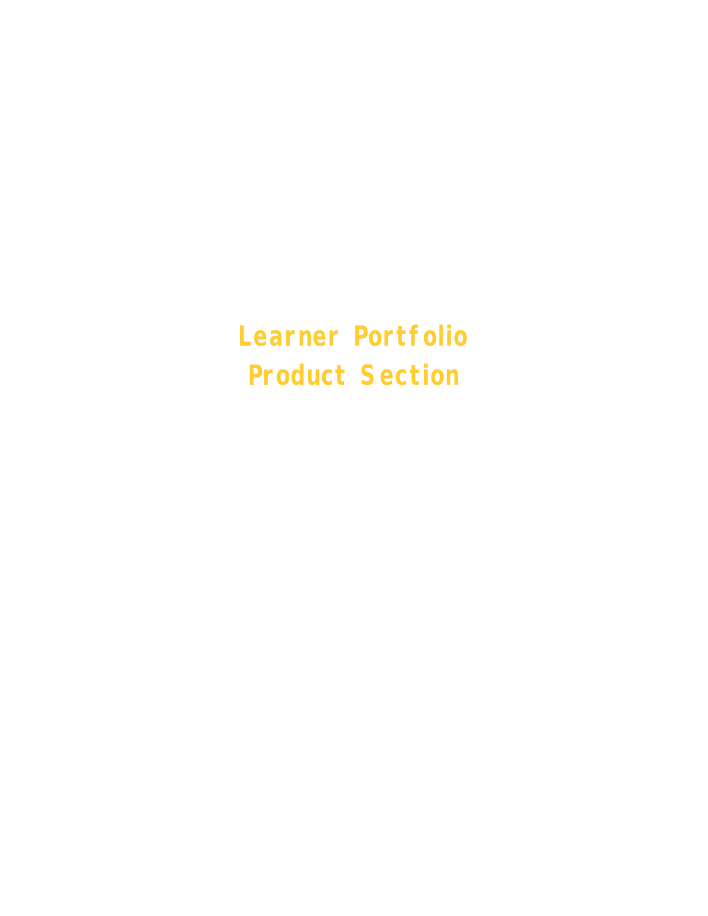# Learner Portfolio
# Product Section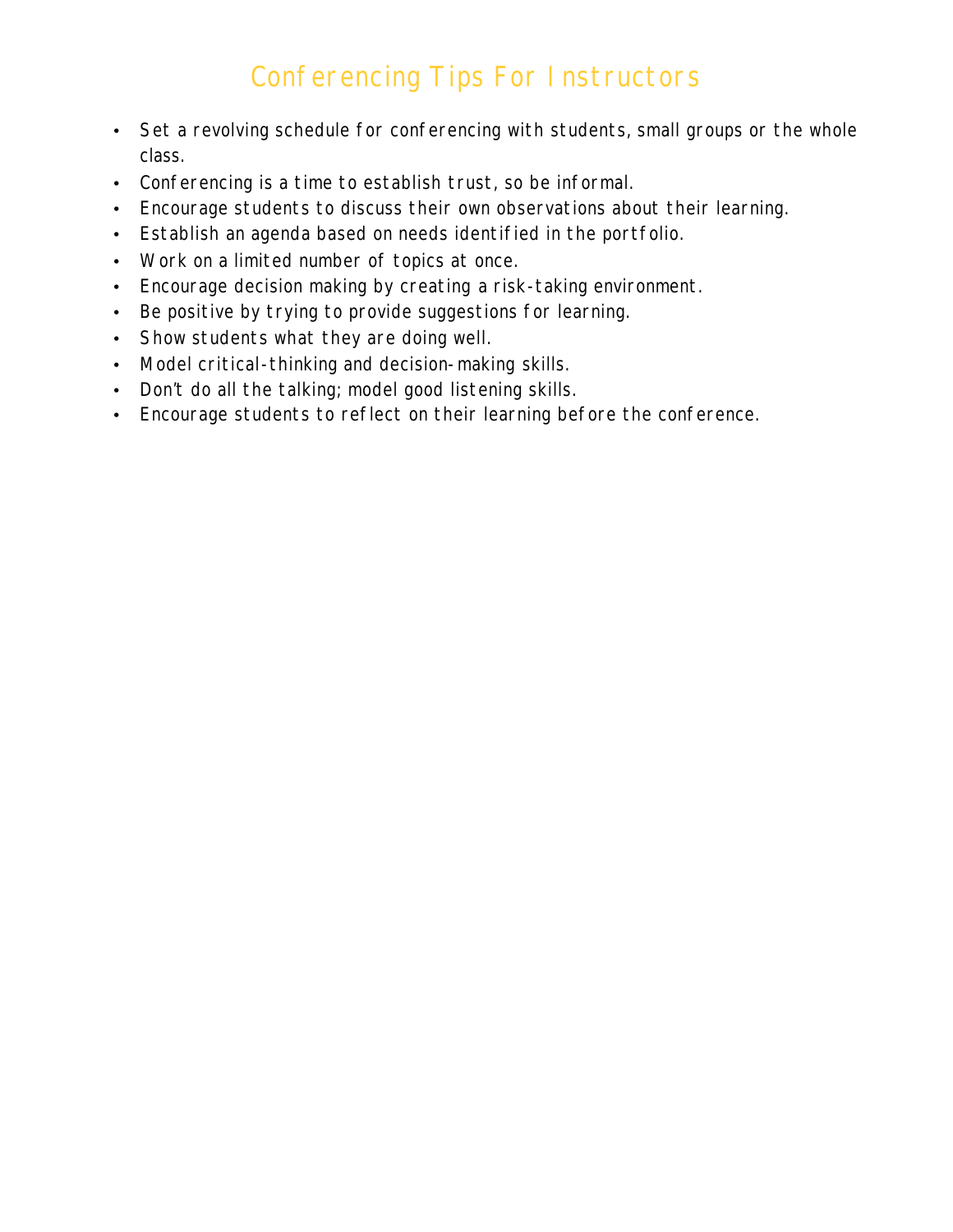# Conferencing Tips For Instructors

- Set a revolving schedule for conferencing with students, small groups or the whole class.
- Conferencing is a time to establish trust, so be informal.
- Encourage students to discuss their own observations about their learning.
- Establish an agenda based on needs identified in the portfolio.
- Work on a limited number of topics at once.
- Encourage decision making by creating a risk-taking environment.
- Be positive by trying to provide suggestions for learning.
- Show students what they are doing well.
- Model critical-thinking and decision-making skills.
- Don't do all the talking; model good listening skills.
- Encourage students to reflect on their learning before the conference.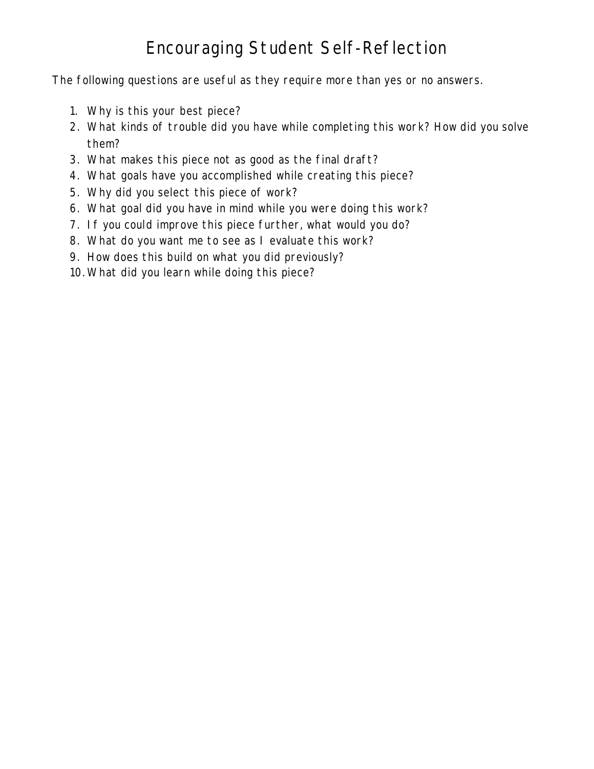# Encouraging Student Self-Reflection

The following questions are useful as they require more than yes or no answers.

1. Why is this your best piece?
2. What kinds of trouble did you have while completing this work? How did you solve them?
3. What makes this piece not as good as the final draft?
4. What goals have you accomplished while creating this piece?
5. Why did you select this piece of work?
6. What goal did you have in mind while you were doing this work?
7. If you could improve this piece further, what would you do?
8. What do you want me to see as I evaluate this work?
9. How does this build on what you did previously?
10. What did you learn while doing this piece?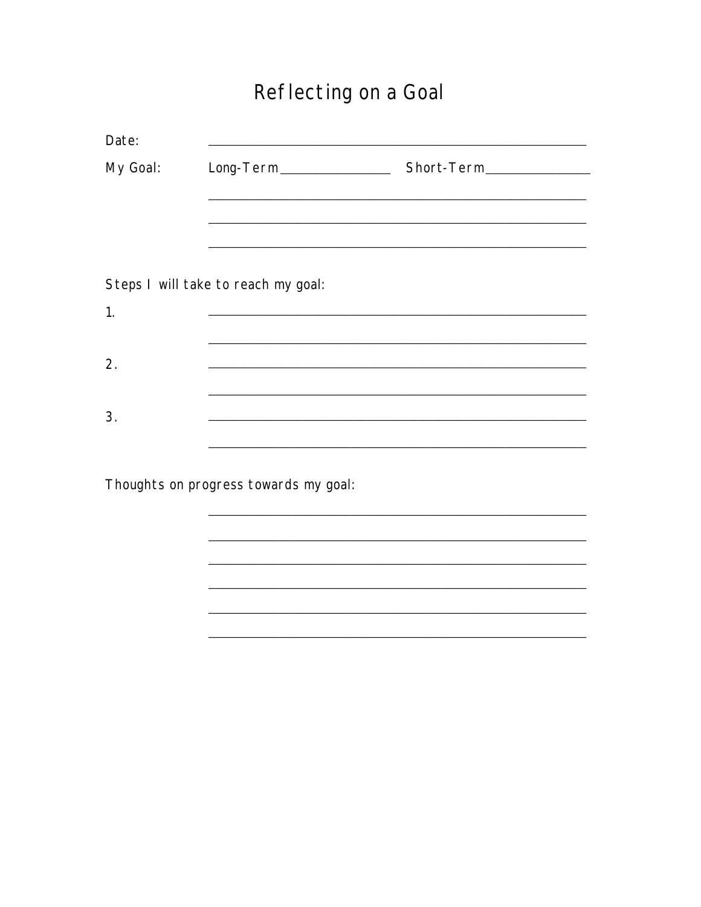# Reflecting on a Goal

Date: ______________________________________________

My Goal: Long-Term ______________ Short-Term ______________

______________________________________________

______________________________________________

______________________________________________

Steps I will take to reach my goal:

1. ______________________________________________

______________________________________________

2. ______________________________________________

______________________________________________

3. ______________________________________________

______________________________________________

Thoughts on progress towards my goal:

______________________________________________

______________________________________________

______________________________________________

______________________________________________

______________________________________________

______________________________________________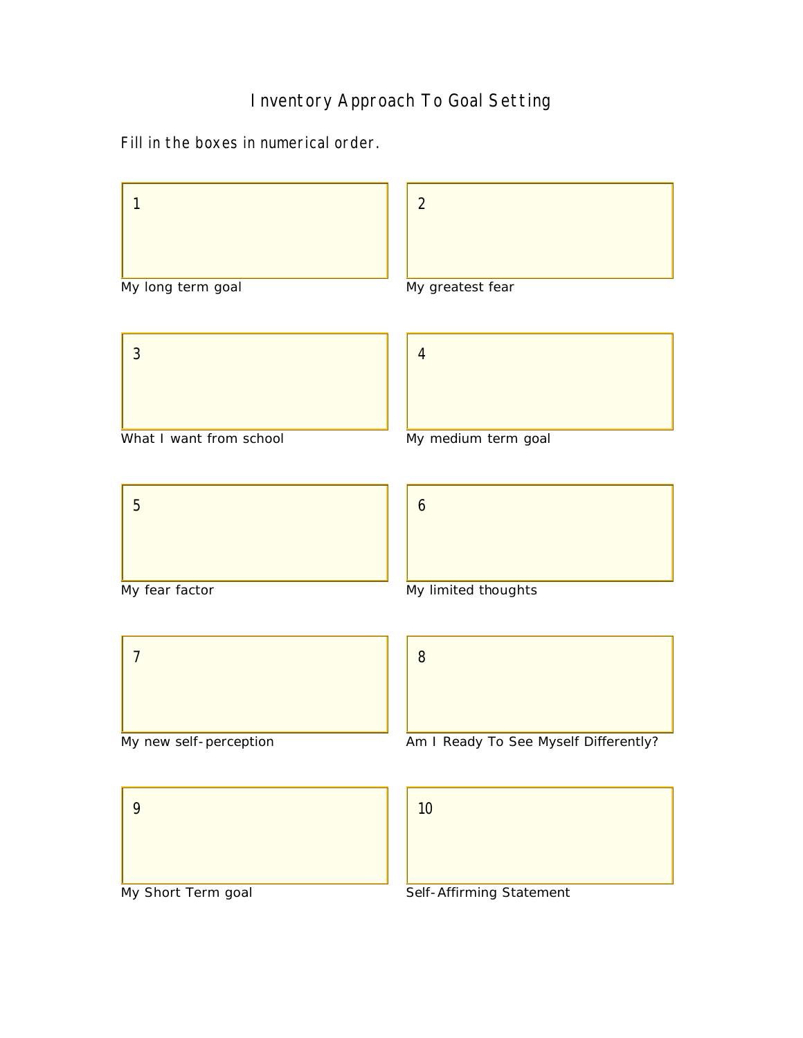# Inventory Approach To Goal Setting

Fill in the boxes in numerical order.

| Box | Label |
| --- | --- |
| 1 | My long term goal |
| 2 | My greatest fear |
| 3 | What I want from school |
| 4 | My medium term goal |
| 5 | My fear factor |
| 6 | My limited thoughts |
| 7 | My new self-perception |
| 8 | Am I Ready To See Myself Differently? |
| 9 | My Short Term goal |
| 10 | Self-Affirming Statement |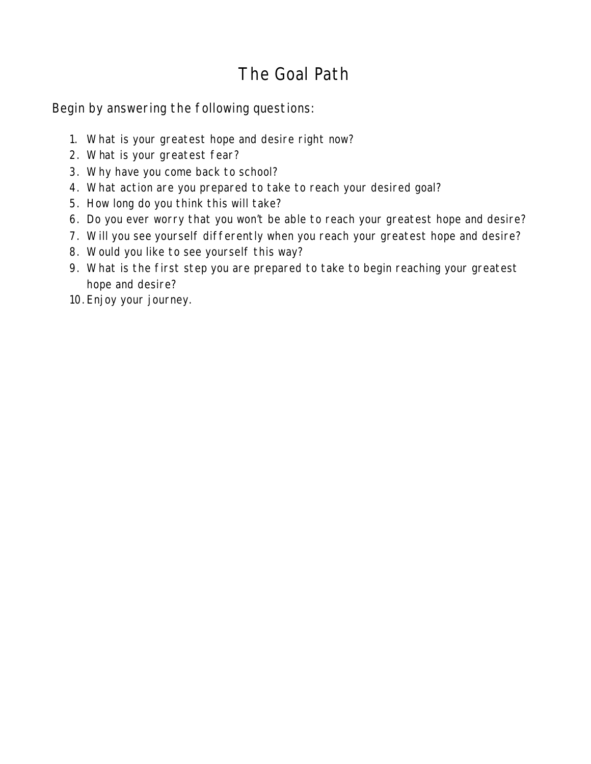# The Goal Path

Begin by answering the following questions:

1. What is your greatest hope and desire right now?
2. What is your greatest fear?
3. Why have you come back to school?
4. What action are you prepared to take to reach your desired goal?
5. How long do you think this will take?
6. Do you ever worry that you won't be able to reach your greatest hope and desire?
7. Will you see yourself differently when you reach your greatest hope and desire?
8. Would you like to see yourself this way?
9. What is the first step you are prepared to take to begin reaching your greatest hope and desire?
10. Enjoy your journey.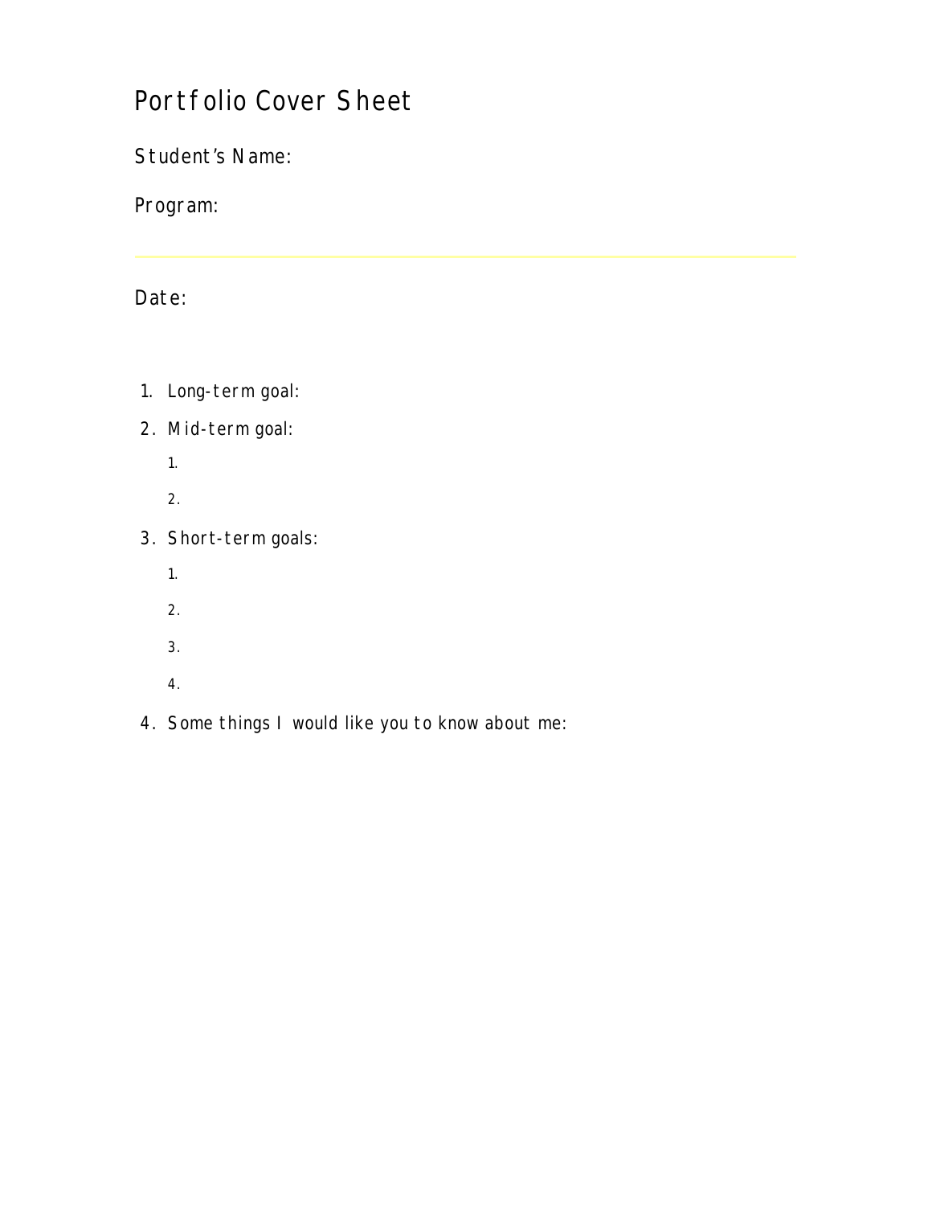# Portfolio Cover Sheet

Student's Name:

Program:

---

Date:

1. Long-term goal:
2. Mid-term goal:
    1.
    2.
3. Short-term goals:
    1.
    2.
    3.
    4.
4. Some things I would like you to know about me: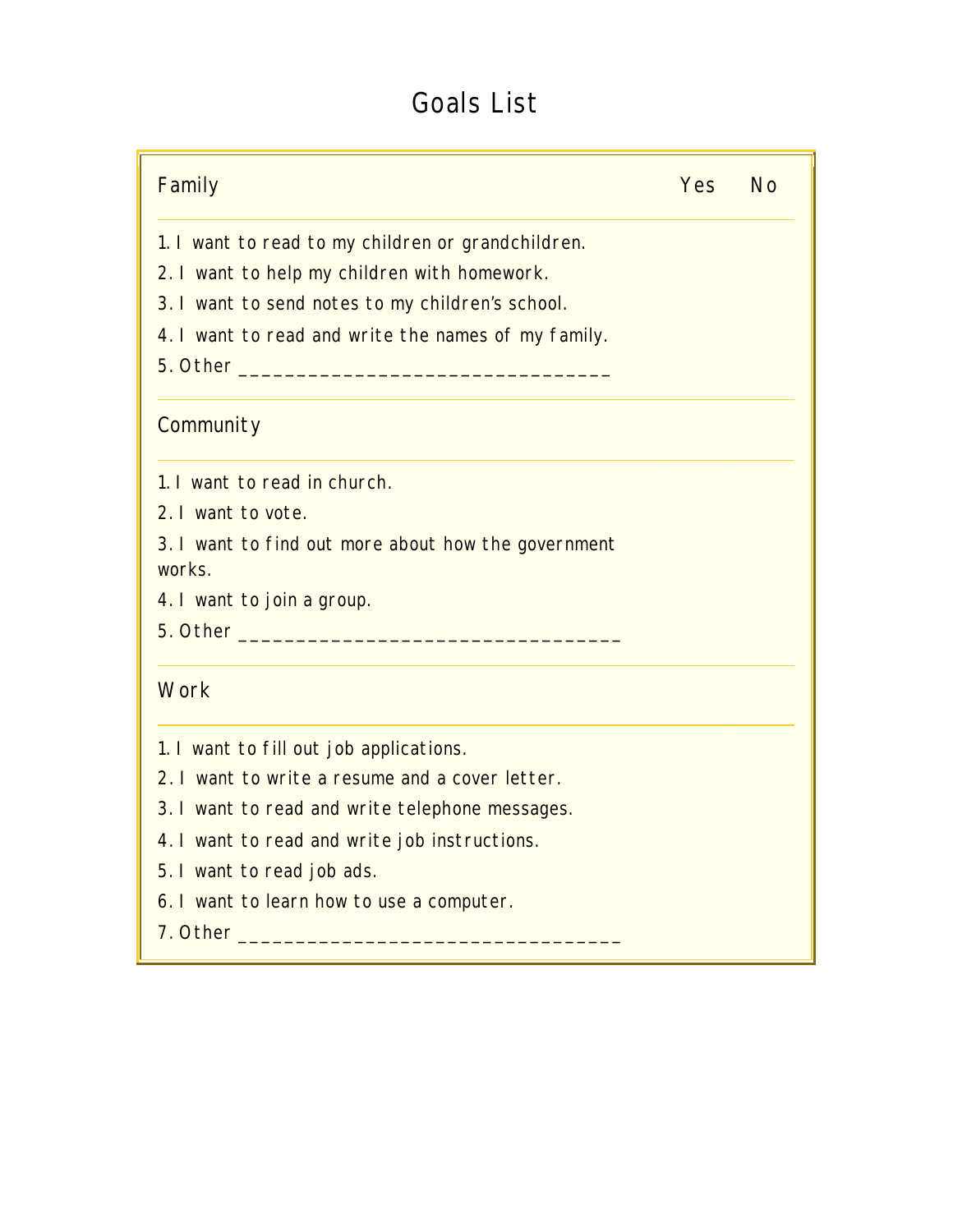# Goals List

| Family | Yes | No |
| --- | --- | --- |
| 1. I want to read to my children or grandchildren. | | |
| 2. I want to help my children with homework. | | |
| 3. I want to send notes to my children's school. | | |
| 4. I want to read and write the names of my family. | | |
| 5. Other _______________________________ | | |
| **Community** | | |
| 1. I want to read in church. | | |
| 2. I want to vote. | | |
| 3. I want to find out more about how the government works. | | |
| 4. I want to join a group. | | |
| 5. Other _______________________________ | | |
| **Work** | | |
| 1. I want to fill out job applications. | | |
| 2. I want to write a resume and a cover letter. | | |
| 3. I want to read and write telephone messages. | | |
| 4. I want to read and write job instructions. | | |
| 5. I want to read job ads. | | |
| 6. I want to learn how to use a computer. | | |
| 7. Other _______________________________ | | |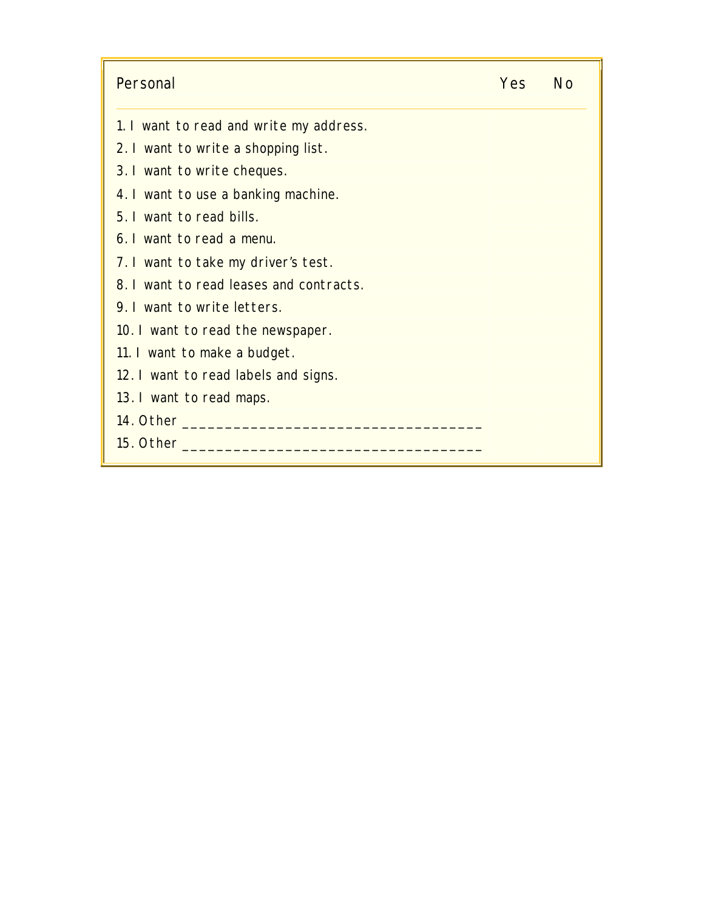| Personal | Yes | No |
| --- | --- | --- |
| 1. I want to read and write my address. | | |
| 2. I want to write a shopping list. | | |
| 3. I want to write cheques. | | |
| 4. I want to use a banking machine. | | |
| 5. I want to read bills. | | |
| 6. I want to read a menu. | | |
| 7. I want to take my driver's test. | | |
| 8. I want to read leases and contracts. | | |
| 9. I want to write letters. | | |
| 10. I want to read the newspaper. | | |
| 11. I want to make a budget. | | |
| 12. I want to read labels and signs. | | |
| 13. I want to read maps. | | |
| 14. Other ___________________________________ | | |
| 15. Other ___________________________________ | | |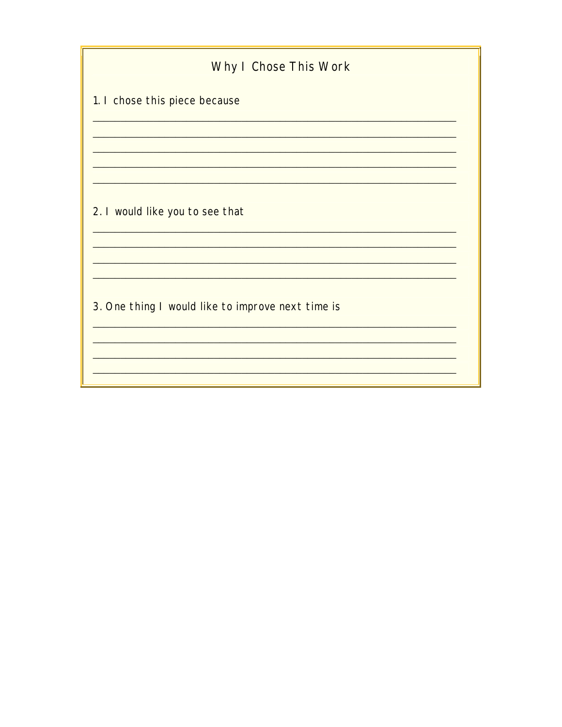## Why I Chose This Work

1. I chose this piece because

___________________________________________________________________________

___________________________________________________________________________

___________________________________________________________________________

___________________________________________________________________________

___________________________________________________________________________

2. I would like you to see that

___________________________________________________________________________

___________________________________________________________________________

___________________________________________________________________________

___________________________________________________________________________

3. One thing I would like to improve next time is

___________________________________________________________________________

___________________________________________________________________________

___________________________________________________________________________

___________________________________________________________________________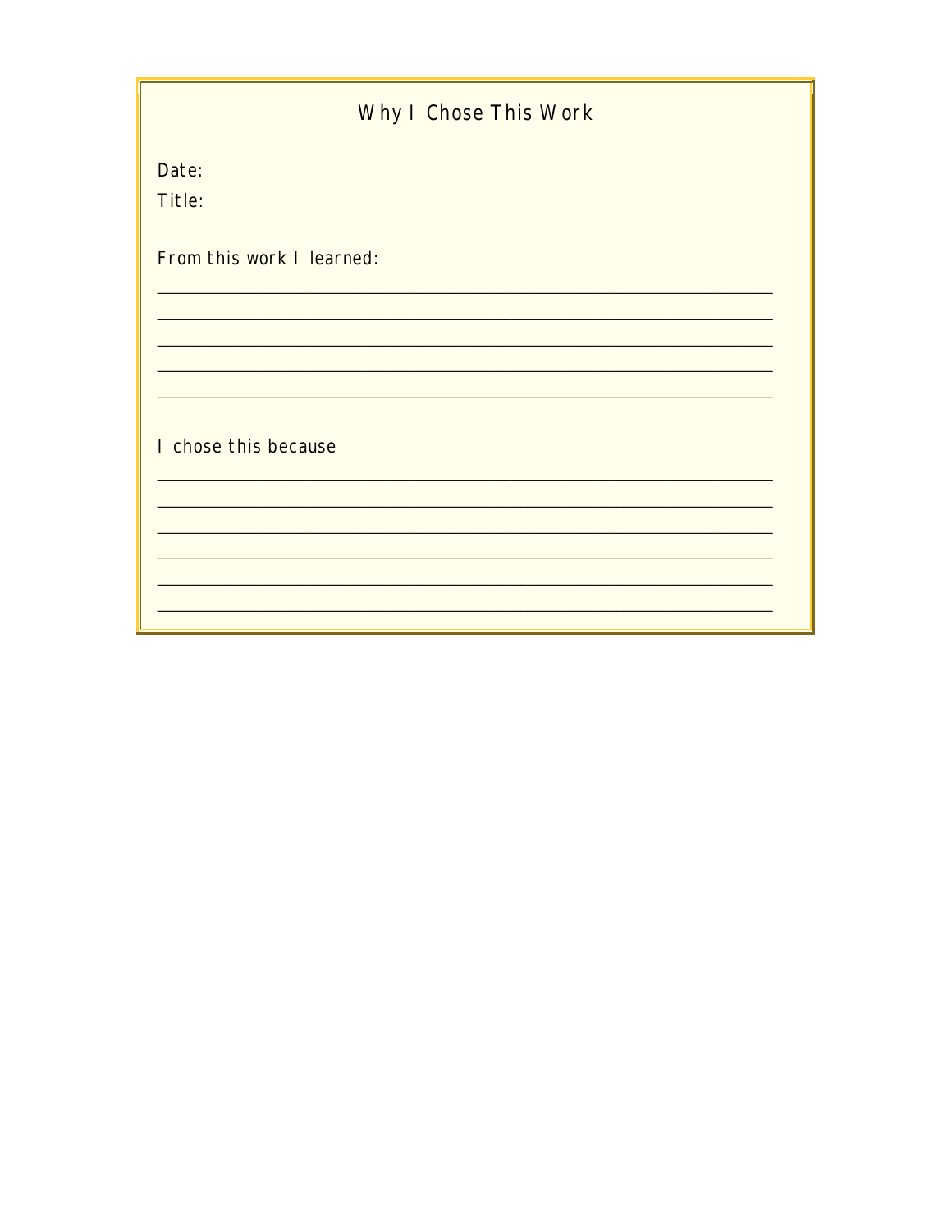# Why I Chose This Work

Date:

Title:

From this work I learned:

_______________________________________________________________

_______________________________________________________________

_______________________________________________________________

_______________________________________________________________

_______________________________________________________________

I chose this because

_______________________________________________________________

_______________________________________________________________

_______________________________________________________________

_______________________________________________________________

_______________________________________________________________

_______________________________________________________________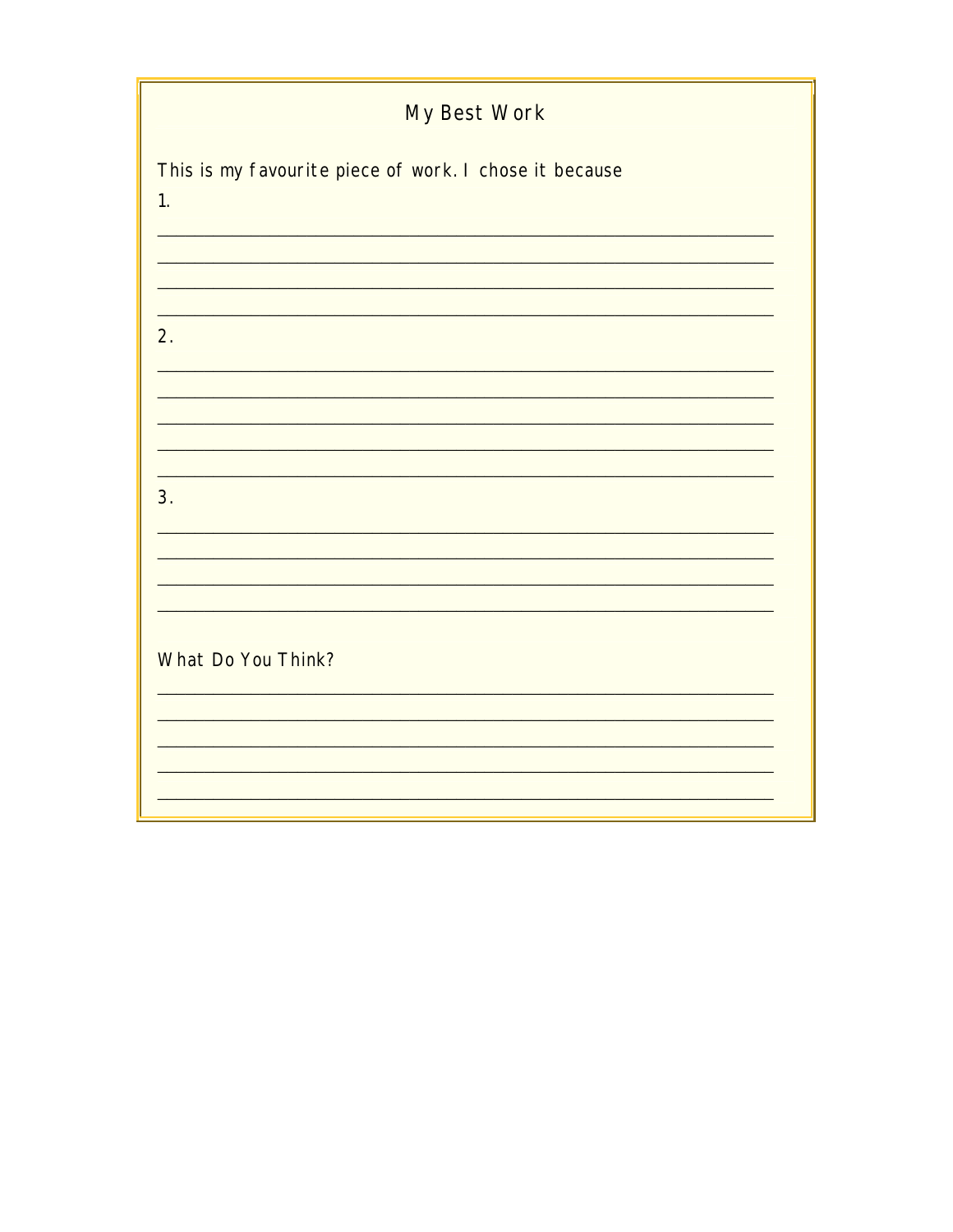# My Best Work

This is my favourite piece of work. I chose it because

1.

________________________________________________________________

________________________________________________________________

________________________________________________________________

________________________________________________________________

2.

________________________________________________________________

________________________________________________________________

________________________________________________________________

________________________________________________________________

________________________________________________________________

3.

________________________________________________________________

________________________________________________________________

________________________________________________________________

________________________________________________________________

What Do You Think?

________________________________________________________________

________________________________________________________________

________________________________________________________________

________________________________________________________________

________________________________________________________________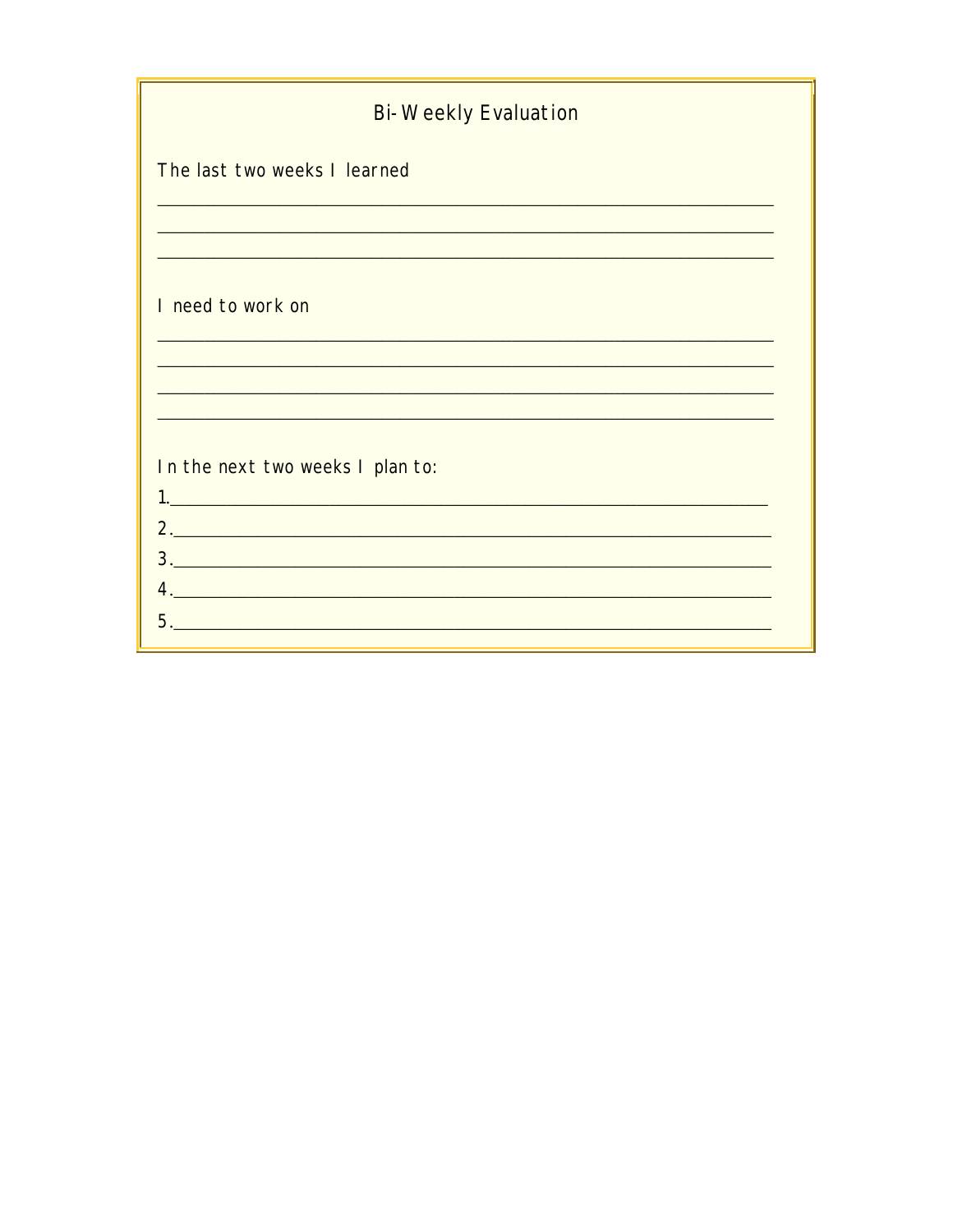## Bi-Weekly Evaluation

The last two weeks I learned

___________________________________________________________________

___________________________________________________________________

___________________________________________________________________

I need to work on

___________________________________________________________________

___________________________________________________________________

___________________________________________________________________

___________________________________________________________________

In the next two weeks I plan to:

1.________________________________________________________________

2.________________________________________________________________

3.________________________________________________________________

4.________________________________________________________________

5.________________________________________________________________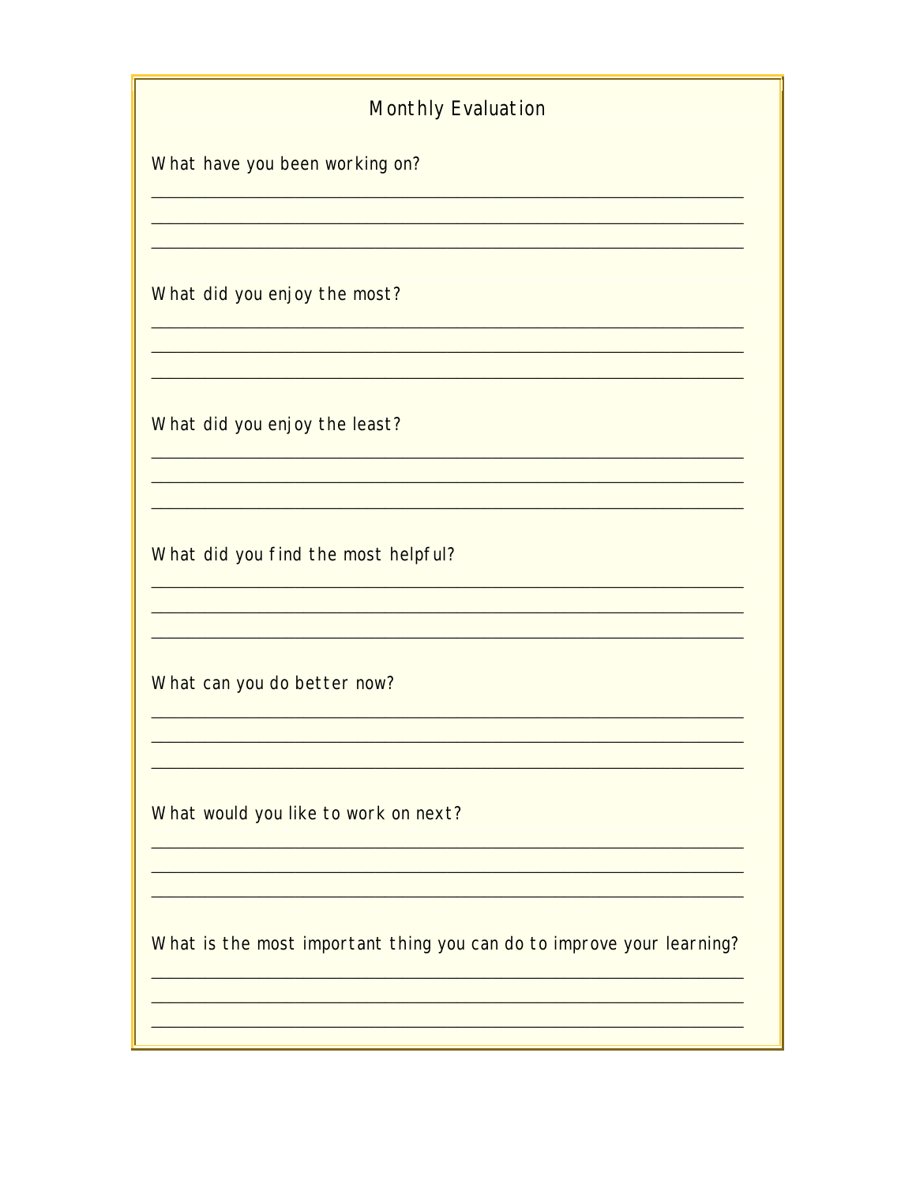# Monthly Evaluation

What have you been working on?

______________________________________________________________________
______________________________________________________________________
______________________________________________________________________

What did you enjoy the most?

______________________________________________________________________
______________________________________________________________________
______________________________________________________________________

What did you enjoy the least?

______________________________________________________________________
______________________________________________________________________
______________________________________________________________________

What did you find the most helpful?

______________________________________________________________________
______________________________________________________________________
______________________________________________________________________

What can you do better now?

______________________________________________________________________
______________________________________________________________________
______________________________________________________________________

What would you like to work on next?

______________________________________________________________________
______________________________________________________________________
______________________________________________________________________

What is the most important thing you can do to improve your learning?

______________________________________________________________________
______________________________________________________________________
______________________________________________________________________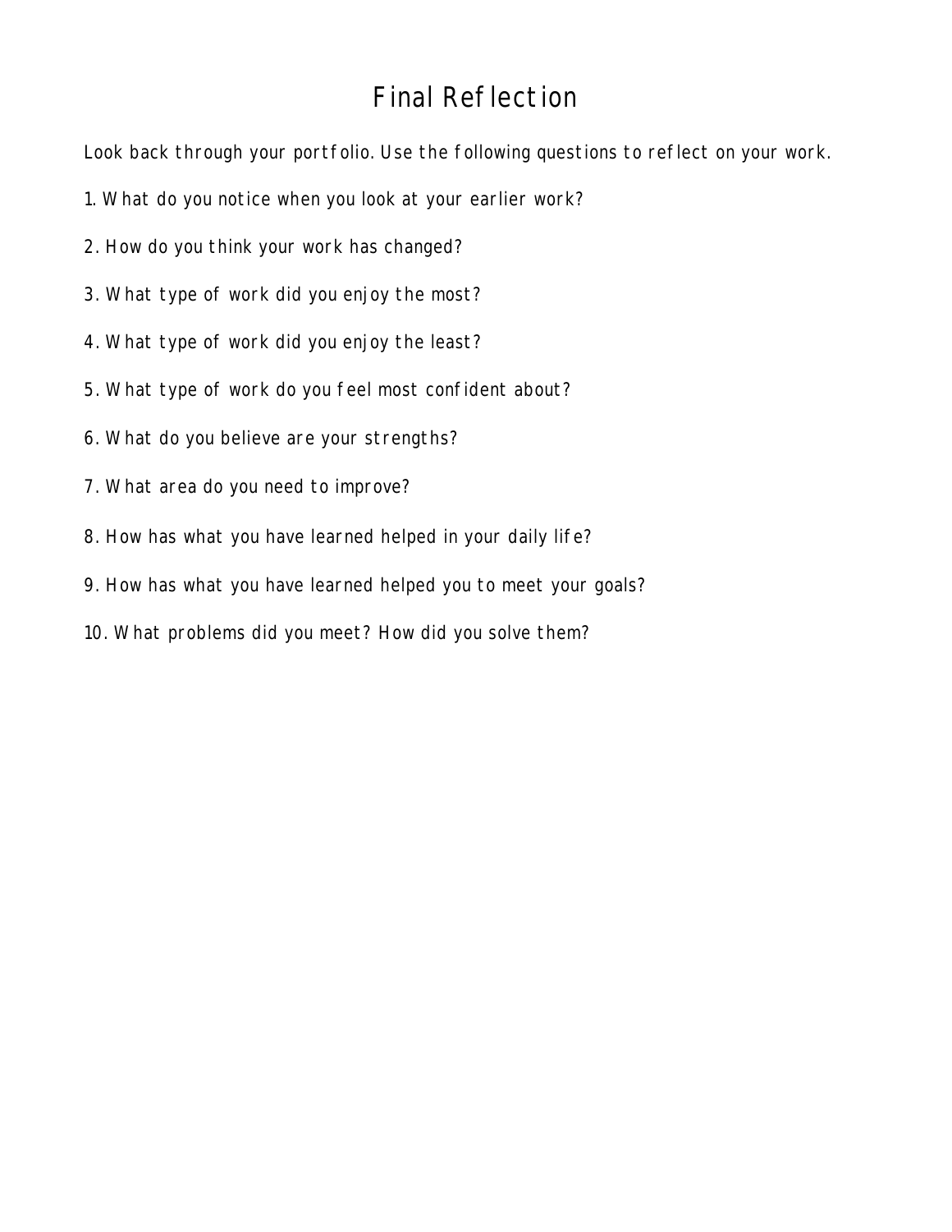# Final Reflection

Look back through your portfolio. Use the following questions to reflect on your work.

1. What do you notice when you look at your earlier work?
2. How do you think your work has changed?
3. What type of work did you enjoy the most?
4. What type of work did you enjoy the least?
5. What type of work do you feel most confident about?
6. What do you believe are your strengths?
7. What area do you need to improve?
8. How has what you have learned helped in your daily life?
9. How has what you have learned helped you to meet your goals?
10. What problems did you meet? How did you solve them?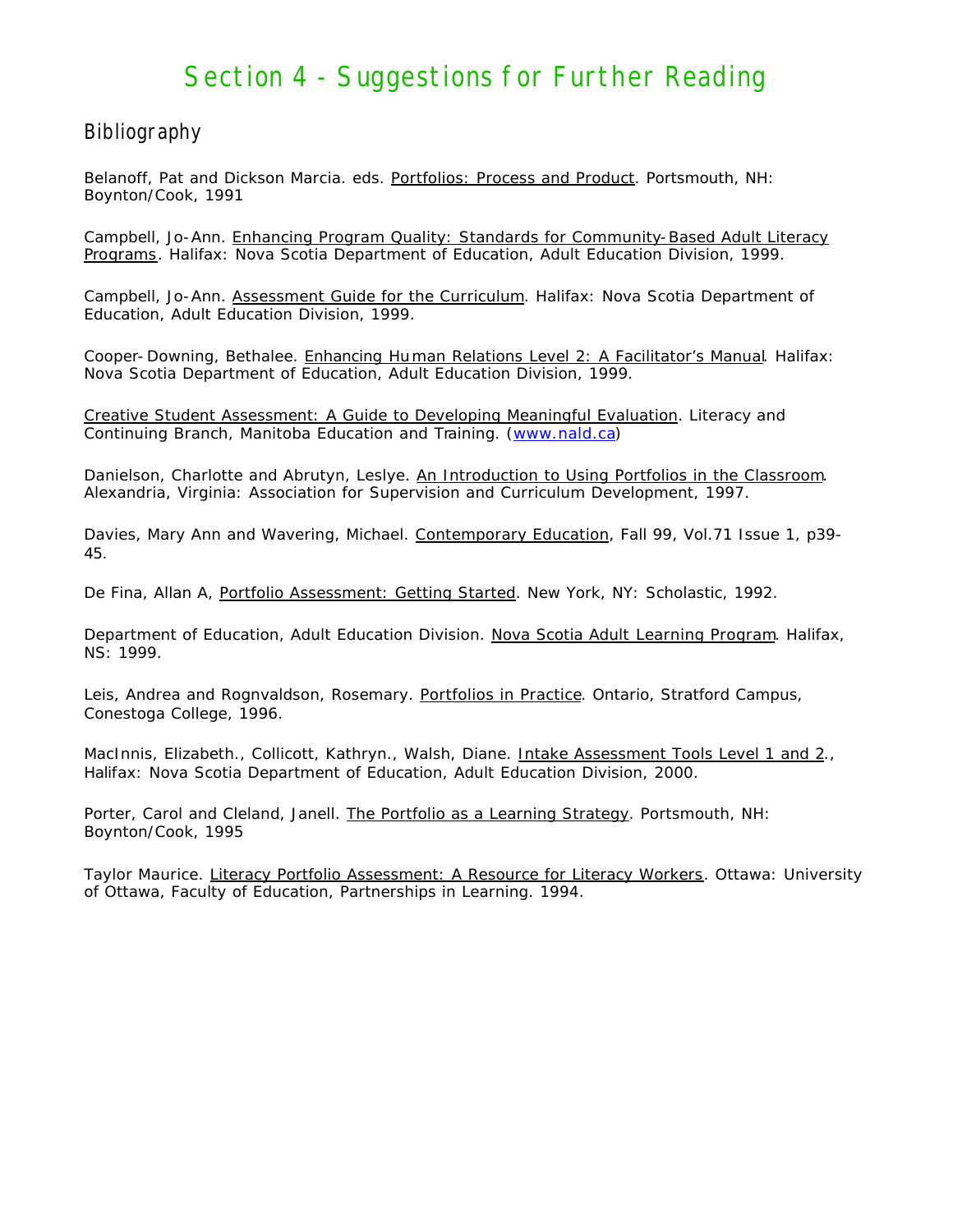# Section 4 - Suggestions for Further Reading

## Bibliography

Belanoff, Pat and Dickson Marcia. eds. Portfolios: Process and Product. Portsmouth, NH: Boynton/Cook, 1991

Campbell, Jo-Ann. Enhancing Program Quality: Standards for Community-Based Adult Literacy Programs. Halifax: Nova Scotia Department of Education, Adult Education Division, 1999.

Campbell, Jo-Ann. Assessment Guide for the Curriculum. Halifax: Nova Scotia Department of Education, Adult Education Division, 1999.

Cooper-Downing, Bethalee. Enhancing Human Relations Level 2: A Facilitator's Manual. Halifax: Nova Scotia Department of Education, Adult Education Division, 1999.

Creative Student Assessment: A Guide to Developing Meaningful Evaluation. Literacy and Continuing Branch, Manitoba Education and Training. (www.nald.ca)

Danielson, Charlotte and Abrutyn, Leslye. An Introduction to Using Portfolios in the Classroom. Alexandria, Virginia: Association for Supervision and Curriculum Development, 1997.

Davies, Mary Ann and Wavering, Michael. Contemporary Education, Fall 99, Vol.71 Issue 1, p39-45.

De Fina, Allan A, Portfolio Assessment: Getting Started. New York, NY: Scholastic, 1992.

Department of Education, Adult Education Division. Nova Scotia Adult Learning Program. Halifax, NS: 1999.

Leis, Andrea and Rognvaldson, Rosemary. Portfolios in Practice. Ontario, Stratford Campus, Conestoga College, 1996.

MacInnis, Elizabeth., Collicott, Kathryn., Walsh, Diane. Intake Assessment Tools Level 1 and 2., Halifax: Nova Scotia Department of Education, Adult Education Division, 2000.

Porter, Carol and Cleland, Janell. The Portfolio as a Learning Strategy. Portsmouth, NH: Boynton/Cook, 1995

Taylor Maurice. Literacy Portfolio Assessment: A Resource for Literacy Workers. Ottawa: University of Ottawa, Faculty of Education, Partnerships in Learning. 1994.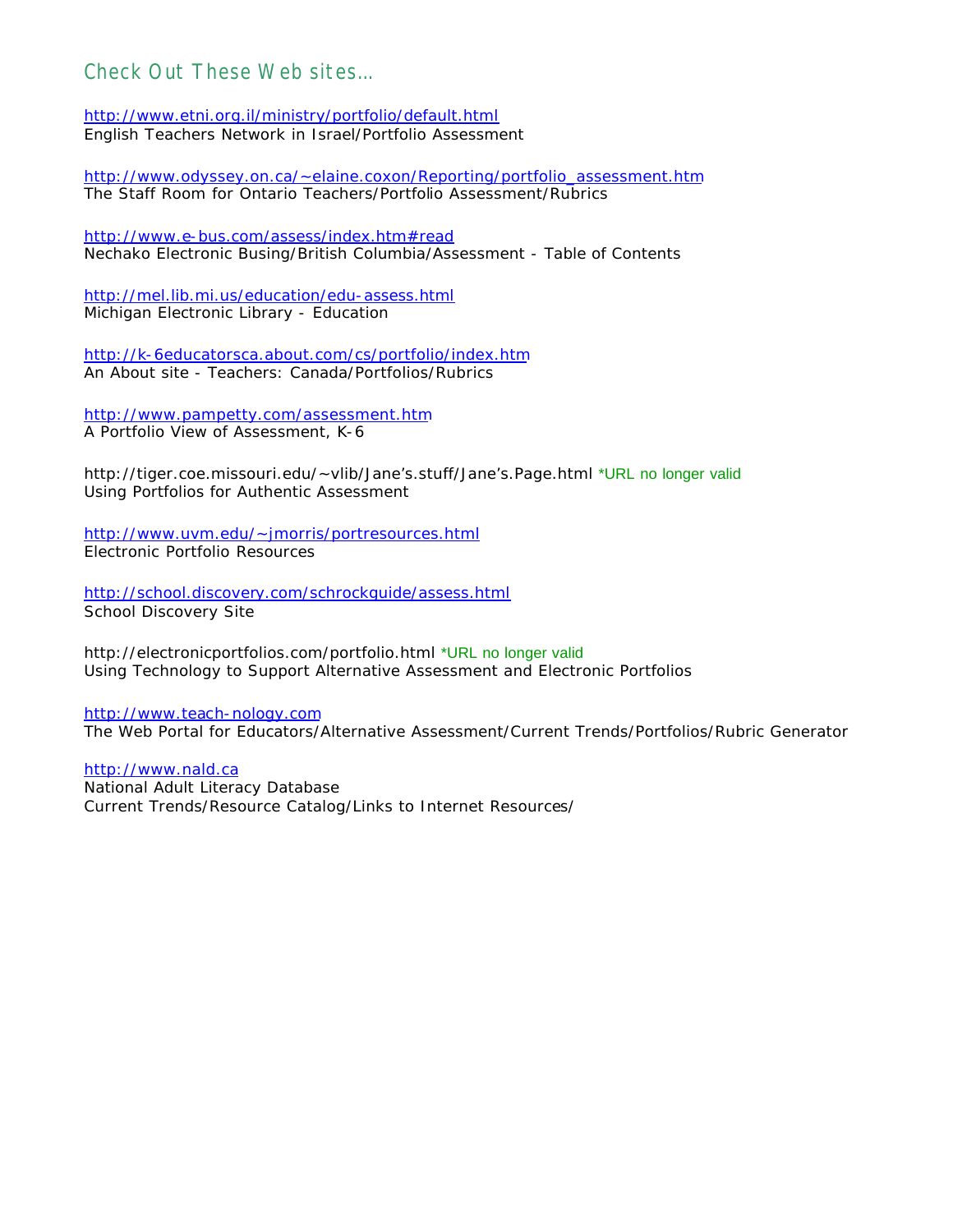## Check Out These Web sites…

http://www.etni.org.il/ministry/portfolio/default.html
English Teachers Network in Israel/Portfolio Assessment

http://www.odyssey.on.ca/~elaine.coxon/Reporting/portfolio_assessment.htm
The Staff Room for Ontario Teachers/Portfolio Assessment/Rubrics

http://www.e-bus.com/assess/index.htm#read
Nechako Electronic Busing/British Columbia/Assessment - Table of Contents

http://mel.lib.mi.us/education/edu-assess.html
Michigan Electronic Library - Education

http://k-6educatorsca.about.com/cs/portfolio/index.htm
An About site - Teachers: Canada/Portfolios/Rubrics

http://www.pampetty.com/assessment.htm
A Portfolio View of Assessment, K-6

http://tiger.coe.missouri.edu/~vlib/Jane's.stuff/Jane's.Page.html *URL no longer valid
Using Portfolios for Authentic Assessment

http://www.uvm.edu/~jmorris/portresources.html
Electronic Portfolio Resources

http://school.discovery.com/schrockguide/assess.html
School Discovery Site

http://electronicportfolios.com/portfolio.html *URL no longer valid
Using Technology to Support Alternative Assessment and Electronic Portfolios

http://www.teach-nology.com
The Web Portal for Educators/Alternative Assessment/Current Trends/Portfolios/Rubric Generator

http://www.nald.ca
National Adult Literacy Database
Current Trends/Resource Catalog/Links to Internet Resources/